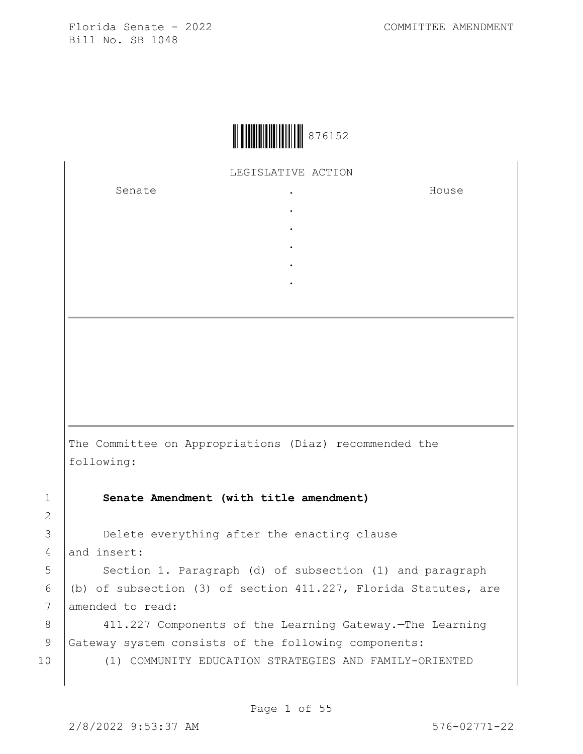Florida Senate - 2022 COMMITTEE AMENDMENT
Bill No. SB 1048

876152

LEGISLATIVE ACTION

| Senate | . | House |
|---|---|---|
| | . | |
| | . | |
| | . | |
| | . | |
| | . | |

The Committee on Appropriations (Diaz) recommended the following:

**Senate Amendment (with title amendment)**

Delete everything after the enacting clause and insert:

Section 1. Paragraph (d) of subsection (1) and paragraph (b) of subsection (3) of section 411.227, Florida Statutes, are amended to read:

411.227 Components of the Learning Gateway.—The Learning Gateway system consists of the following components:

(1) COMMUNITY EDUCATION STRATEGIES AND FAMILY-ORIENTED

2/8/2022 9:53:37 AM 576-02771-22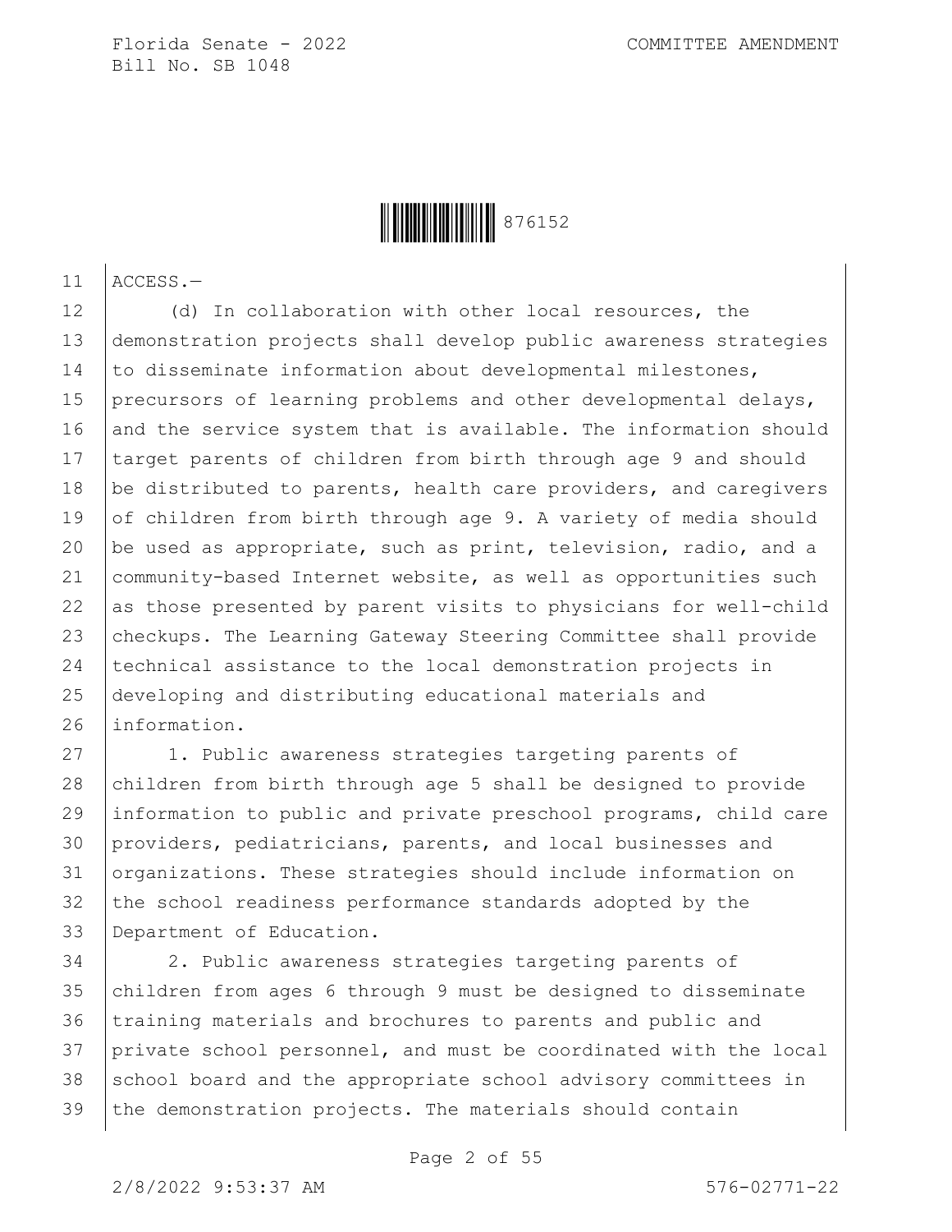ACCESS.—

(d) In collaboration with other local resources, the demonstration projects shall develop public awareness strategies to disseminate information about developmental milestones, precursors of learning problems and other developmental delays, and the service system that is available. The information should target parents of children from birth through age 9 and should be distributed to parents, health care providers, and caregivers of children from birth through age 9. A variety of media should be used as appropriate, such as print, television, radio, and a community-based Internet website, as well as opportunities such as those presented by parent visits to physicians for well-child checkups. The Learning Gateway Steering Committee shall provide technical assistance to the local demonstration projects in developing and distributing educational materials and information.

1. Public awareness strategies targeting parents of children from birth through age 5 shall be designed to provide information to public and private preschool programs, child care providers, pediatricians, parents, and local businesses and organizations. These strategies should include information on the school readiness performance standards adopted by the Department of Education.

2. Public awareness strategies targeting parents of children from ages 6 through 9 must be designed to disseminate training materials and brochures to parents and public and private school personnel, and must be coordinated with the local school board and the appropriate school advisory committees in the demonstration projects. The materials should contain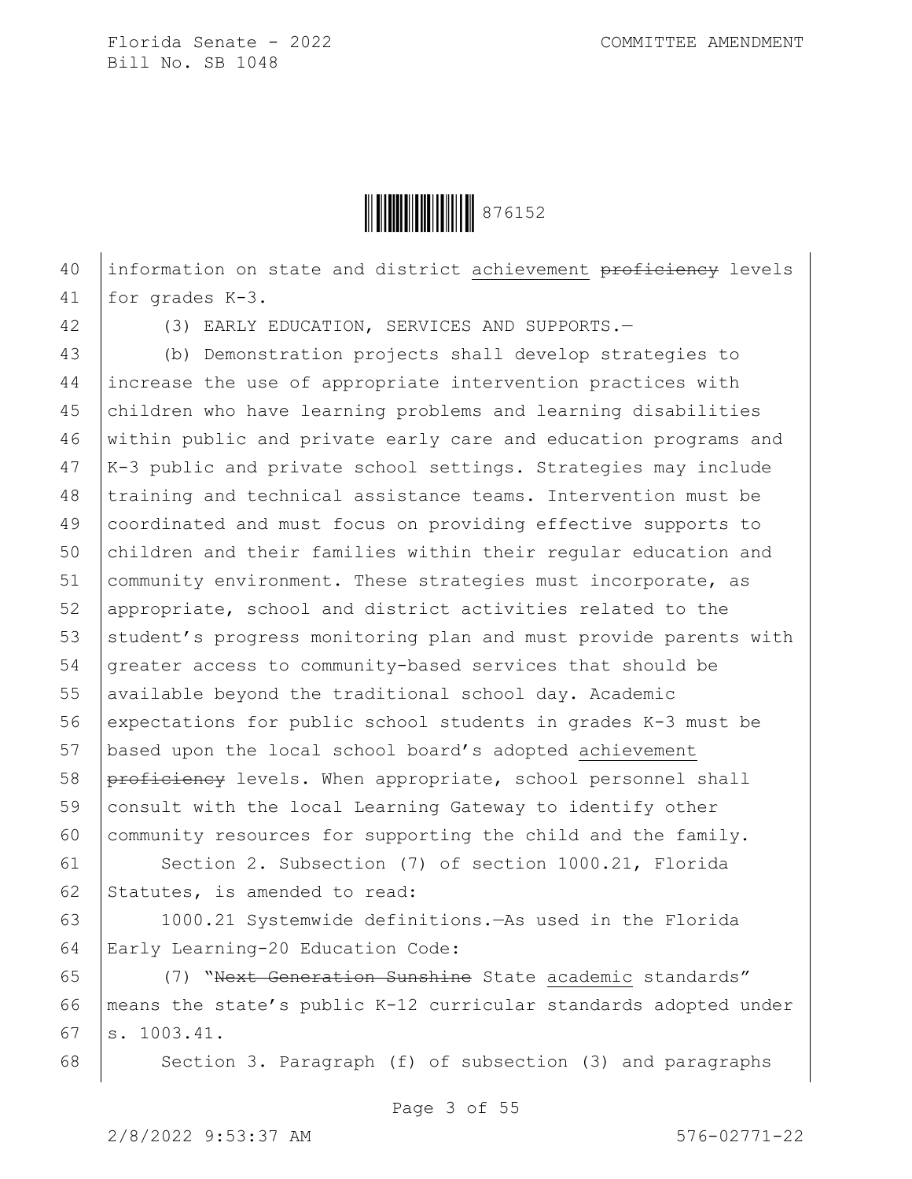information on state and district achievement ~~proficiency~~ levels for grades K-3.

(3) EARLY EDUCATION, SERVICES AND SUPPORTS.—

(b) Demonstration projects shall develop strategies to increase the use of appropriate intervention practices with children who have learning problems and learning disabilities within public and private early care and education programs and K-3 public and private school settings. Strategies may include training and technical assistance teams. Intervention must be coordinated and must focus on providing effective supports to children and their families within their regular education and community environment. These strategies must incorporate, as appropriate, school and district activities related to the student's progress monitoring plan and must provide parents with greater access to community-based services that should be available beyond the traditional school day. Academic expectations for public school students in grades K-3 must be based upon the local school board's adopted achievement ~~proficiency~~ levels. When appropriate, school personnel shall consult with the local Learning Gateway to identify other community resources for supporting the child and the family.

Section 2. Subsection (7) of section 1000.21, Florida Statutes, is amended to read:

1000.21 Systemwide definitions.—As used in the Florida Early Learning-20 Education Code:

(7) "~~Next Generation Sunshine~~ State academic standards" means the state's public K-12 curricular standards adopted under s. 1003.41.

Section 3. Paragraph (f) of subsection (3) and paragraphs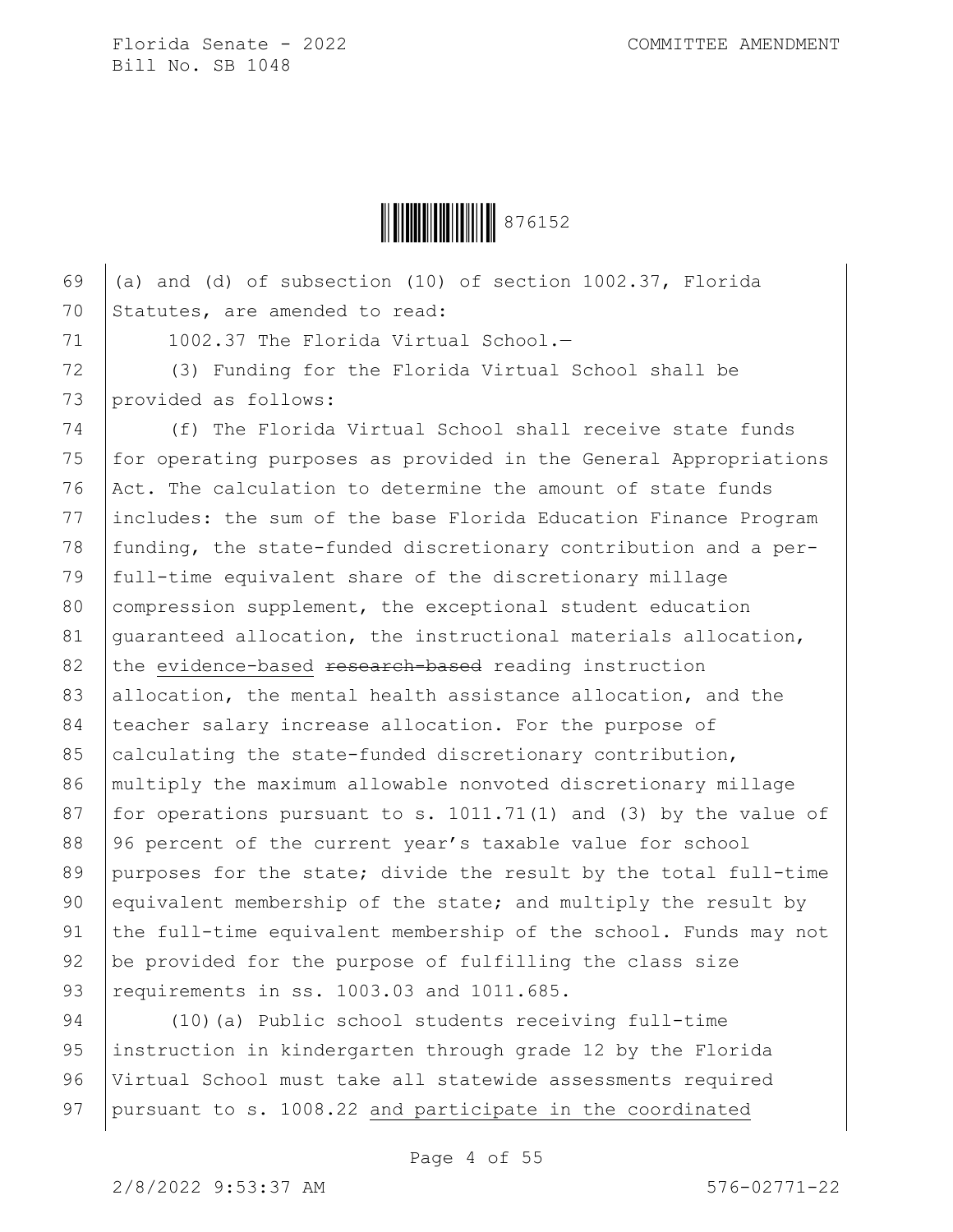(a) and (d) of subsection (10) of section 1002.37, Florida Statutes, are amended to read:

1002.37 The Florida Virtual School.—

(3) Funding for the Florida Virtual School shall be provided as follows:

(f) The Florida Virtual School shall receive state funds for operating purposes as provided in the General Appropriations Act. The calculation to determine the amount of state funds includes: the sum of the base Florida Education Finance Program funding, the state-funded discretionary contribution and a per-full-time equivalent share of the discretionary millage compression supplement, the exceptional student education guaranteed allocation, the instructional materials allocation, the <u>evidence-based</u> ~~research-based~~ reading instruction allocation, the mental health assistance allocation, and the teacher salary increase allocation. For the purpose of calculating the state-funded discretionary contribution, multiply the maximum allowable nonvoted discretionary millage for operations pursuant to s. 1011.71(1) and (3) by the value of 96 percent of the current year's taxable value for school purposes for the state; divide the result by the total full-time equivalent membership of the state; and multiply the result by the full-time equivalent membership of the school. Funds may not be provided for the purpose of fulfilling the class size requirements in ss. 1003.03 and 1011.685.

(10)(a) Public school students receiving full-time instruction in kindergarten through grade 12 by the Florida Virtual School must take all statewide assessments required pursuant to s. 1008.22 <u>and participate in the coordinated</u>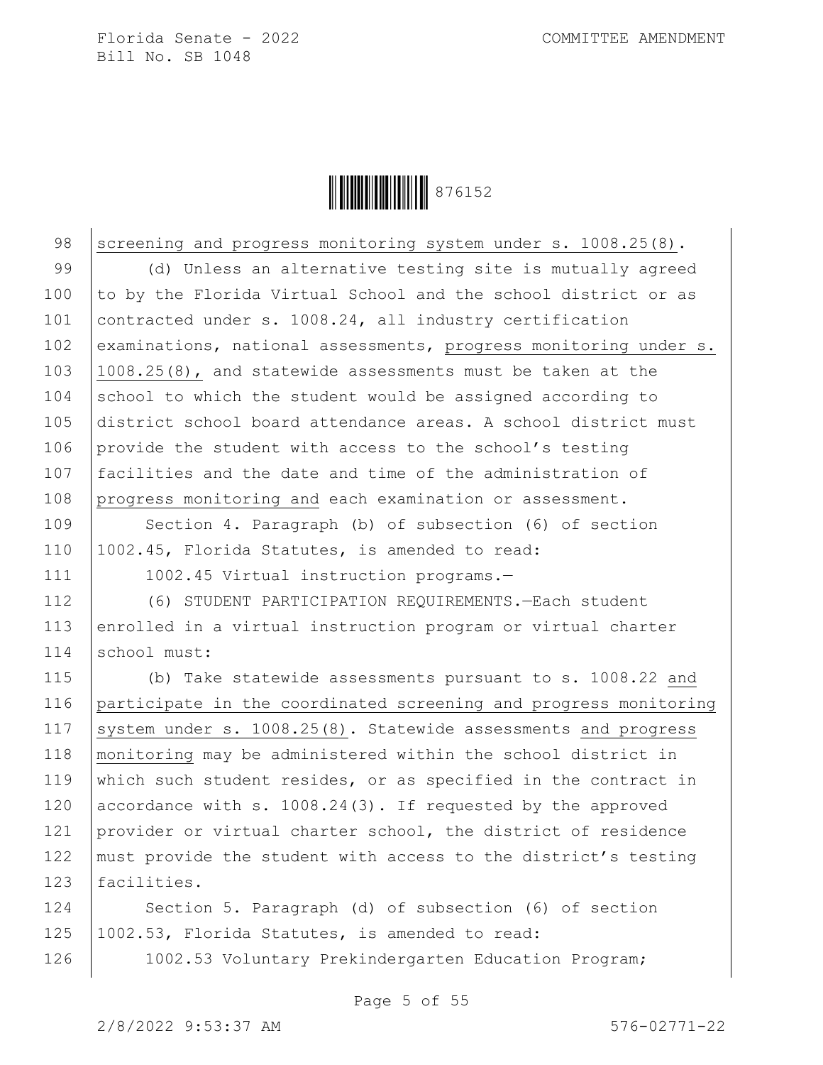screening and progress monitoring system under s. 1008.25(8).

(d) Unless an alternative testing site is mutually agreed to by the Florida Virtual School and the school district or as contracted under s. 1008.24, all industry certification examinations, national assessments, progress monitoring under s. 1008.25(8), and statewide assessments must be taken at the school to which the student would be assigned according to district school board attendance areas. A school district must provide the student with access to the school's testing facilities and the date and time of the administration of progress monitoring and each examination or assessment.

Section 4. Paragraph (b) of subsection (6) of section 1002.45, Florida Statutes, is amended to read:

1002.45 Virtual instruction programs.—

(6) STUDENT PARTICIPATION REQUIREMENTS.—Each student enrolled in a virtual instruction program or virtual charter school must:

(b) Take statewide assessments pursuant to s. 1008.22 and participate in the coordinated screening and progress monitoring system under s. 1008.25(8). Statewide assessments and progress monitoring may be administered within the school district in which such student resides, or as specified in the contract in accordance with s. 1008.24(3). If requested by the approved provider or virtual charter school, the district of residence must provide the student with access to the district's testing facilities.

Section 5. Paragraph (d) of subsection (6) of section 1002.53, Florida Statutes, is amended to read:

1002.53 Voluntary Prekindergarten Education Program;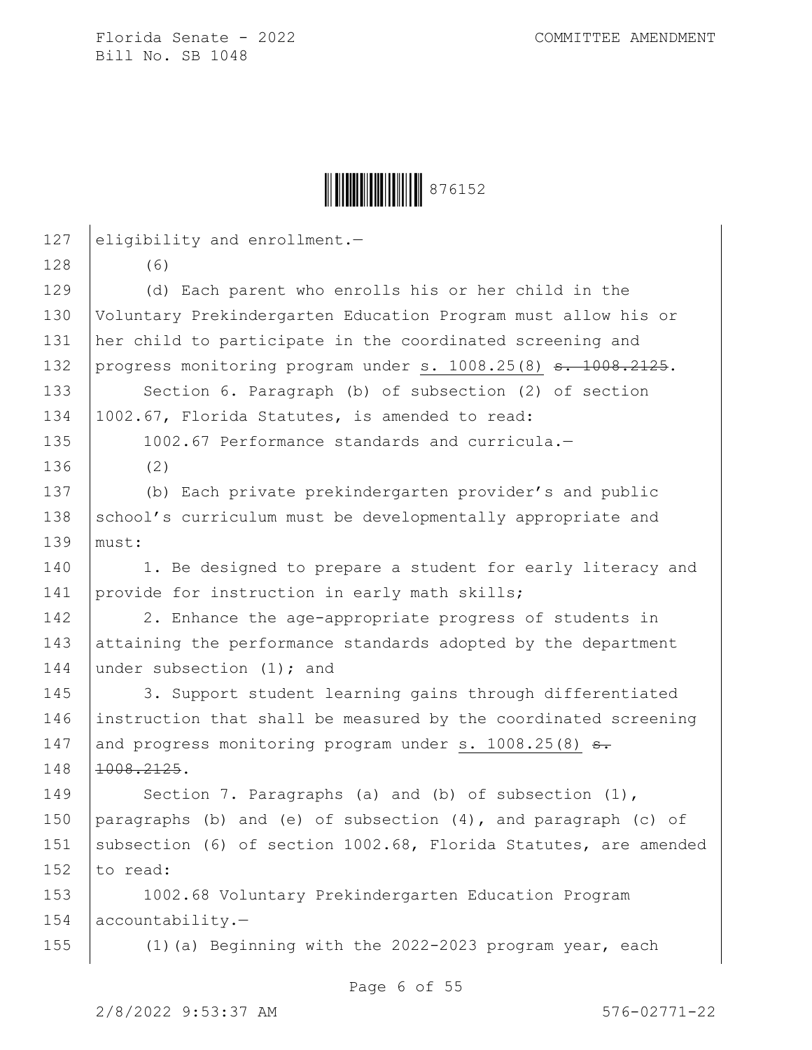eligibility and enrollment.—

(6)

(d) Each parent who enrolls his or her child in the Voluntary Prekindergarten Education Program must allow his or her child to participate in the coordinated screening and progress monitoring program under s. 1008.25(8) ~~s. 1008.2125~~.

Section 6. Paragraph (b) of subsection (2) of section 1002.67, Florida Statutes, is amended to read:

1002.67 Performance standards and curricula.—

(2)

(b) Each private prekindergarten provider's and public school's curriculum must be developmentally appropriate and must:

1. Be designed to prepare a student for early literacy and provide for instruction in early math skills;

2. Enhance the age-appropriate progress of students in attaining the performance standards adopted by the department under subsection (1); and

3. Support student learning gains through differentiated instruction that shall be measured by the coordinated screening and progress monitoring program under s. 1008.25(8) ~~s. 1008.2125~~.

Section 7. Paragraphs (a) and (b) of subsection (1), paragraphs (b) and (e) of subsection (4), and paragraph (c) of subsection (6) of section 1002.68, Florida Statutes, are amended to read:

1002.68 Voluntary Prekindergarten Education Program accountability.—

(1)(a) Beginning with the 2022-2023 program year, each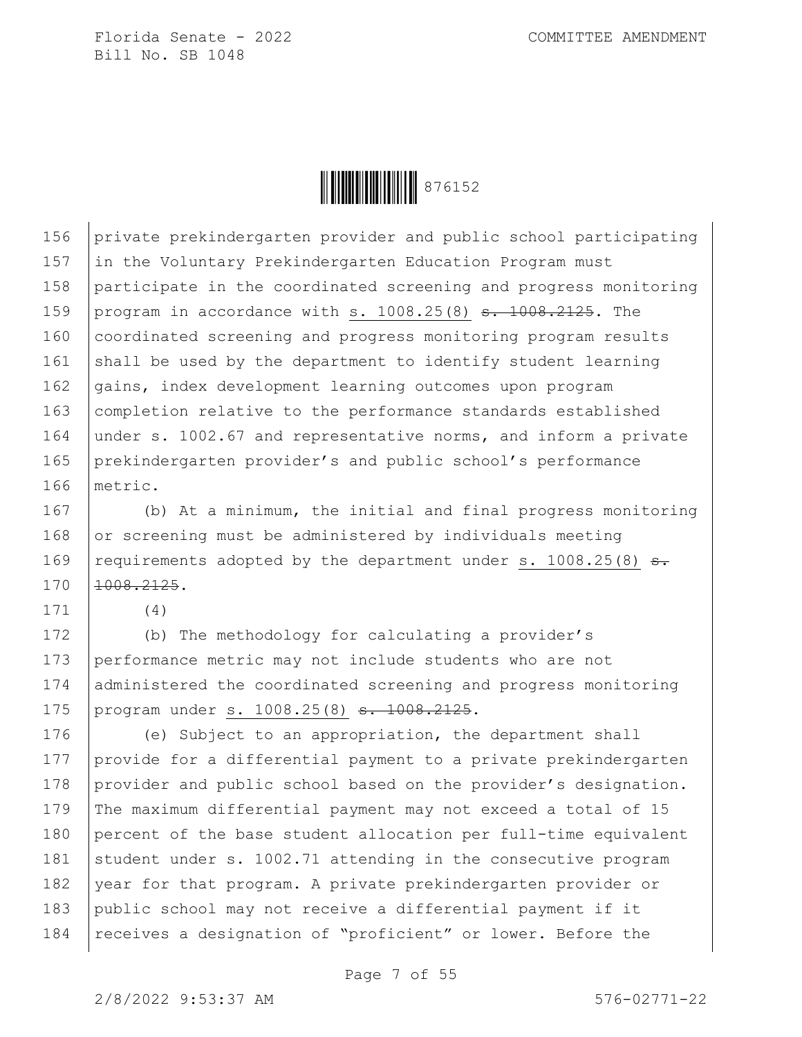private prekindergarten provider and public school participating in the Voluntary Prekindergarten Education Program must participate in the coordinated screening and progress monitoring program in accordance with <u>s. 1008.25(8)</u> ~~s. 1008.2125~~. The coordinated screening and progress monitoring program results shall be used by the department to identify student learning gains, index development learning outcomes upon program completion relative to the performance standards established under s. 1002.67 and representative norms, and inform a private prekindergarten provider's and public school's performance metric.

(b) At a minimum, the initial and final progress monitoring or screening must be administered by individuals meeting requirements adopted by the department under <u>s. 1008.25(8)</u> ~~s. 1008.2125~~.

(4)

(b) The methodology for calculating a provider's performance metric may not include students who are not administered the coordinated screening and progress monitoring program under <u>s. 1008.25(8)</u> ~~s. 1008.2125~~.

(e) Subject to an appropriation, the department shall provide for a differential payment to a private prekindergarten provider and public school based on the provider's designation. The maximum differential payment may not exceed a total of 15 percent of the base student allocation per full-time equivalent student under s. 1002.71 attending in the consecutive program year for that program. A private prekindergarten provider or public school may not receive a differential payment if it receives a designation of "proficient" or lower. Before the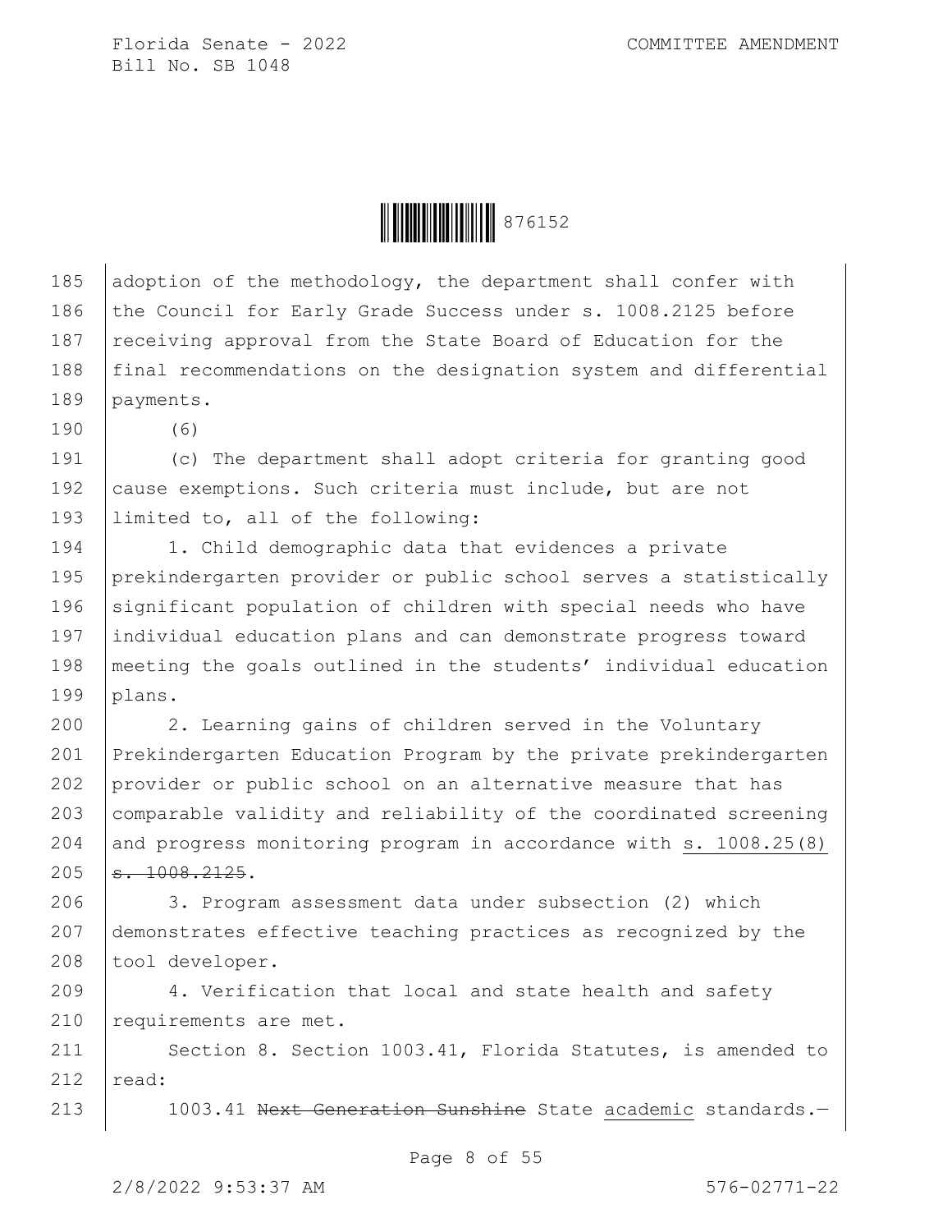adoption of the methodology, the department shall confer with the Council for Early Grade Success under s. 1008.2125 before receiving approval from the State Board of Education for the final recommendations on the designation system and differential payments.

(6)

(c) The department shall adopt criteria for granting good cause exemptions. Such criteria must include, but are not limited to, all of the following:

1. Child demographic data that evidences a private prekindergarten provider or public school serves a statistically significant population of children with special needs who have individual education plans and can demonstrate progress toward meeting the goals outlined in the students' individual education plans.

2. Learning gains of children served in the Voluntary Prekindergarten Education Program by the private prekindergarten provider or public school on an alternative measure that has comparable validity and reliability of the coordinated screening and progress monitoring program in accordance with <u>s. 1008.25(8)</u> ~~s. 1008.2125~~.

3. Program assessment data under subsection (2) which demonstrates effective teaching practices as recognized by the tool developer.

4. Verification that local and state health and safety requirements are met.

Section 8. Section 1003.41, Florida Statutes, is amended to read:

1003.41 ~~Next Generation Sunshine~~ State <u>academic</u> standards.—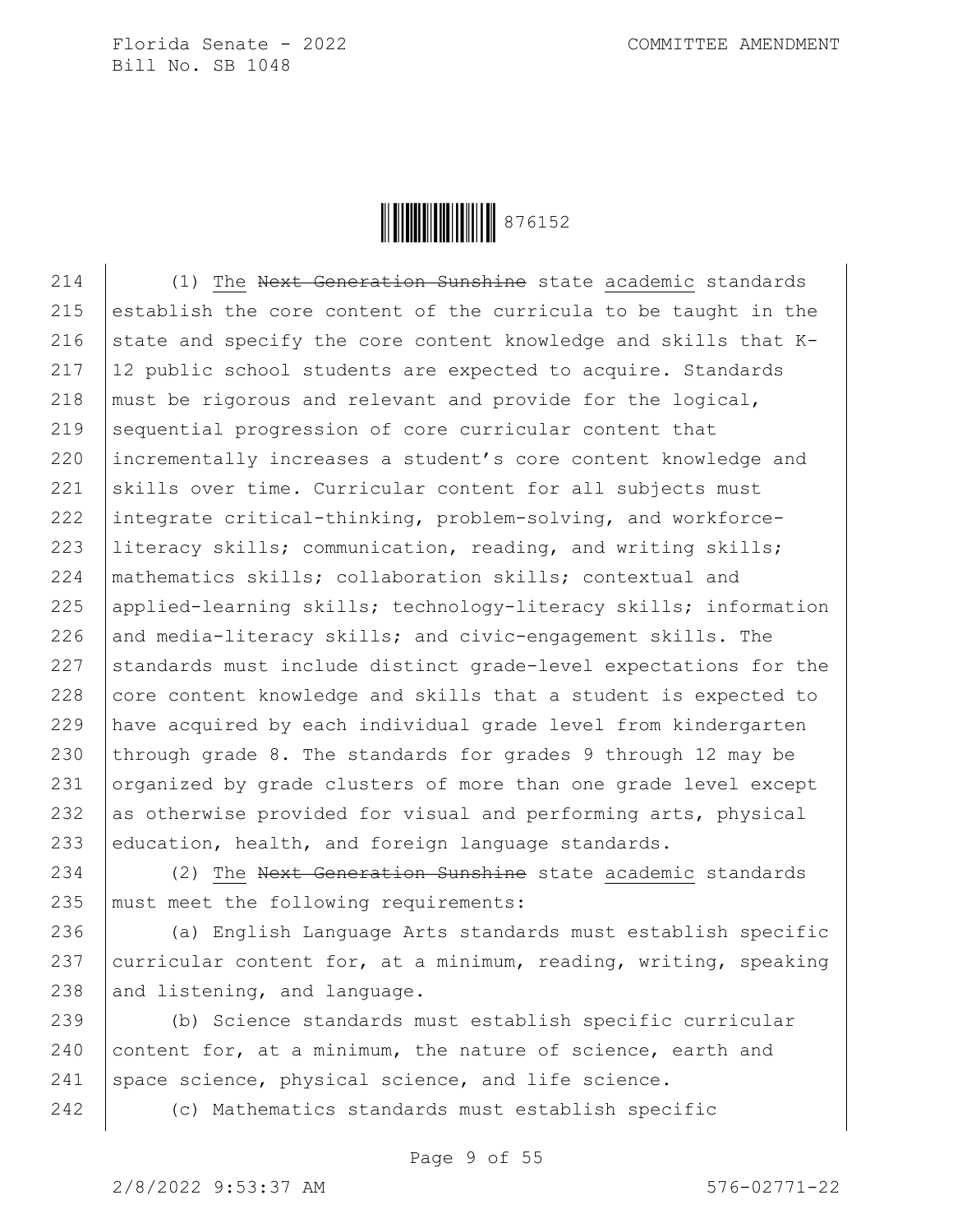(1) The ~~Next Generation Sunshine~~ state academic standards establish the core content of the curricula to be taught in the state and specify the core content knowledge and skills that K-12 public school students are expected to acquire. Standards must be rigorous and relevant and provide for the logical, sequential progression of core curricular content that incrementally increases a student's core content knowledge and skills over time. Curricular content for all subjects must integrate critical-thinking, problem-solving, and workforce-literacy skills; communication, reading, and writing skills; mathematics skills; collaboration skills; contextual and applied-learning skills; technology-literacy skills; information and media-literacy skills; and civic-engagement skills. The standards must include distinct grade-level expectations for the core content knowledge and skills that a student is expected to have acquired by each individual grade level from kindergarten through grade 8. The standards for grades 9 through 12 may be organized by grade clusters of more than one grade level except as otherwise provided for visual and performing arts, physical education, health, and foreign language standards.

(2) The ~~Next Generation Sunshine~~ state academic standards must meet the following requirements:

(a) English Language Arts standards must establish specific curricular content for, at a minimum, reading, writing, speaking and listening, and language.

(b) Science standards must establish specific curricular content for, at a minimum, the nature of science, earth and space science, physical science, and life science.

(c) Mathematics standards must establish specific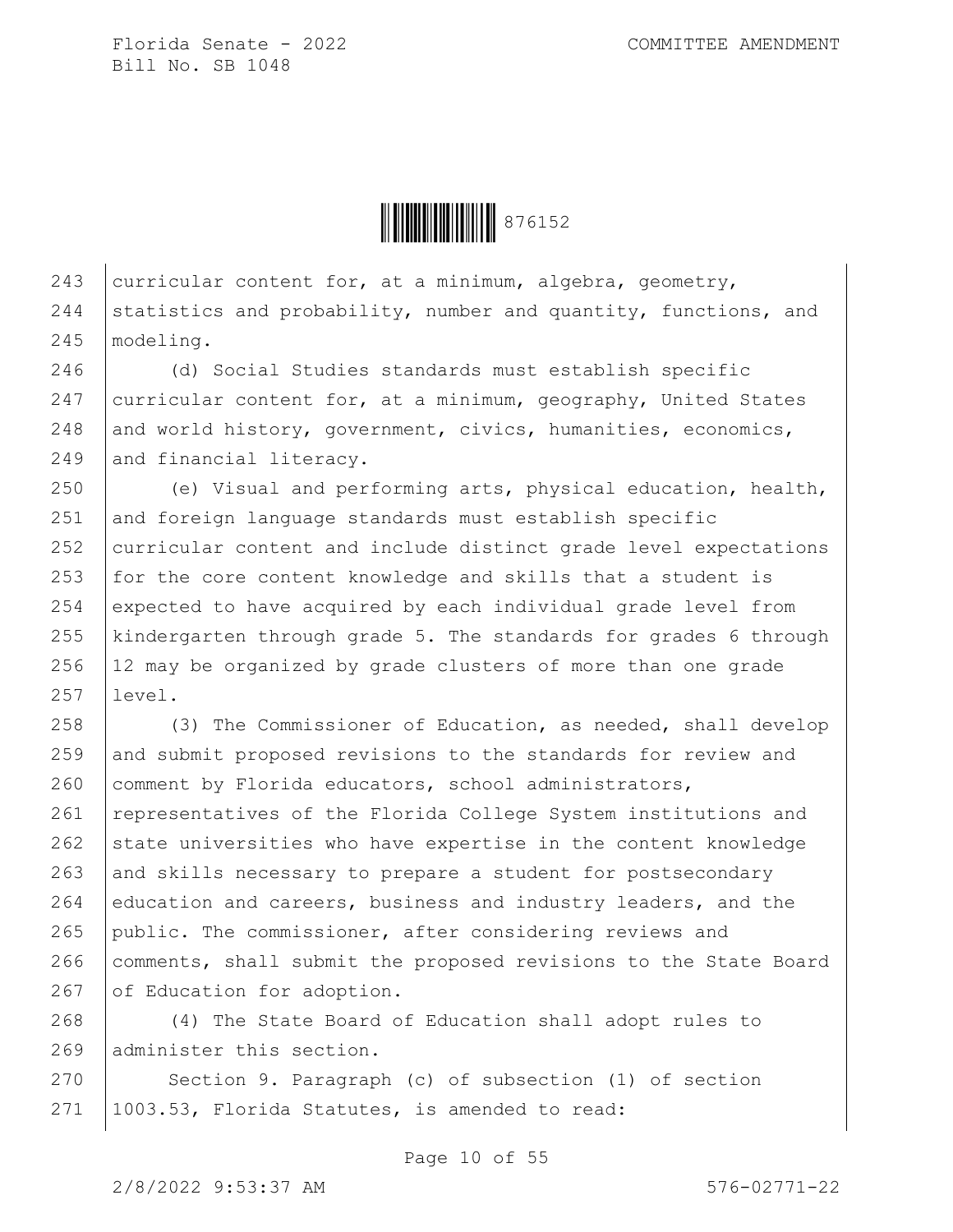curricular content for, at a minimum, algebra, geometry, statistics and probability, number and quantity, functions, and modeling.

(d) Social Studies standards must establish specific curricular content for, at a minimum, geography, United States and world history, government, civics, humanities, economics, and financial literacy.

(e) Visual and performing arts, physical education, health, and foreign language standards must establish specific curricular content and include distinct grade level expectations for the core content knowledge and skills that a student is expected to have acquired by each individual grade level from kindergarten through grade 5. The standards for grades 6 through 12 may be organized by grade clusters of more than one grade level.

(3) The Commissioner of Education, as needed, shall develop and submit proposed revisions to the standards for review and comment by Florida educators, school administrators, representatives of the Florida College System institutions and state universities who have expertise in the content knowledge and skills necessary to prepare a student for postsecondary education and careers, business and industry leaders, and the public. The commissioner, after considering reviews and comments, shall submit the proposed revisions to the State Board of Education for adoption.

(4) The State Board of Education shall adopt rules to administer this section.

Section 9. Paragraph (c) of subsection (1) of section 1003.53, Florida Statutes, is amended to read: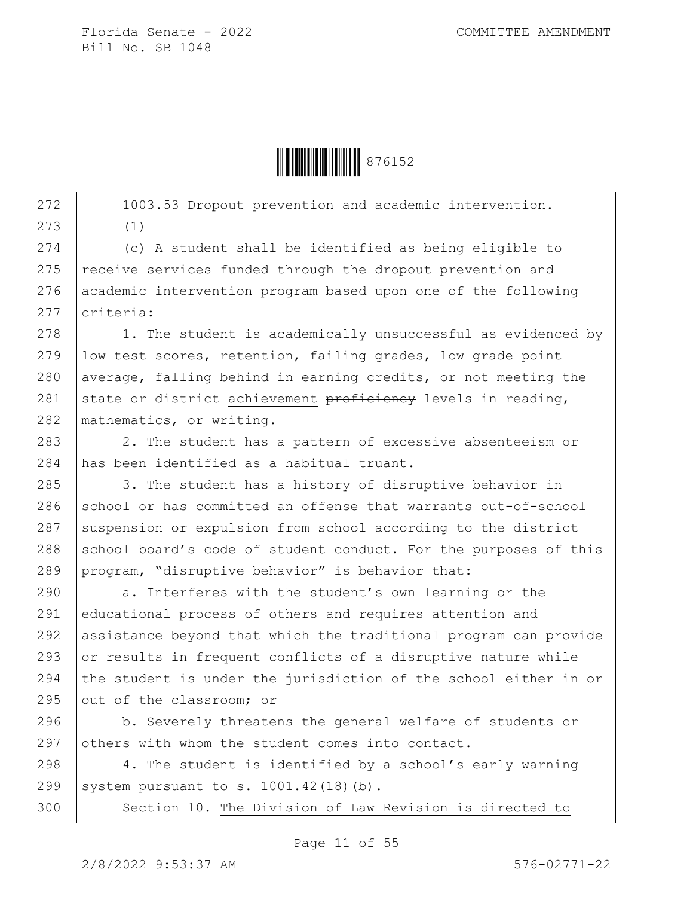1003.53 Dropout prevention and academic intervention.—

(1)

(c) A student shall be identified as being eligible to receive services funded through the dropout prevention and academic intervention program based upon one of the following criteria:

1. The student is academically unsuccessful as evidenced by low test scores, retention, failing grades, low grade point average, falling behind in earning credits, or not meeting the state or district achievement ~~proficiency~~ levels in reading, mathematics, or writing.

2. The student has a pattern of excessive absenteeism or has been identified as a habitual truant.

3. The student has a history of disruptive behavior in school or has committed an offense that warrants out-of-school suspension or expulsion from school according to the district school board's code of student conduct. For the purposes of this program, "disruptive behavior" is behavior that:

a. Interferes with the student's own learning or the educational process of others and requires attention and assistance beyond that which the traditional program can provide or results in frequent conflicts of a disruptive nature while the student is under the jurisdiction of the school either in or out of the classroom; or

b. Severely threatens the general welfare of students or others with whom the student comes into contact.

4. The student is identified by a school's early warning system pursuant to s. 1001.42(18)(b).

Section 10. The Division of Law Revision is directed to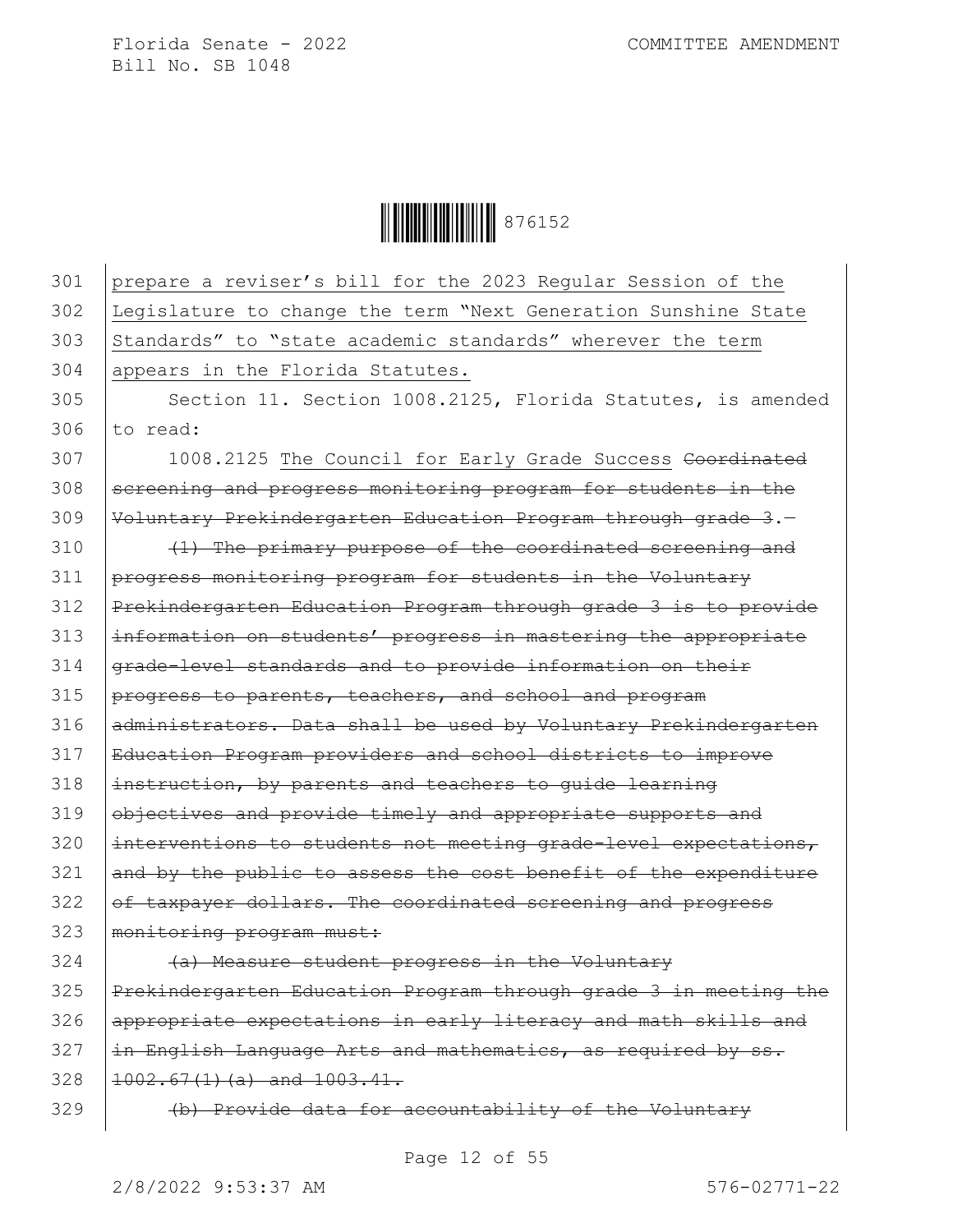prepare a reviser's bill for the 2023 Regular Session of the Legislature to change the term "Next Generation Sunshine State Standards" to "state academic standards" wherever the term appears in the Florida Statutes.

Section 11. Section 1008.2125, Florida Statutes, is amended to read:

1008.2125 The Council for Early Grade Success ~~Coordinated screening and progress monitoring program for students in the Voluntary Prekindergarten Education Program through grade 3.—~~

~~(1) The primary purpose of the coordinated screening and progress monitoring program for students in the Voluntary Prekindergarten Education Program through grade 3 is to provide information on students' progress in mastering the appropriate grade-level standards and to provide information on their progress to parents, teachers, and school and program administrators. Data shall be used by Voluntary Prekindergarten Education Program providers and school districts to improve instruction, by parents and teachers to guide learning objectives and provide timely and appropriate supports and interventions to students not meeting grade-level expectations, and by the public to assess the cost benefit of the expenditure of taxpayer dollars. The coordinated screening and progress monitoring program must:~~

~~(a) Measure student progress in the Voluntary Prekindergarten Education Program through grade 3 in meeting the appropriate expectations in early literacy and math skills and in English Language Arts and mathematics, as required by ss. 1002.67(1)(a) and 1003.41.~~

~~(b) Provide data for accountability of the Voluntary~~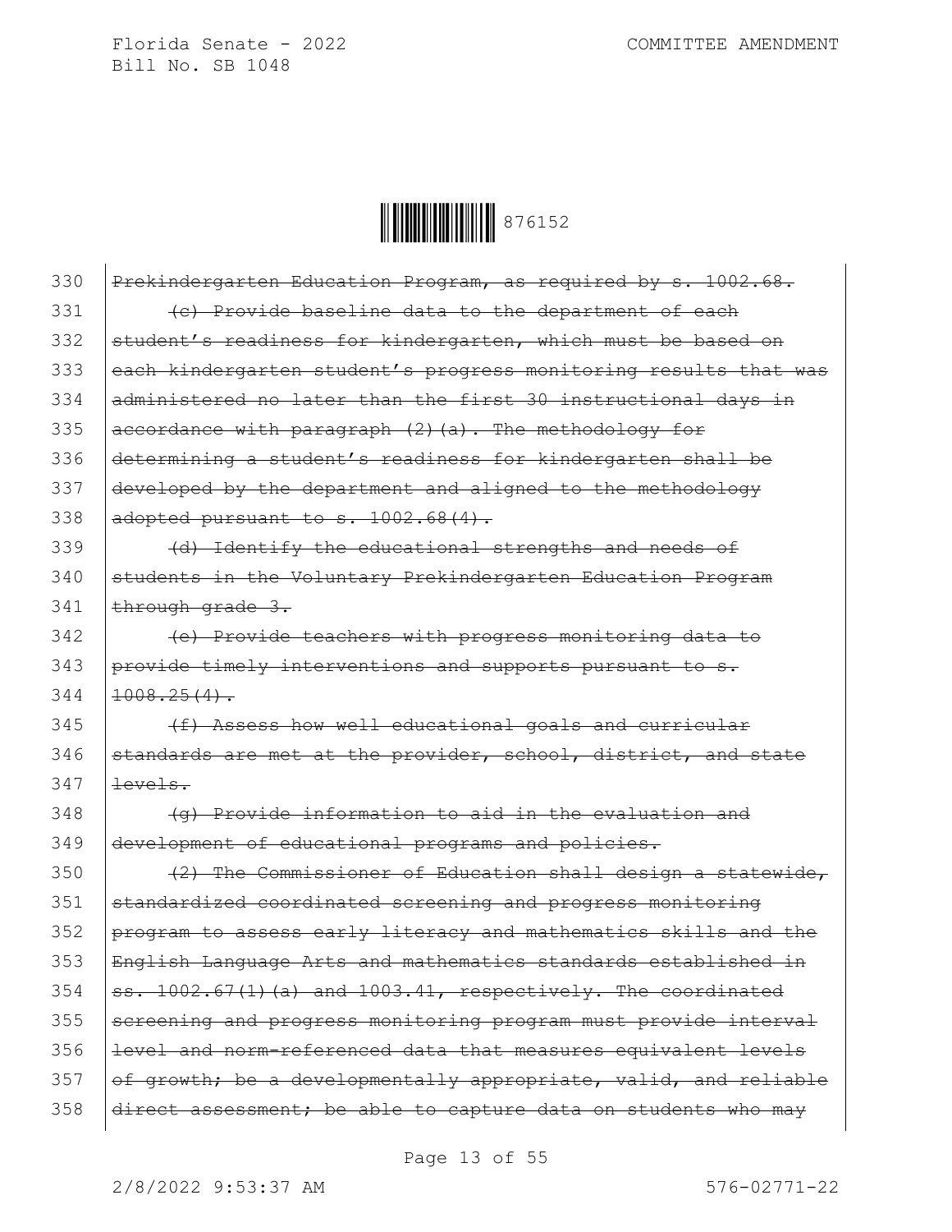330 ~~Prekindergarten Education Program, as required by s. 1002.68.~~

331 ~~(c) Provide baseline data to the department of each~~
332 ~~student's readiness for kindergarten, which must be based on~~
333 ~~each kindergarten student's progress monitoring results that was~~
334 ~~administered no later than the first 30 instructional days in~~
335 ~~accordance with paragraph (2)(a). The methodology for~~
336 ~~determining a student's readiness for kindergarten shall be~~
337 ~~developed by the department and aligned to the methodology~~
338 ~~adopted pursuant to s. 1002.68(4).~~

339 ~~(d) Identify the educational strengths and needs of~~
340 ~~students in the Voluntary Prekindergarten Education Program~~
341 ~~through grade 3.~~

342 ~~(e) Provide teachers with progress monitoring data to~~
343 ~~provide timely interventions and supports pursuant to s.~~
344 ~~1008.25(4).~~

345 ~~(f) Assess how well educational goals and curricular~~
346 ~~standards are met at the provider, school, district, and state~~
347 ~~levels.~~

348 ~~(g) Provide information to aid in the evaluation and~~
349 ~~development of educational programs and policies.~~

350 ~~(2) The Commissioner of Education shall design a statewide,~~
351 ~~standardized coordinated screening and progress monitoring~~
352 ~~program to assess early literacy and mathematics skills and the~~
353 ~~English Language Arts and mathematics standards established in~~
354 ~~ss. 1002.67(1)(a) and 1003.41, respectively. The coordinated~~
355 ~~screening and progress monitoring program must provide interval~~
356 ~~level and norm-referenced data that measures equivalent levels~~
357 ~~of growth; be a developmentally appropriate, valid, and reliable~~
358 ~~direct assessment; be able to capture data on students who may~~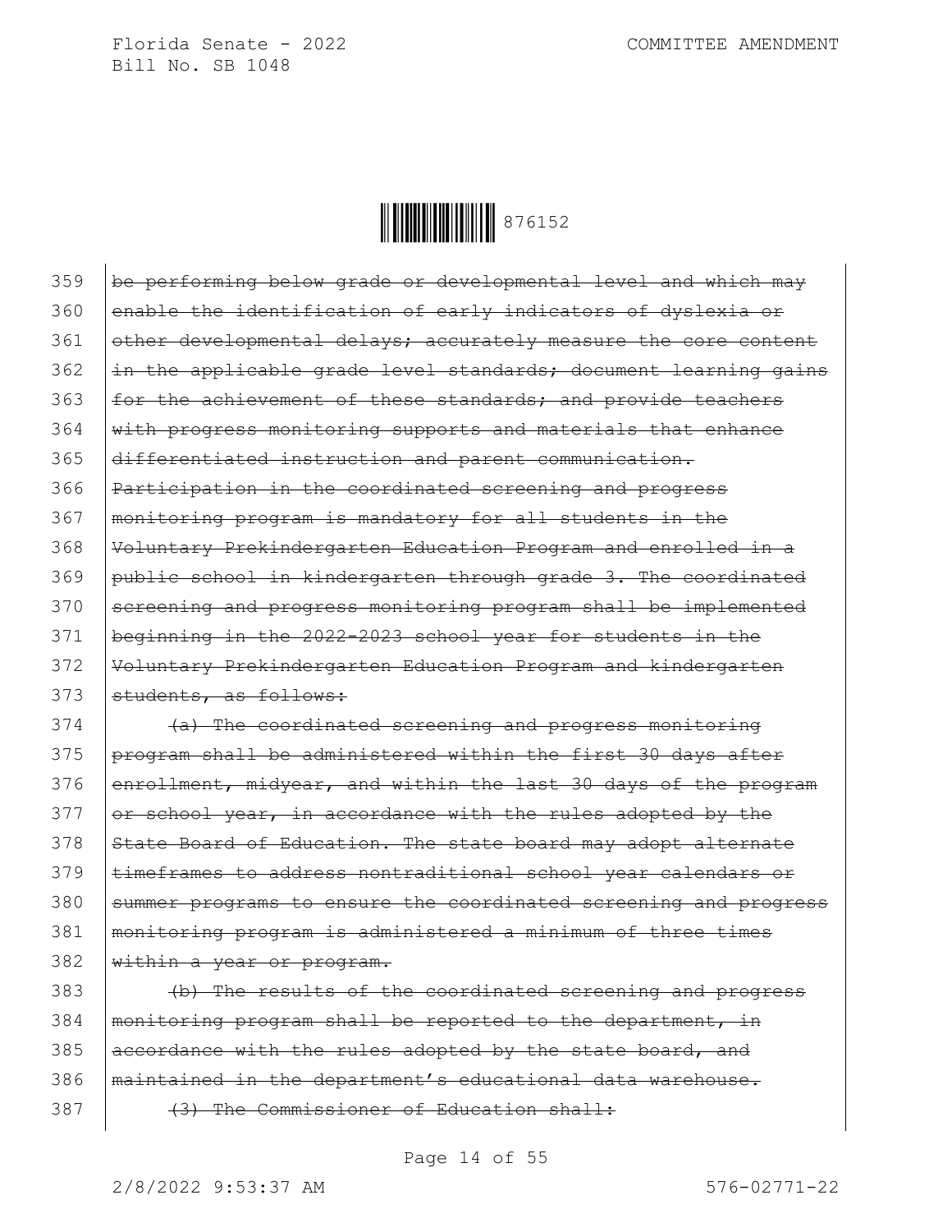359 be performing below grade or developmental level and which may
360 enable the identification of early indicators of dyslexia or
361 other developmental delays; accurately measure the core content
362 in the applicable grade level standards; document learning gains
363 for the achievement of these standards; and provide teachers
364 with progress monitoring supports and materials that enhance
365 differentiated instruction and parent communication.
366 Participation in the coordinated screening and progress
367 monitoring program is mandatory for all students in the
368 Voluntary Prekindergarten Education Program and enrolled in a
369 public school in kindergarten through grade 3. The coordinated
370 screening and progress monitoring program shall be implemented
371 beginning in the 2022-2023 school year for students in the
372 Voluntary Prekindergarten Education Program and kindergarten
373 students, as follows:

374 (a) The coordinated screening and progress monitoring
375 program shall be administered within the first 30 days after
376 enrollment, midyear, and within the last 30 days of the program
377 or school year, in accordance with the rules adopted by the
378 State Board of Education. The state board may adopt alternate
379 timeframes to address nontraditional school year calendars or
380 summer programs to ensure the coordinated screening and progress
381 monitoring program is administered a minimum of three times
382 within a year or program.

383 (b) The results of the coordinated screening and progress
384 monitoring program shall be reported to the department, in
385 accordance with the rules adopted by the state board, and
386 maintained in the department's educational data warehouse.

387 (3) The Commissioner of Education shall: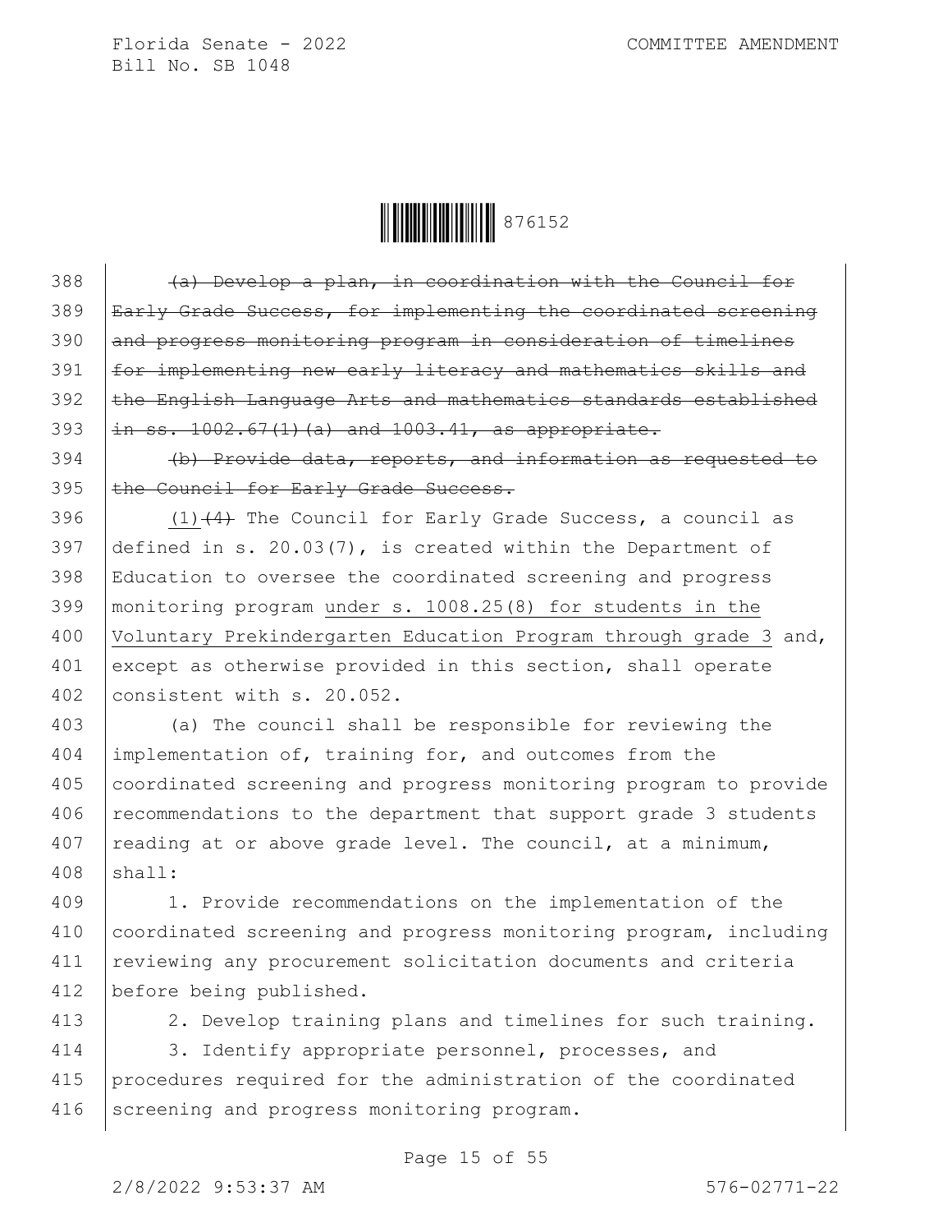~~(a) Develop a plan, in coordination with the Council for Early Grade Success, for implementing the coordinated screening and progress monitoring program in consideration of timelines for implementing new early literacy and mathematics skills and the English Language Arts and mathematics standards established in ss. 1002.67(1)(a) and 1003.41, as appropriate.~~

~~(b) Provide data, reports, and information as requested to the Council for Early Grade Success.~~

(1)~~(4)~~ The Council for Early Grade Success, a council as defined in s. 20.03(7), is created within the Department of Education to oversee the coordinated screening and progress monitoring program <u>under s. 1008.25(8) for students in the Voluntary Prekindergarten Education Program through grade 3</u> and, except as otherwise provided in this section, shall operate consistent with s. 20.052.

(a) The council shall be responsible for reviewing the implementation of, training for, and outcomes from the coordinated screening and progress monitoring program to provide recommendations to the department that support grade 3 students reading at or above grade level. The council, at a minimum, shall:

1. Provide recommendations on the implementation of the coordinated screening and progress monitoring program, including reviewing any procurement solicitation documents and criteria before being published.

2. Develop training plans and timelines for such training.

3. Identify appropriate personnel, processes, and procedures required for the administration of the coordinated screening and progress monitoring program.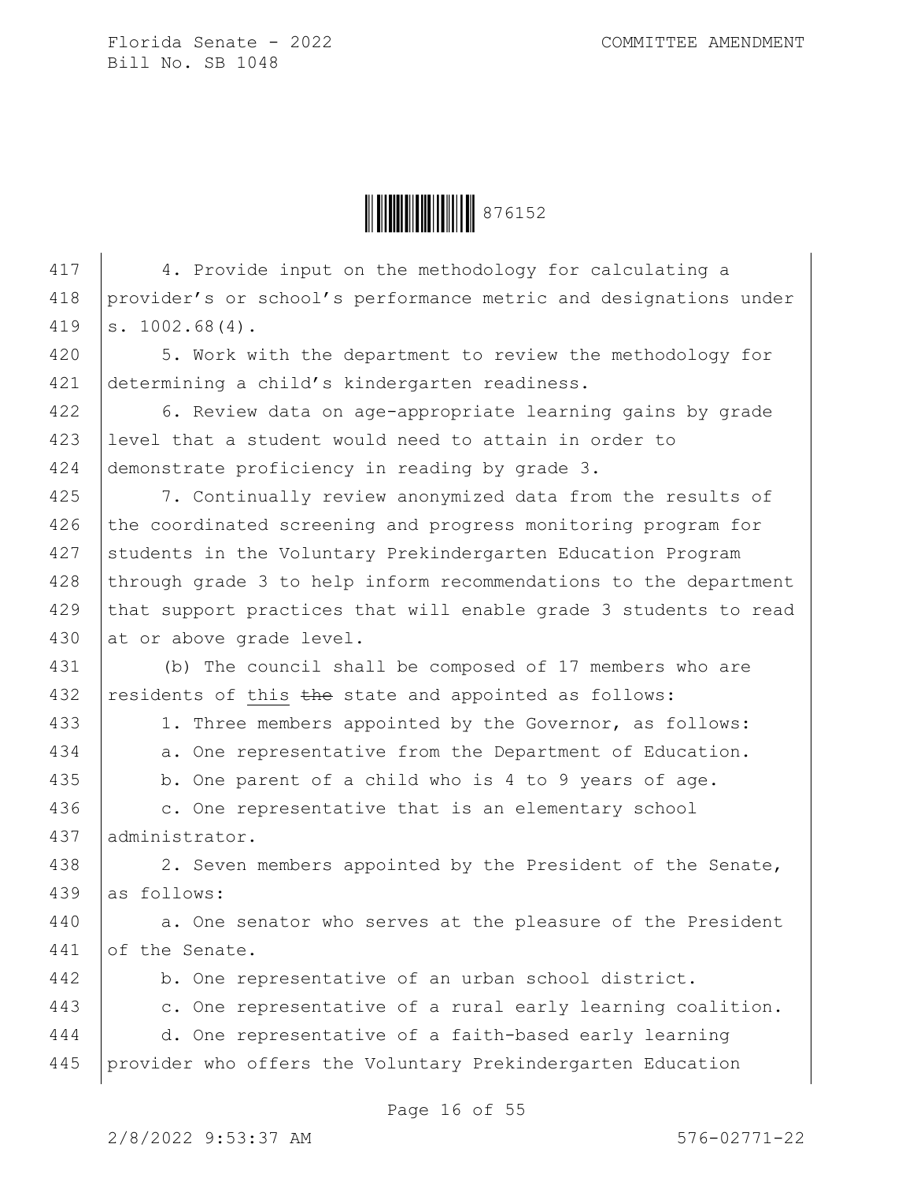4. Provide input on the methodology for calculating a provider's or school's performance metric and designations under s. 1002.68(4).

5. Work with the department to review the methodology for determining a child's kindergarten readiness.

6. Review data on age-appropriate learning gains by grade level that a student would need to attain in order to demonstrate proficiency in reading by grade 3.

7. Continually review anonymized data from the results of the coordinated screening and progress monitoring program for students in the Voluntary Prekindergarten Education Program through grade 3 to help inform recommendations to the department that support practices that will enable grade 3 students to read at or above grade level.

(b) The council shall be composed of 17 members who are residents of this ~~the~~ state and appointed as follows:

1. Three members appointed by the Governor, as follows:

a. One representative from the Department of Education.

b. One parent of a child who is 4 to 9 years of age.

c. One representative that is an elementary school administrator.

2. Seven members appointed by the President of the Senate, as follows:

a. One senator who serves at the pleasure of the President of the Senate.

b. One representative of an urban school district.

c. One representative of a rural early learning coalition.

d. One representative of a faith-based early learning provider who offers the Voluntary Prekindergarten Education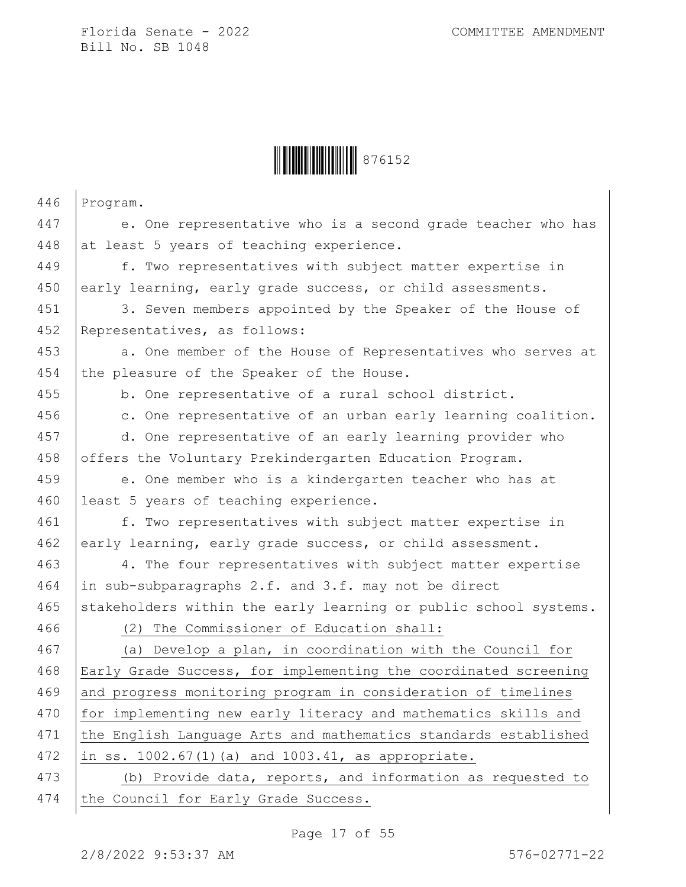Program.

e. One representative who is a second grade teacher who has at least 5 years of teaching experience.

f. Two representatives with subject matter expertise in early learning, early grade success, or child assessments.

3. Seven members appointed by the Speaker of the House of Representatives, as follows:

a. One member of the House of Representatives who serves at the pleasure of the Speaker of the House.

b. One representative of a rural school district.

c. One representative of an urban early learning coalition.

d. One representative of an early learning provider who offers the Voluntary Prekindergarten Education Program.

e. One member who is a kindergarten teacher who has at least 5 years of teaching experience.

f. Two representatives with subject matter expertise in early learning, early grade success, or child assessment.

4. The four representatives with subject matter expertise in sub-subparagraphs 2.f. and 3.f. may not be direct stakeholders within the early learning or public school systems.

(2) The Commissioner of Education shall:

(a) Develop a plan, in coordination with the Council for Early Grade Success, for implementing the coordinated screening and progress monitoring program in consideration of timelines for implementing new early literacy and mathematics skills and the English Language Arts and mathematics standards established in ss. 1002.67(1)(a) and 1003.41, as appropriate.

(b) Provide data, reports, and information as requested to the Council for Early Grade Success.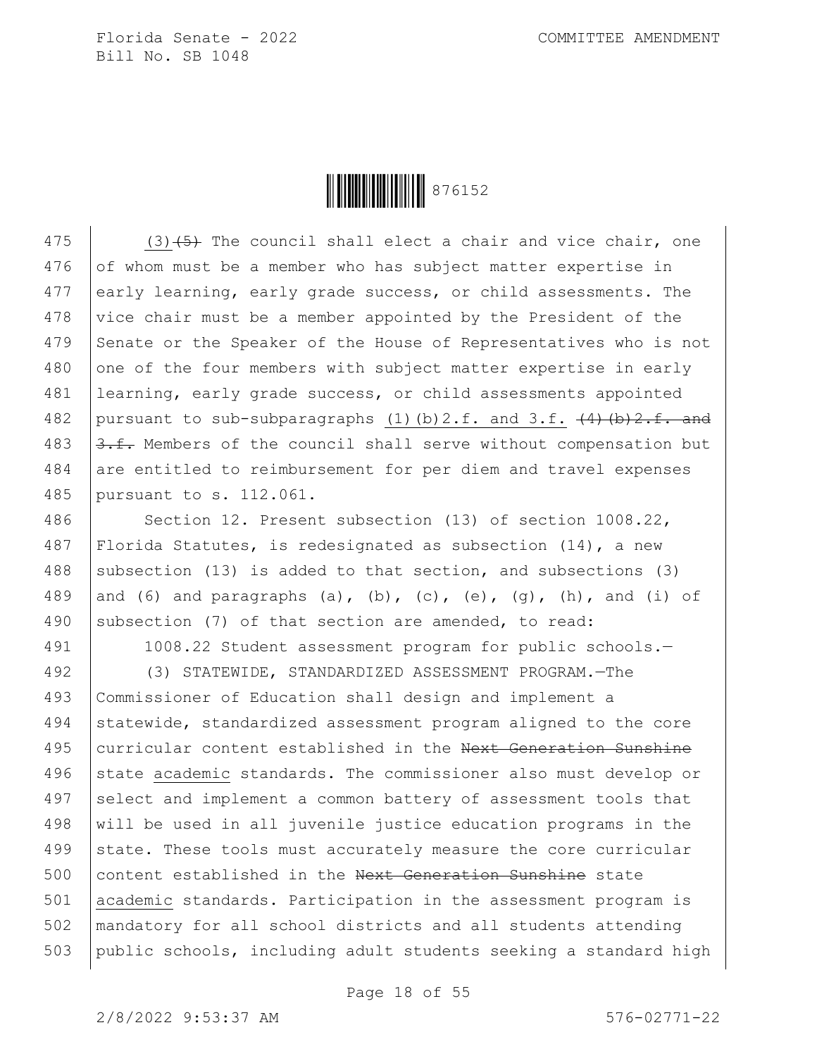475 (3) ~~(5)~~ The council shall elect a chair and vice chair, one
476 of whom must be a member who has subject matter expertise in
477 early learning, early grade success, or child assessments. The
478 vice chair must be a member appointed by the President of the
479 Senate or the Speaker of the House of Representatives who is not
480 one of the four members with subject matter expertise in early
481 learning, early grade success, or child assessments appointed
482 pursuant to sub-subparagraphs (1)(b)2.f. and 3.f. ~~(4)(b)2.f. and~~
483 ~~3.f.~~ Members of the council shall serve without compensation but
484 are entitled to reimbursement for per diem and travel expenses
485 pursuant to s. 112.061.

486 Section 12. Present subsection (13) of section 1008.22,
487 Florida Statutes, is redesignated as subsection (14), a new
488 subsection (13) is added to that section, and subsections (3)
489 and (6) and paragraphs (a), (b), (c), (e), (g), (h), and (i) of
490 subsection (7) of that section are amended, to read:

491 1008.22 Student assessment program for public schools.—

492 (3) STATEWIDE, STANDARDIZED ASSESSMENT PROGRAM.—The
493 Commissioner of Education shall design and implement a
494 statewide, standardized assessment program aligned to the core
495 curricular content established in the ~~Next Generation Sunshine~~
496 state academic standards. The commissioner also must develop or
497 select and implement a common battery of assessment tools that
498 will be used in all juvenile justice education programs in the
499 state. These tools must accurately measure the core curricular
500 content established in the ~~Next Generation Sunshine~~ state
501 academic standards. Participation in the assessment program is
502 mandatory for all school districts and all students attending
503 public schools, including adult students seeking a standard high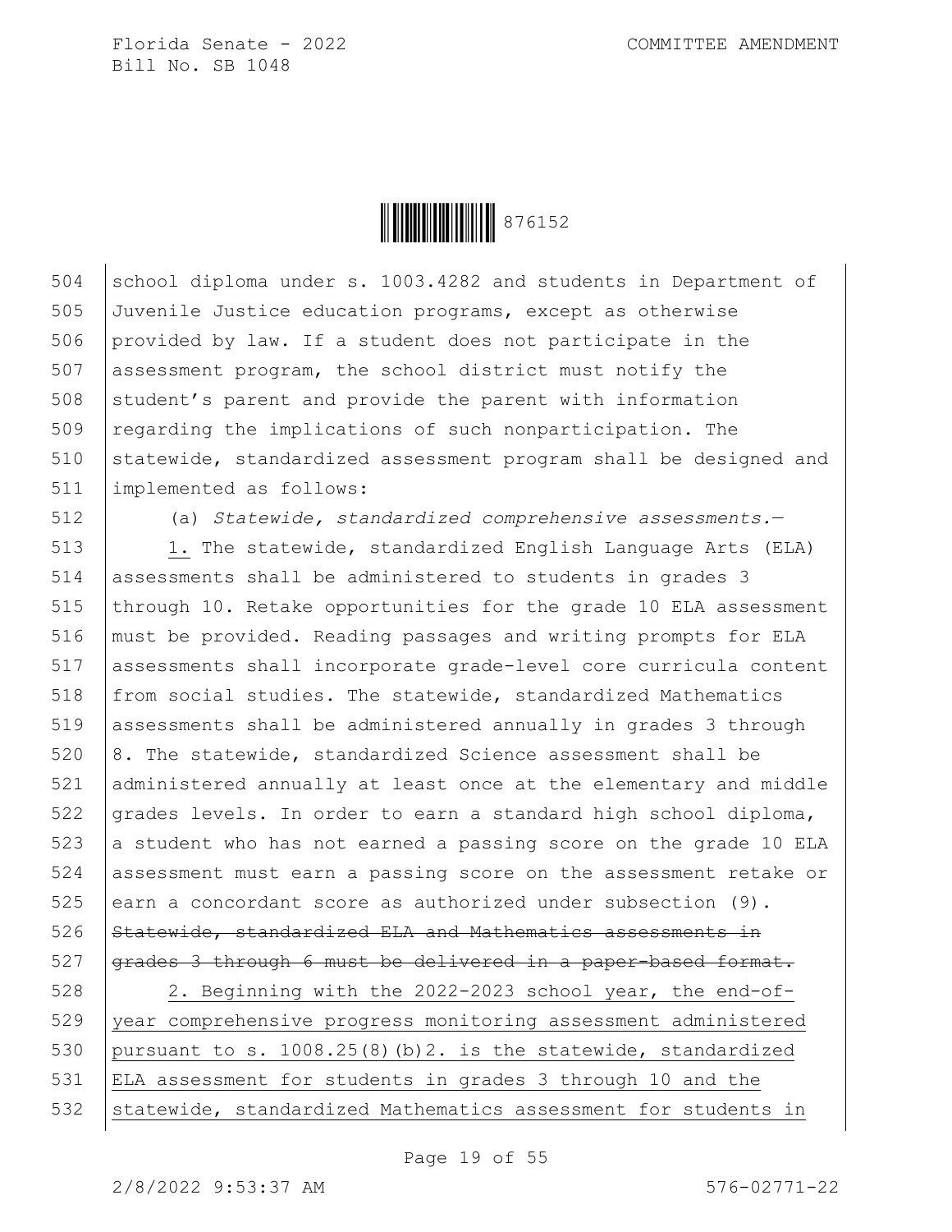school diploma under s. 1003.4282 and students in Department of Juvenile Justice education programs, except as otherwise provided by law. If a student does not participate in the assessment program, the school district must notify the student's parent and provide the parent with information regarding the implications of such nonparticipation. The statewide, standardized assessment program shall be designed and implemented as follows:

(a) *Statewide, standardized comprehensive assessments.*—

<u>1.</u> The statewide, standardized English Language Arts (ELA) assessments shall be administered to students in grades 3 through 10. Retake opportunities for the grade 10 ELA assessment must be provided. Reading passages and writing prompts for ELA assessments shall incorporate grade-level core curricula content from social studies. The statewide, standardized Mathematics assessments shall be administered annually in grades 3 through 8. The statewide, standardized Science assessment shall be administered annually at least once at the elementary and middle grades levels. In order to earn a standard high school diploma, a student who has not earned a passing score on the grade 10 ELA assessment must earn a passing score on the assessment retake or earn a concordant score as authorized under subsection (9). ~~Statewide, standardized ELA and Mathematics assessments in grades 3 through 6 must be delivered in a paper-based format.~~

<u>2. Beginning with the 2022-2023 school year, the end-of-year comprehensive progress monitoring assessment administered pursuant to s. 1008.25(8)(b)2. is the statewide, standardized ELA assessment for students in grades 3 through 10 and the statewide, standardized Mathematics assessment for students in</u>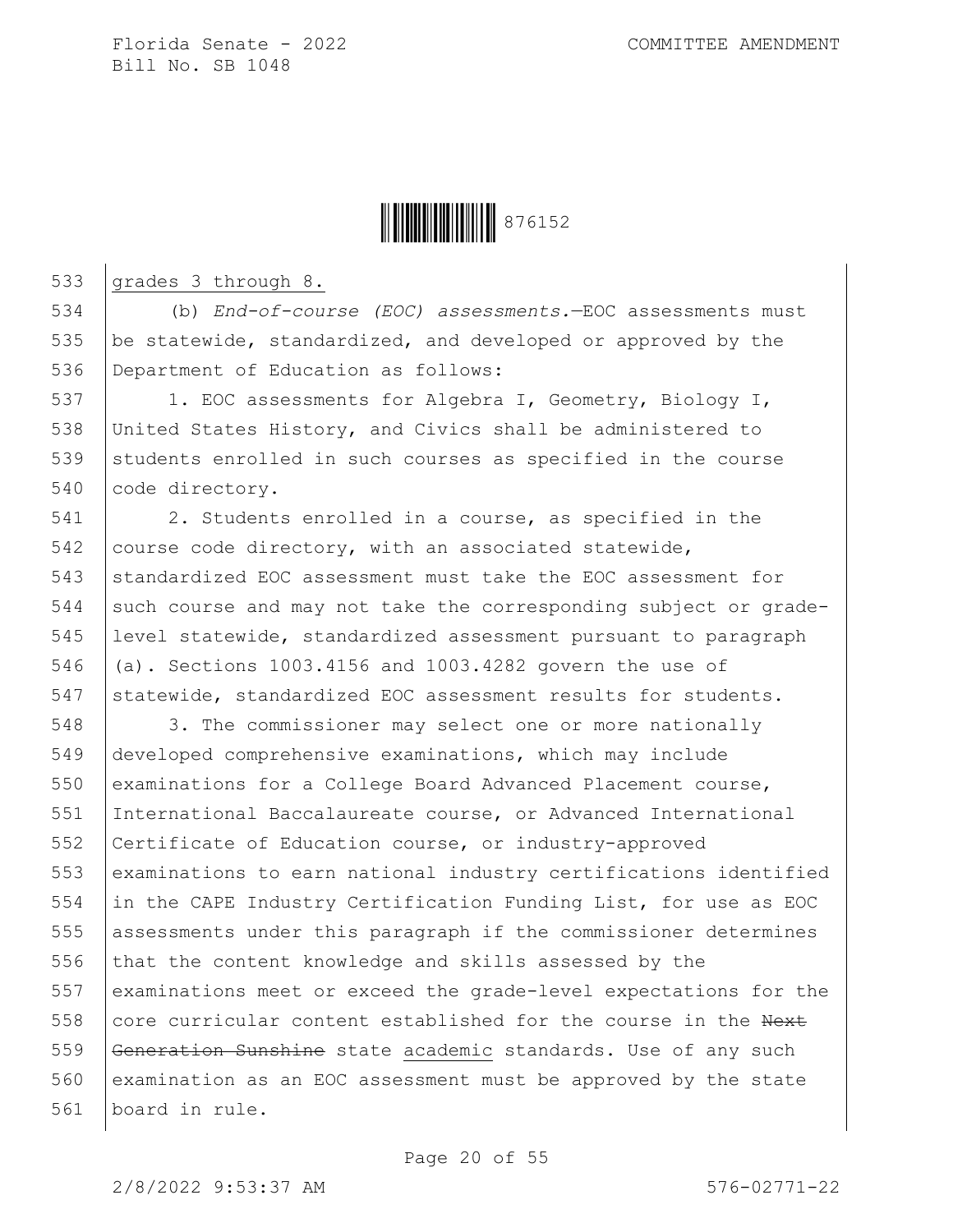grades 3 through 8.

(b) *End-of-course (EOC) assessments.*—EOC assessments must be statewide, standardized, and developed or approved by the Department of Education as follows:

1. EOC assessments for Algebra I, Geometry, Biology I, United States History, and Civics shall be administered to students enrolled in such courses as specified in the course code directory.

2. Students enrolled in a course, as specified in the course code directory, with an associated statewide, standardized EOC assessment must take the EOC assessment for such course and may not take the corresponding subject or grade-level statewide, standardized assessment pursuant to paragraph (a). Sections 1003.4156 and 1003.4282 govern the use of statewide, standardized EOC assessment results for students.

3. The commissioner may select one or more nationally developed comprehensive examinations, which may include examinations for a College Board Advanced Placement course, International Baccalaureate course, or Advanced International Certificate of Education course, or industry-approved examinations to earn national industry certifications identified in the CAPE Industry Certification Funding List, for use as EOC assessments under this paragraph if the commissioner determines that the content knowledge and skills assessed by the examinations meet or exceed the grade-level expectations for the core curricular content established for the course in the ~~Next Generation Sunshine~~ state <u>academic</u> standards. Use of any such examination as an EOC assessment must be approved by the state board in rule.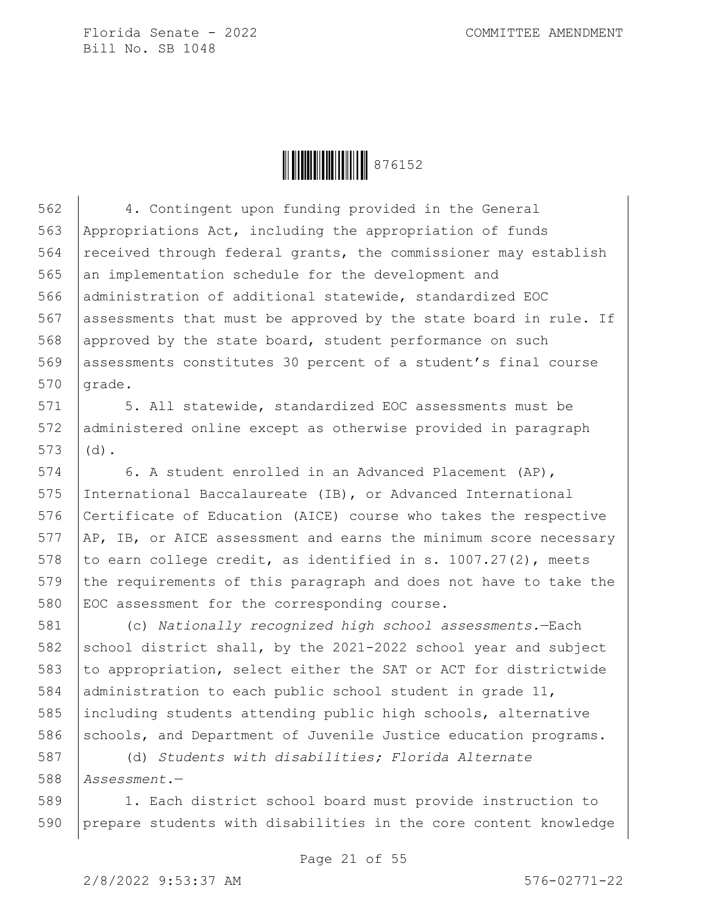4. Contingent upon funding provided in the General Appropriations Act, including the appropriation of funds received through federal grants, the commissioner may establish an implementation schedule for the development and administration of additional statewide, standardized EOC assessments that must be approved by the state board in rule. If approved by the state board, student performance on such assessments constitutes 30 percent of a student's final course grade.

5. All statewide, standardized EOC assessments must be administered online except as otherwise provided in paragraph (d).

6. A student enrolled in an Advanced Placement (AP), International Baccalaureate (IB), or Advanced International Certificate of Education (AICE) course who takes the respective AP, IB, or AICE assessment and earns the minimum score necessary to earn college credit, as identified in s. 1007.27(2), meets the requirements of this paragraph and does not have to take the EOC assessment for the corresponding course.

(c) *Nationally recognized high school assessments.*—Each school district shall, by the 2021-2022 school year and subject to appropriation, select either the SAT or ACT for districtwide administration to each public school student in grade 11, including students attending public high schools, alternative schools, and Department of Juvenile Justice education programs.

(d) *Students with disabilities; Florida Alternate Assessment.*—

1. Each district school board must provide instruction to prepare students with disabilities in the core content knowledge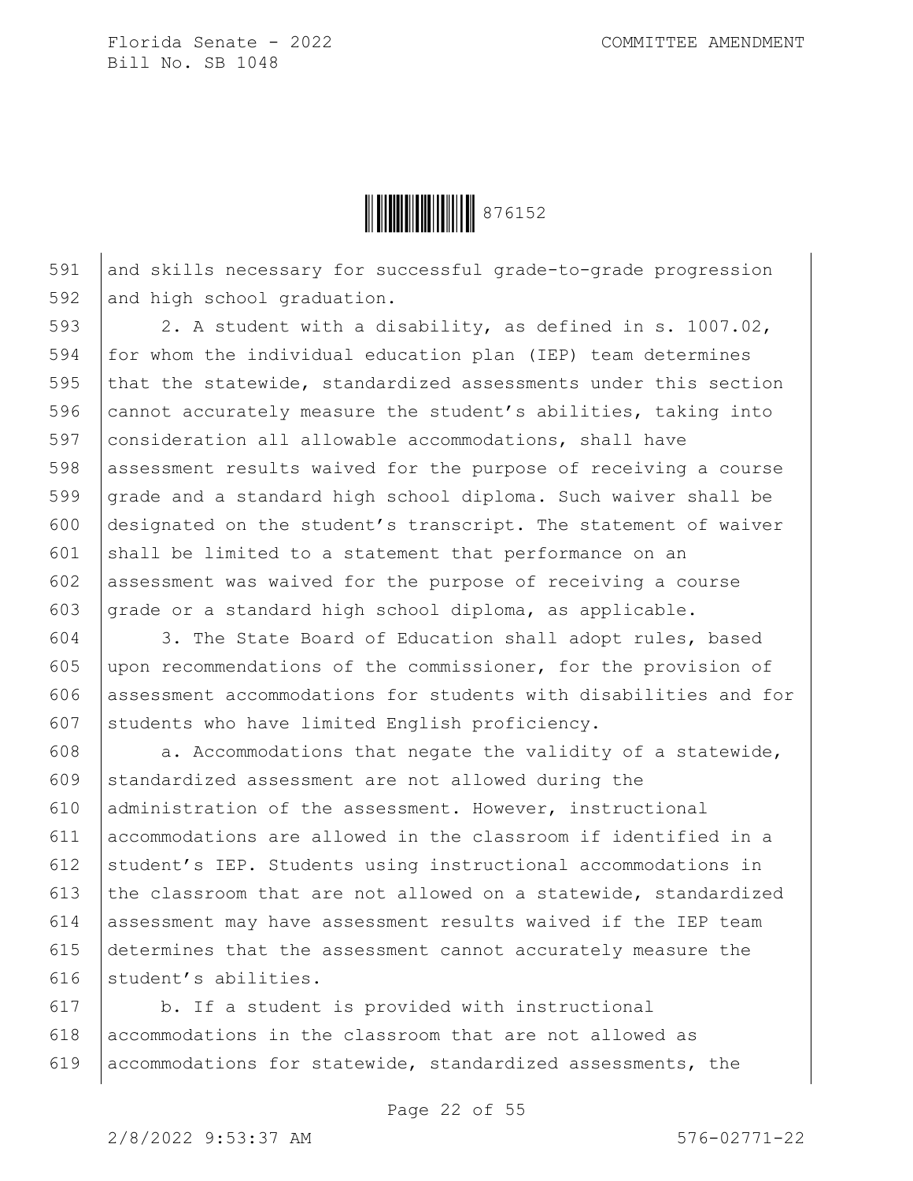and skills necessary for successful grade-to-grade progression and high school graduation.

2. A student with a disability, as defined in s. 1007.02, for whom the individual education plan (IEP) team determines that the statewide, standardized assessments under this section cannot accurately measure the student's abilities, taking into consideration all allowable accommodations, shall have assessment results waived for the purpose of receiving a course grade and a standard high school diploma. Such waiver shall be designated on the student's transcript. The statement of waiver shall be limited to a statement that performance on an assessment was waived for the purpose of receiving a course grade or a standard high school diploma, as applicable.

3. The State Board of Education shall adopt rules, based upon recommendations of the commissioner, for the provision of assessment accommodations for students with disabilities and for students who have limited English proficiency.

a. Accommodations that negate the validity of a statewide, standardized assessment are not allowed during the administration of the assessment. However, instructional accommodations are allowed in the classroom if identified in a student's IEP. Students using instructional accommodations in the classroom that are not allowed on a statewide, standardized assessment may have assessment results waived if the IEP team determines that the assessment cannot accurately measure the student's abilities.

b. If a student is provided with instructional accommodations in the classroom that are not allowed as accommodations for statewide, standardized assessments, the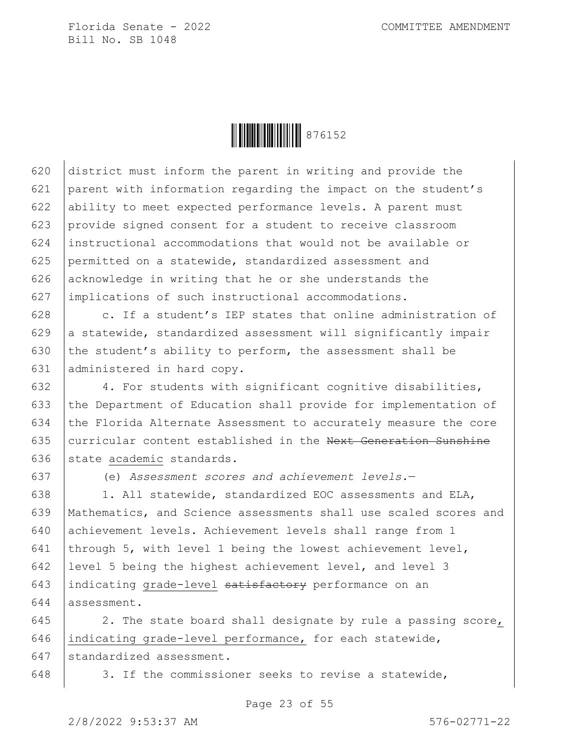district must inform the parent in writing and provide the parent with information regarding the impact on the student's ability to meet expected performance levels. A parent must provide signed consent for a student to receive classroom instructional accommodations that would not be available or permitted on a statewide, standardized assessment and acknowledge in writing that he or she understands the implications of such instructional accommodations.

c. If a student's IEP states that online administration of a statewide, standardized assessment will significantly impair the student's ability to perform, the assessment shall be administered in hard copy.

4. For students with significant cognitive disabilities, the Department of Education shall provide for implementation of the Florida Alternate Assessment to accurately measure the core curricular content established in the ~~Next Generation Sunshine~~ state <u>academic</u> standards.

(e) *Assessment scores and achievement levels.*—

1. All statewide, standardized EOC assessments and ELA, Mathematics, and Science assessments shall use scaled scores and achievement levels. Achievement levels shall range from 1 through 5, with level 1 being the lowest achievement level, level 5 being the highest achievement level, and level 3 indicating <u>grade-level</u> ~~satisfactory~~ performance on an assessment.

2. The state board shall designate by rule a passing score<u>, indicating grade-level performance,</u> for each statewide, standardized assessment.

3. If the commissioner seeks to revise a statewide,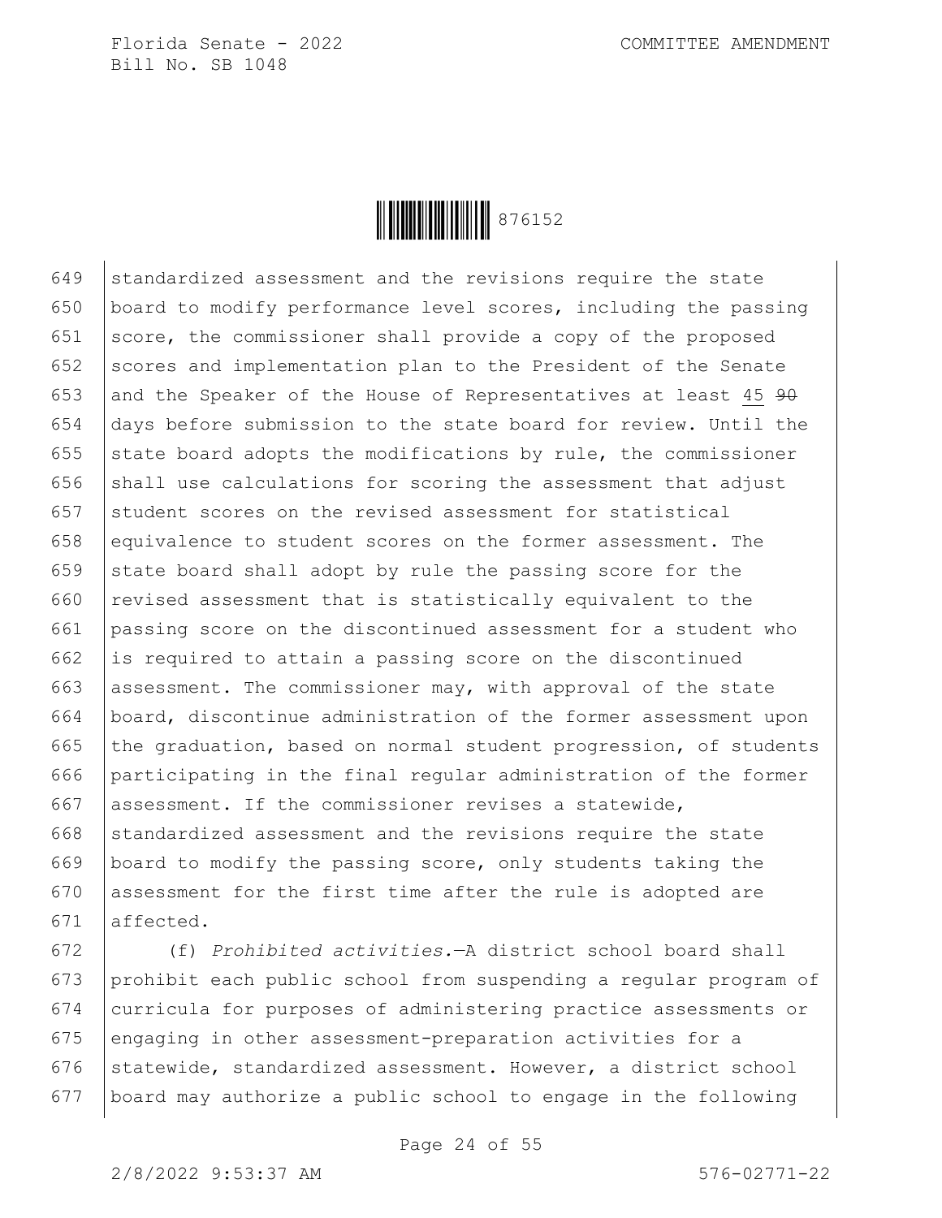standardized assessment and the revisions require the state board to modify performance level scores, including the passing score, the commissioner shall provide a copy of the proposed scores and implementation plan to the President of the Senate and the Speaker of the House of Representatives at least 45 ~~90~~ days before submission to the state board for review. Until the state board adopts the modifications by rule, the commissioner shall use calculations for scoring the assessment that adjust student scores on the revised assessment for statistical equivalence to student scores on the former assessment. The state board shall adopt by rule the passing score for the revised assessment that is statistically equivalent to the passing score on the discontinued assessment for a student who is required to attain a passing score on the discontinued assessment. The commissioner may, with approval of the state board, discontinue administration of the former assessment upon the graduation, based on normal student progression, of students participating in the final regular administration of the former assessment. If the commissioner revises a statewide, standardized assessment and the revisions require the state board to modify the passing score, only students taking the assessment for the first time after the rule is adopted are affected.

(f) *Prohibited activities.*—A district school board shall prohibit each public school from suspending a regular program of curricula for purposes of administering practice assessments or engaging in other assessment-preparation activities for a statewide, standardized assessment. However, a district school board may authorize a public school to engage in the following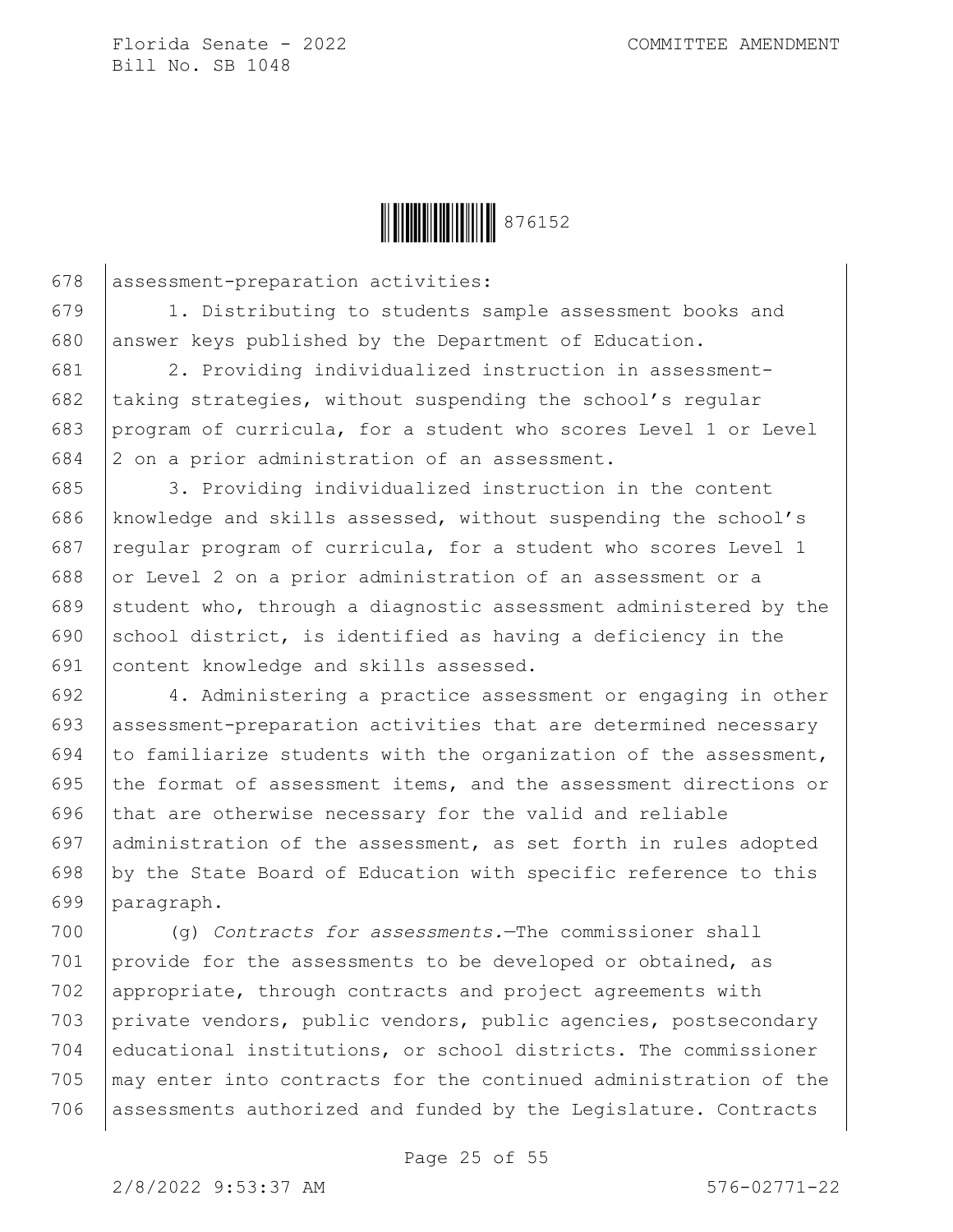assessment-preparation activities:

1. Distributing to students sample assessment books and answer keys published by the Department of Education.

2. Providing individualized instruction in assessment-taking strategies, without suspending the school's regular program of curricula, for a student who scores Level 1 or Level 2 on a prior administration of an assessment.

3. Providing individualized instruction in the content knowledge and skills assessed, without suspending the school's regular program of curricula, for a student who scores Level 1 or Level 2 on a prior administration of an assessment or a student who, through a diagnostic assessment administered by the school district, is identified as having a deficiency in the content knowledge and skills assessed.

4. Administering a practice assessment or engaging in other assessment-preparation activities that are determined necessary to familiarize students with the organization of the assessment, the format of assessment items, and the assessment directions or that are otherwise necessary for the valid and reliable administration of the assessment, as set forth in rules adopted by the State Board of Education with specific reference to this paragraph.

(g) *Contracts for assessments.*—The commissioner shall provide for the assessments to be developed or obtained, as appropriate, through contracts and project agreements with private vendors, public vendors, public agencies, postsecondary educational institutions, or school districts. The commissioner may enter into contracts for the continued administration of the assessments authorized and funded by the Legislature. Contracts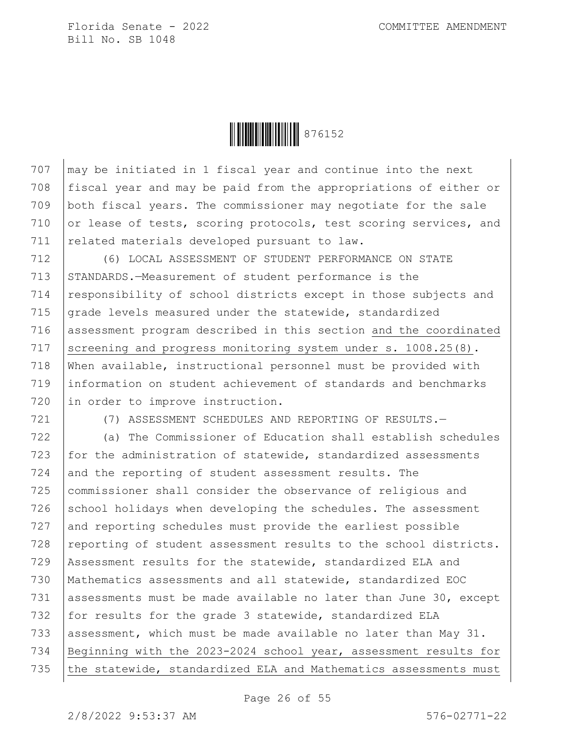may be initiated in 1 fiscal year and continue into the next fiscal year and may be paid from the appropriations of either or both fiscal years. The commissioner may negotiate for the sale or lease of tests, scoring protocols, test scoring services, and related materials developed pursuant to law.

(6) LOCAL ASSESSMENT OF STUDENT PERFORMANCE ON STATE STANDARDS.—Measurement of student performance is the responsibility of school districts except in those subjects and grade levels measured under the statewide, standardized assessment program described in this section and the coordinated screening and progress monitoring system under s. 1008.25(8). When available, instructional personnel must be provided with information on student achievement of standards and benchmarks in order to improve instruction.

(7) ASSESSMENT SCHEDULES AND REPORTING OF RESULTS.—

(a) The Commissioner of Education shall establish schedules for the administration of statewide, standardized assessments and the reporting of student assessment results. The commissioner shall consider the observance of religious and school holidays when developing the schedules. The assessment and reporting schedules must provide the earliest possible reporting of student assessment results to the school districts. Assessment results for the statewide, standardized ELA and Mathematics assessments and all statewide, standardized EOC assessments must be made available no later than June 30, except for results for the grade 3 statewide, standardized ELA assessment, which must be made available no later than May 31. Beginning with the 2023-2024 school year, assessment results for the statewide, standardized ELA and Mathematics assessments must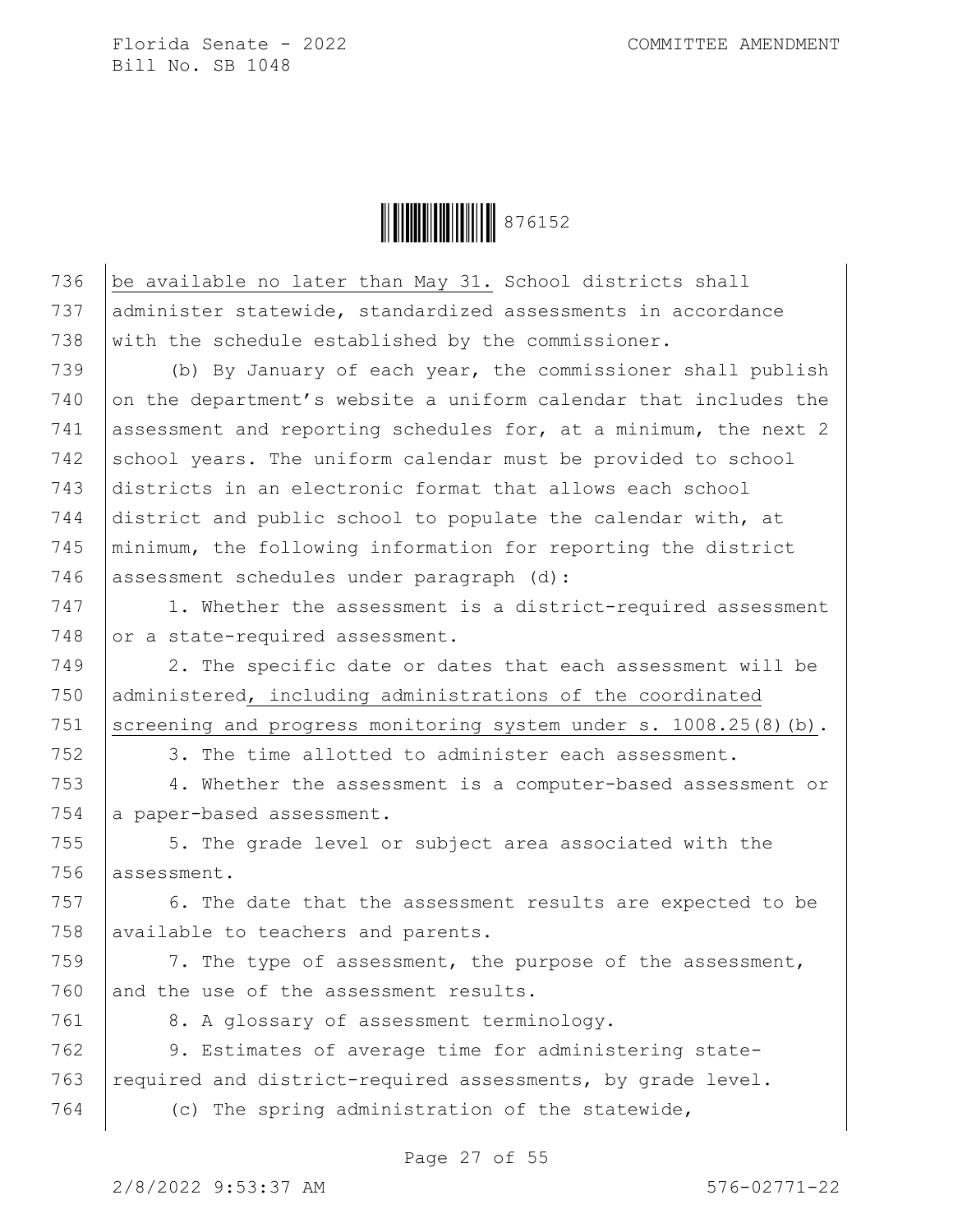be available no later than May 31. School districts shall administer statewide, standardized assessments in accordance with the schedule established by the commissioner.

(b) By January of each year, the commissioner shall publish on the department's website a uniform calendar that includes the assessment and reporting schedules for, at a minimum, the next 2 school years. The uniform calendar must be provided to school districts in an electronic format that allows each school district and public school to populate the calendar with, at minimum, the following information for reporting the district assessment schedules under paragraph (d):

1. Whether the assessment is a district-required assessment or a state-required assessment.

2. The specific date or dates that each assessment will be administered, including administrations of the coordinated screening and progress monitoring system under s. 1008.25(8)(b).

3. The time allotted to administer each assessment.

4. Whether the assessment is a computer-based assessment or a paper-based assessment.

5. The grade level or subject area associated with the assessment.

6. The date that the assessment results are expected to be available to teachers and parents.

7. The type of assessment, the purpose of the assessment, and the use of the assessment results.

8. A glossary of assessment terminology.

9. Estimates of average time for administering state-required and district-required assessments, by grade level.

(c) The spring administration of the statewide,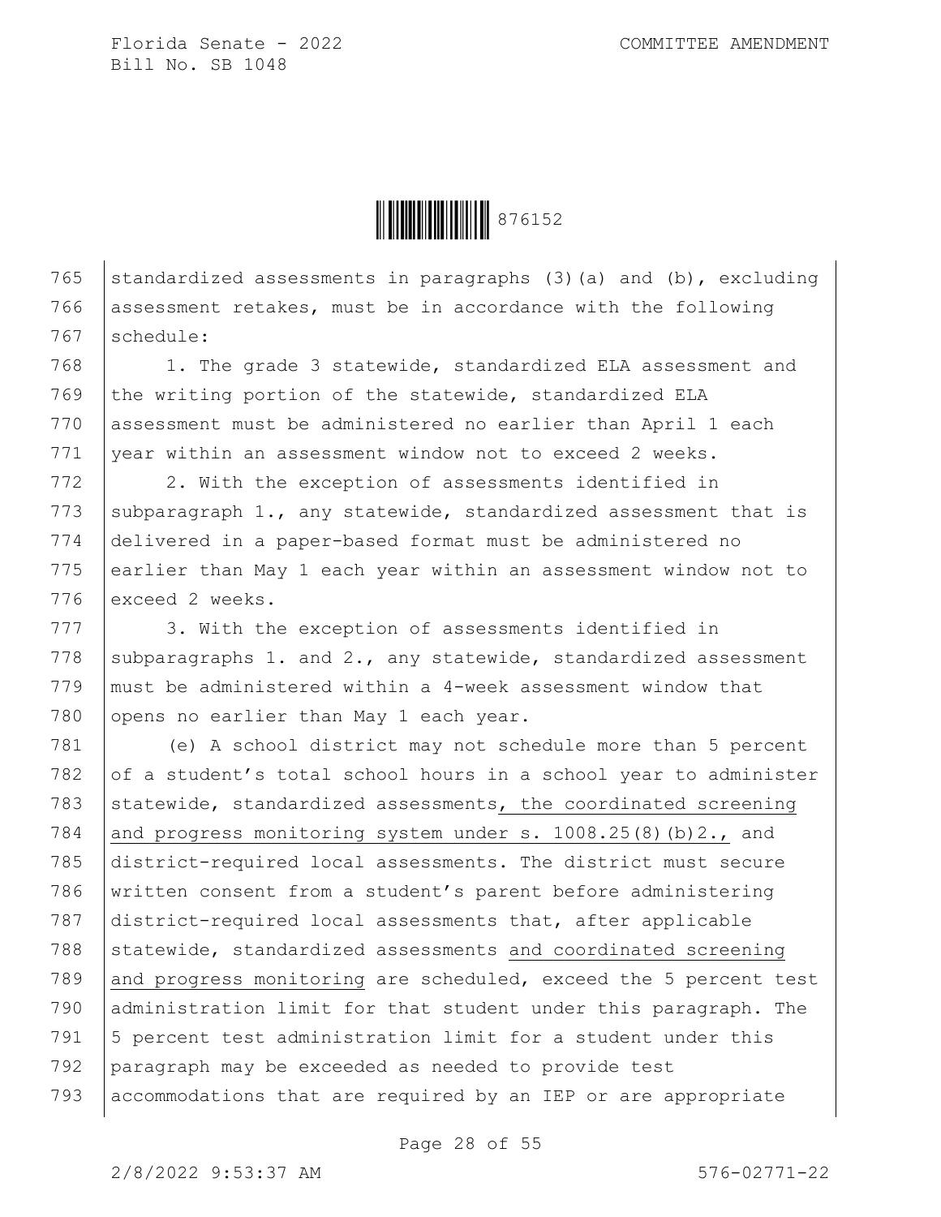standardized assessments in paragraphs (3)(a) and (b), excluding assessment retakes, must be in accordance with the following schedule:

1. The grade 3 statewide, standardized ELA assessment and the writing portion of the statewide, standardized ELA assessment must be administered no earlier than April 1 each year within an assessment window not to exceed 2 weeks.

2. With the exception of assessments identified in subparagraph 1., any statewide, standardized assessment that is delivered in a paper-based format must be administered no earlier than May 1 each year within an assessment window not to exceed 2 weeks.

3. With the exception of assessments identified in subparagraphs 1. and 2., any statewide, standardized assessment must be administered within a 4-week assessment window that opens no earlier than May 1 each year.

(e) A school district may not schedule more than 5 percent of a student's total school hours in a school year to administer statewide, standardized assessments, the coordinated screening and progress monitoring system under s. 1008.25(8)(b)2., and district-required local assessments. The district must secure written consent from a student's parent before administering district-required local assessments that, after applicable statewide, standardized assessments and coordinated screening and progress monitoring are scheduled, exceed the 5 percent test administration limit for that student under this paragraph. The 5 percent test administration limit for a student under this paragraph may be exceeded as needed to provide test accommodations that are required by an IEP or are appropriate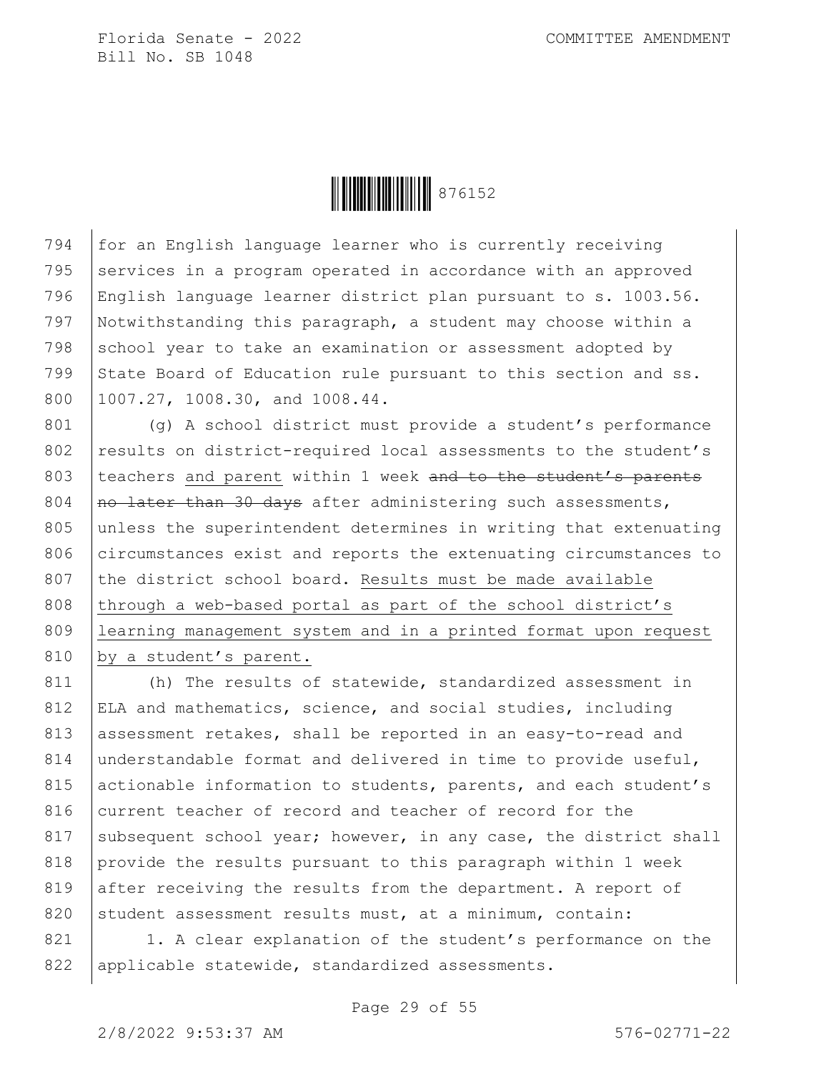for an English language learner who is currently receiving services in a program operated in accordance with an approved English language learner district plan pursuant to s. 1003.56. Notwithstanding this paragraph, a student may choose within a school year to take an examination or assessment adopted by State Board of Education rule pursuant to this section and ss. 1007.27, 1008.30, and 1008.44.

(g) A school district must provide a student's performance results on district-required local assessments to the student's teachers <u>and parent</u> within 1 week ~~and to the student's parents no later than 30 days~~ after administering such assessments, unless the superintendent determines in writing that extenuating circumstances exist and reports the extenuating circumstances to the district school board. <u>Results must be made available through a web-based portal as part of the school district's learning management system and in a printed format upon request by a student's parent.</u>

(h) The results of statewide, standardized assessment in ELA and mathematics, science, and social studies, including assessment retakes, shall be reported in an easy-to-read and understandable format and delivered in time to provide useful, actionable information to students, parents, and each student's current teacher of record and teacher of record for the subsequent school year; however, in any case, the district shall provide the results pursuant to this paragraph within 1 week after receiving the results from the department. A report of student assessment results must, at a minimum, contain:

1. A clear explanation of the student's performance on the applicable statewide, standardized assessments.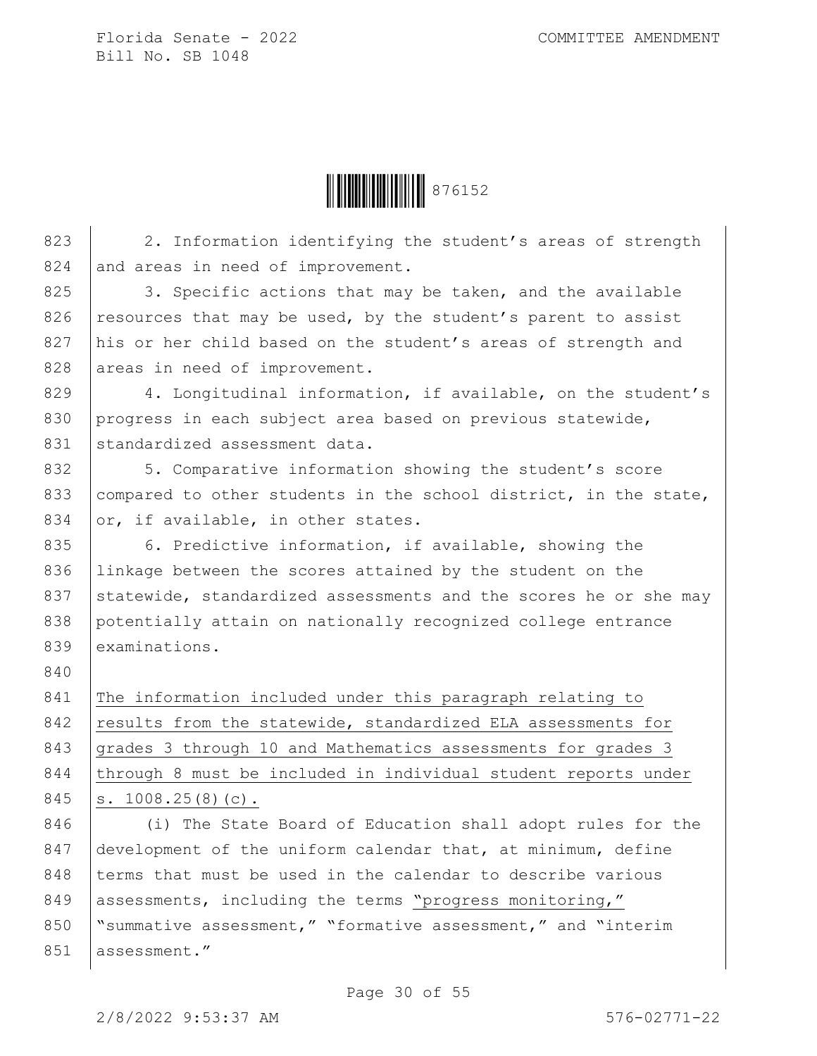2. Information identifying the student's areas of strength and areas in need of improvement.

3. Specific actions that may be taken, and the available resources that may be used, by the student's parent to assist his or her child based on the student's areas of strength and areas in need of improvement.

4. Longitudinal information, if available, on the student's progress in each subject area based on previous statewide, standardized assessment data.

5. Comparative information showing the student's score compared to other students in the school district, in the state, or, if available, in other states.

6. Predictive information, if available, showing the linkage between the scores attained by the student on the statewide, standardized assessments and the scores he or she may potentially attain on nationally recognized college entrance examinations.

The information included under this paragraph relating to results from the statewide, standardized ELA assessments for grades 3 through 10 and Mathematics assessments for grades 3 through 8 must be included in individual student reports under s. 1008.25(8)(c).

(i) The State Board of Education shall adopt rules for the development of the uniform calendar that, at minimum, define terms that must be used in the calendar to describe various assessments, including the terms "progress monitoring," "summative assessment," "formative assessment," and "interim assessment."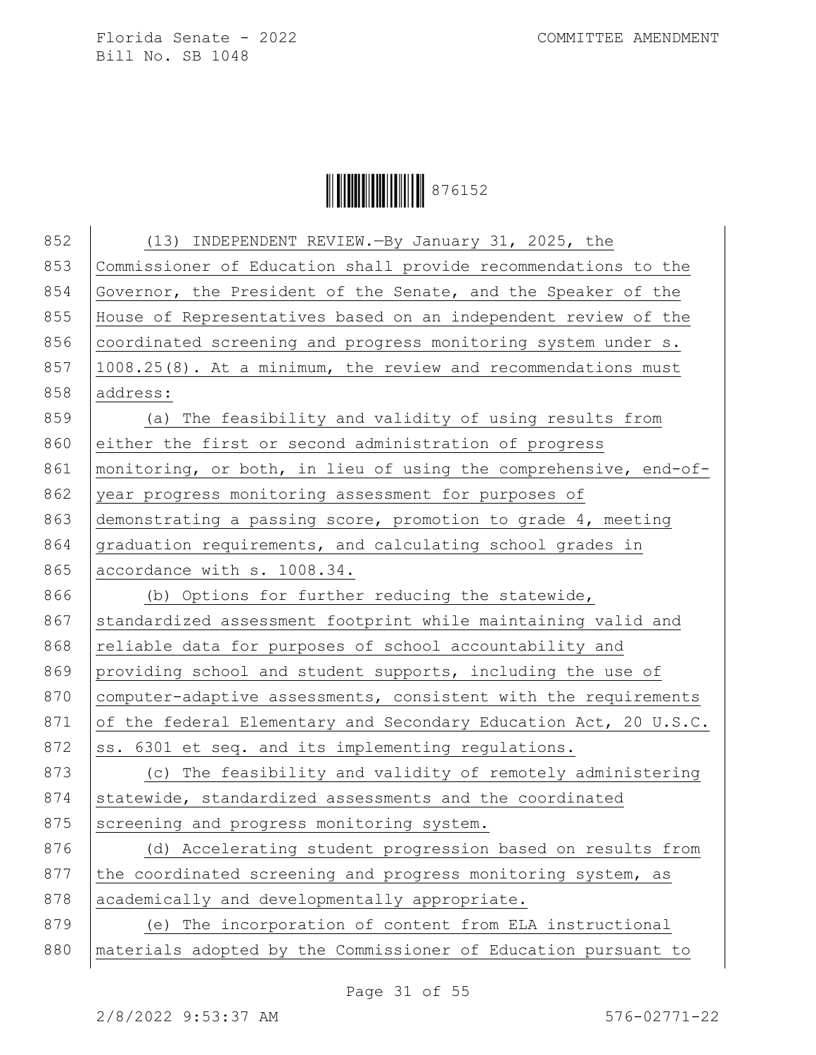(13) INDEPENDENT REVIEW.—By January 31, 2025, the Commissioner of Education shall provide recommendations to the Governor, the President of the Senate, and the Speaker of the House of Representatives based on an independent review of the coordinated screening and progress monitoring system under s. 1008.25(8). At a minimum, the review and recommendations must address:

(a) The feasibility and validity of using results from either the first or second administration of progress monitoring, or both, in lieu of using the comprehensive, end-of-year progress monitoring assessment for purposes of demonstrating a passing score, promotion to grade 4, meeting graduation requirements, and calculating school grades in accordance with s. 1008.34.

(b) Options for further reducing the statewide, standardized assessment footprint while maintaining valid and reliable data for purposes of school accountability and providing school and student supports, including the use of computer-adaptive assessments, consistent with the requirements of the federal Elementary and Secondary Education Act, 20 U.S.C. ss. 6301 et seq. and its implementing regulations.

(c) The feasibility and validity of remotely administering statewide, standardized assessments and the coordinated screening and progress monitoring system.

(d) Accelerating student progression based on results from the coordinated screening and progress monitoring system, as academically and developmentally appropriate.

(e) The incorporation of content from ELA instructional materials adopted by the Commissioner of Education pursuant to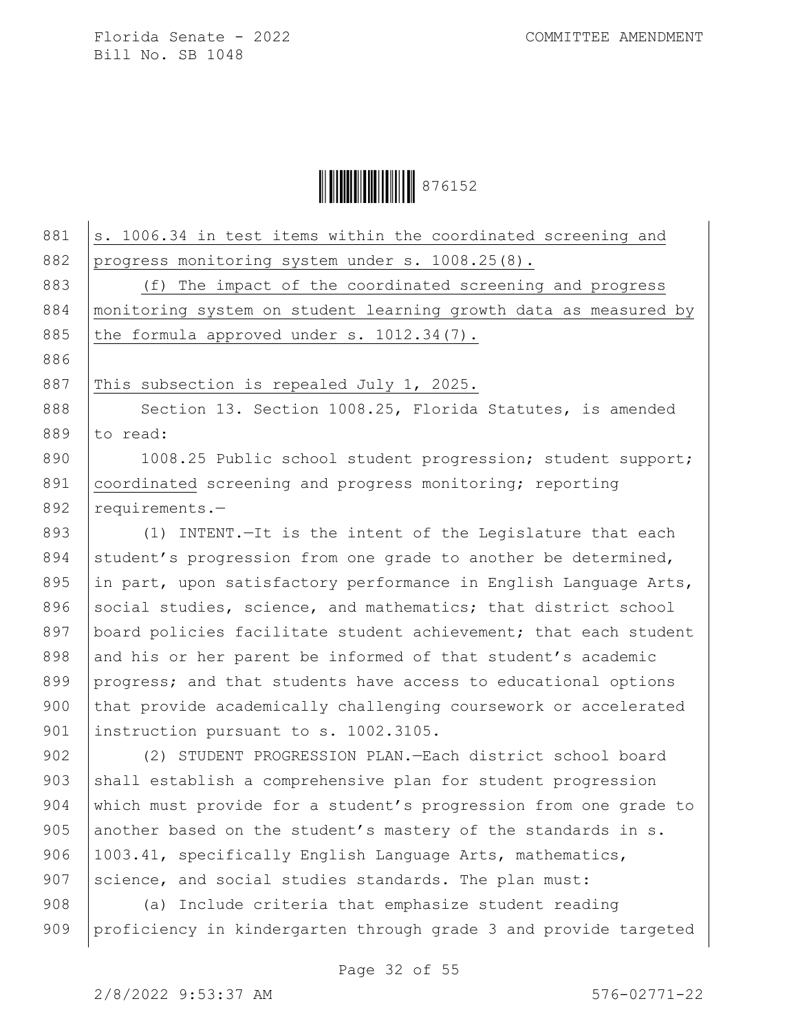s. 1006.34 in test items within the coordinated screening and progress monitoring system under s. 1008.25(8).

(f) The impact of the coordinated screening and progress monitoring system on student learning growth data as measured by the formula approved under s. 1012.34(7).

This subsection is repealed July 1, 2025.

Section 13. Section 1008.25, Florida Statutes, is amended to read:

1008.25 Public school student progression; student support; coordinated screening and progress monitoring; reporting requirements.—

(1) INTENT.—It is the intent of the Legislature that each student's progression from one grade to another be determined, in part, upon satisfactory performance in English Language Arts, social studies, science, and mathematics; that district school board policies facilitate student achievement; that each student and his or her parent be informed of that student's academic progress; and that students have access to educational options that provide academically challenging coursework or accelerated instruction pursuant to s. 1002.3105.

(2) STUDENT PROGRESSION PLAN.—Each district school board shall establish a comprehensive plan for student progression which must provide for a student's progression from one grade to another based on the student's mastery of the standards in s. 1003.41, specifically English Language Arts, mathematics, science, and social studies standards. The plan must:

(a) Include criteria that emphasize student reading proficiency in kindergarten through grade 3 and provide targeted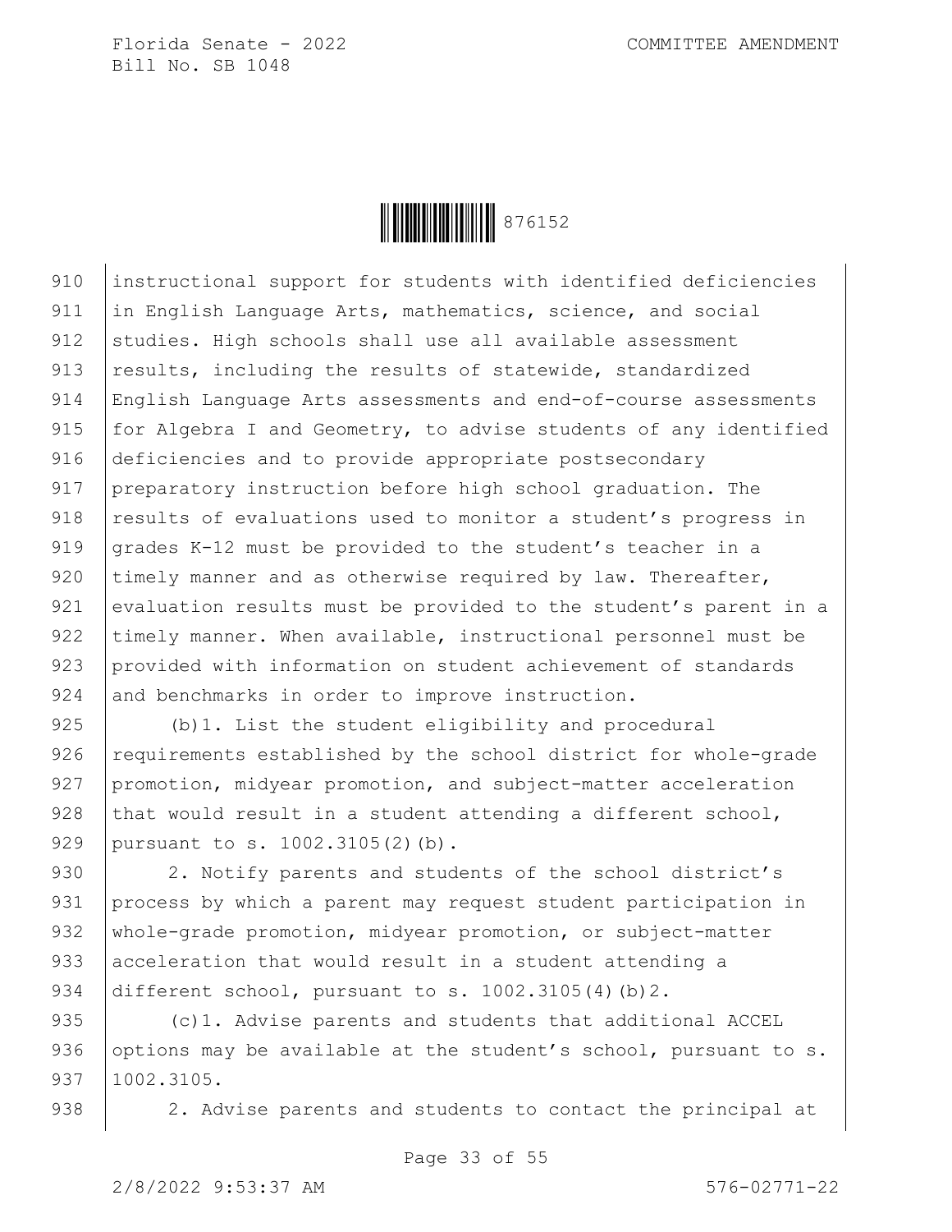instructional support for students with identified deficiencies in English Language Arts, mathematics, science, and social studies. High schools shall use all available assessment results, including the results of statewide, standardized English Language Arts assessments and end-of-course assessments for Algebra I and Geometry, to advise students of any identified deficiencies and to provide appropriate postsecondary preparatory instruction before high school graduation. The results of evaluations used to monitor a student's progress in grades K-12 must be provided to the student's teacher in a timely manner and as otherwise required by law. Thereafter, evaluation results must be provided to the student's parent in a timely manner. When available, instructional personnel must be provided with information on student achievement of standards and benchmarks in order to improve instruction.

(b)1. List the student eligibility and procedural requirements established by the school district for whole-grade promotion, midyear promotion, and subject-matter acceleration that would result in a student attending a different school, pursuant to s. 1002.3105(2)(b).

2. Notify parents and students of the school district's process by which a parent may request student participation in whole-grade promotion, midyear promotion, or subject-matter acceleration that would result in a student attending a different school, pursuant to s. 1002.3105(4)(b)2.

(c)1. Advise parents and students that additional ACCEL options may be available at the student's school, pursuant to s. 1002.3105.

2. Advise parents and students to contact the principal at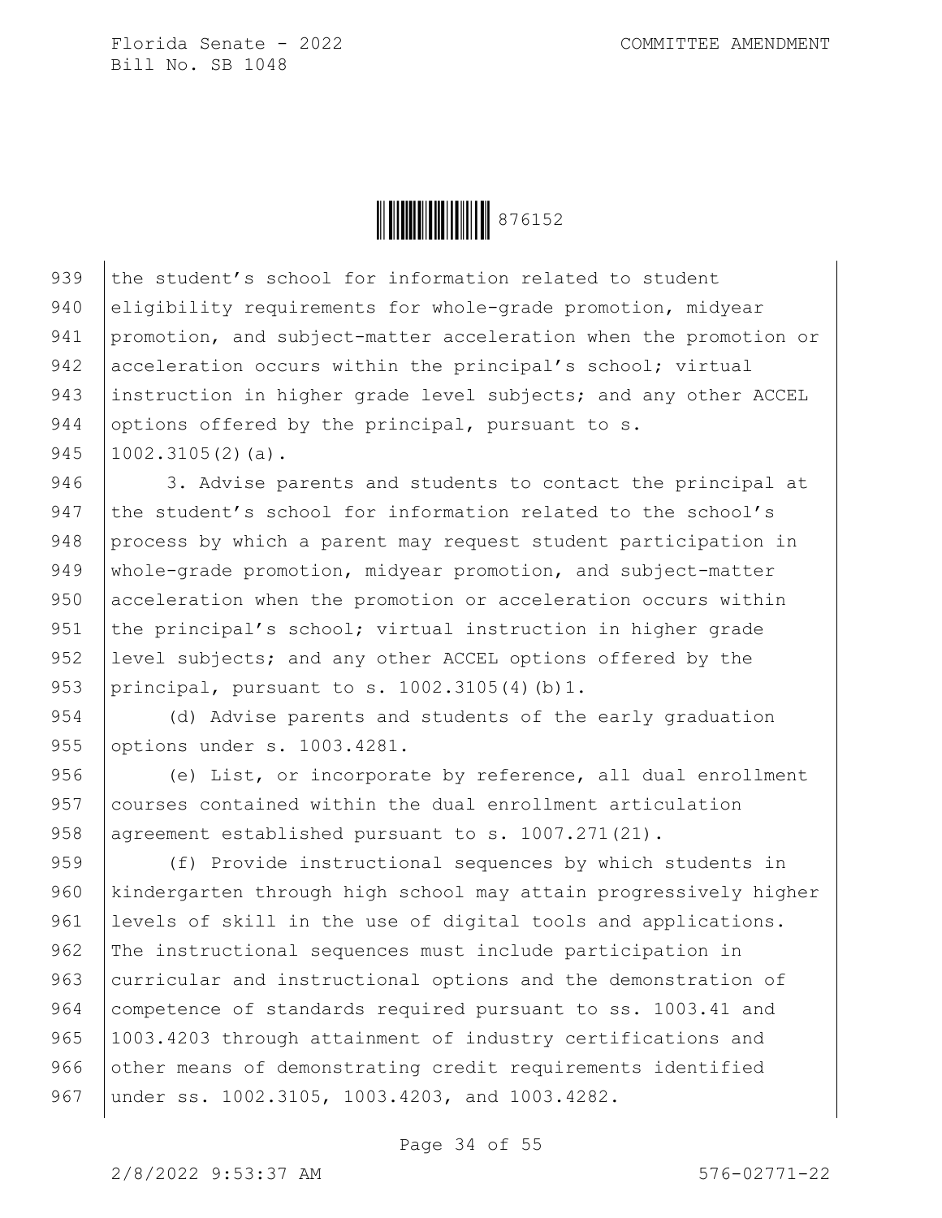the student's school for information related to student eligibility requirements for whole-grade promotion, midyear promotion, and subject-matter acceleration when the promotion or acceleration occurs within the principal's school; virtual instruction in higher grade level subjects; and any other ACCEL options offered by the principal, pursuant to s. 1002.3105(2)(a).

3. Advise parents and students to contact the principal at the student's school for information related to the school's process by which a parent may request student participation in whole-grade promotion, midyear promotion, and subject-matter acceleration when the promotion or acceleration occurs within the principal's school; virtual instruction in higher grade level subjects; and any other ACCEL options offered by the principal, pursuant to s. 1002.3105(4)(b)1.

(d) Advise parents and students of the early graduation options under s. 1003.4281.

(e) List, or incorporate by reference, all dual enrollment courses contained within the dual enrollment articulation agreement established pursuant to s. 1007.271(21).

(f) Provide instructional sequences by which students in kindergarten through high school may attain progressively higher levels of skill in the use of digital tools and applications. The instructional sequences must include participation in curricular and instructional options and the demonstration of competence of standards required pursuant to ss. 1003.41 and 1003.4203 through attainment of industry certifications and other means of demonstrating credit requirements identified under ss. 1002.3105, 1003.4203, and 1003.4282.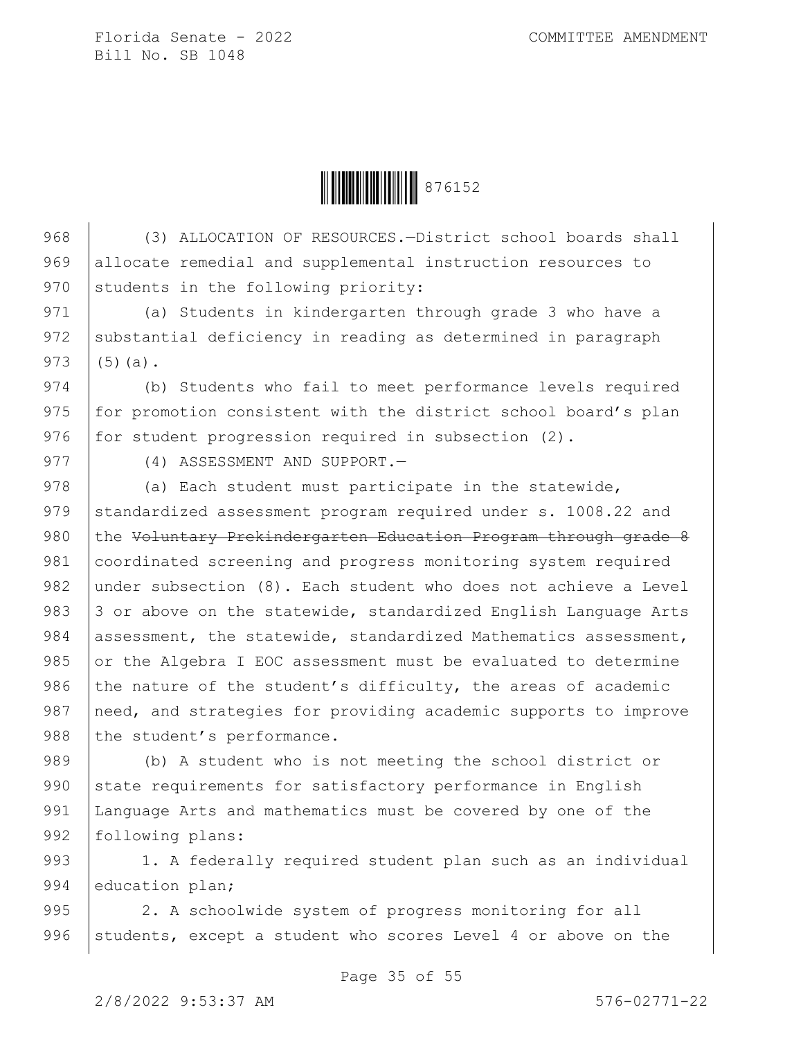(3) ALLOCATION OF RESOURCES.—District school boards shall allocate remedial and supplemental instruction resources to students in the following priority:

(a) Students in kindergarten through grade 3 who have a substantial deficiency in reading as determined in paragraph (5)(a).

(b) Students who fail to meet performance levels required for promotion consistent with the district school board's plan for student progression required in subsection (2).

(4) ASSESSMENT AND SUPPORT.—

(a) Each student must participate in the statewide, standardized assessment program required under s. 1008.22 and the ~~Voluntary Prekindergarten Education Program through grade 8~~ coordinated screening and progress monitoring system required under subsection (8). Each student who does not achieve a Level 3 or above on the statewide, standardized English Language Arts assessment, the statewide, standardized Mathematics assessment, or the Algebra I EOC assessment must be evaluated to determine the nature of the student's difficulty, the areas of academic need, and strategies for providing academic supports to improve the student's performance.

(b) A student who is not meeting the school district or state requirements for satisfactory performance in English Language Arts and mathematics must be covered by one of the following plans:

1. A federally required student plan such as an individual education plan;

2. A schoolwide system of progress monitoring for all students, except a student who scores Level 4 or above on the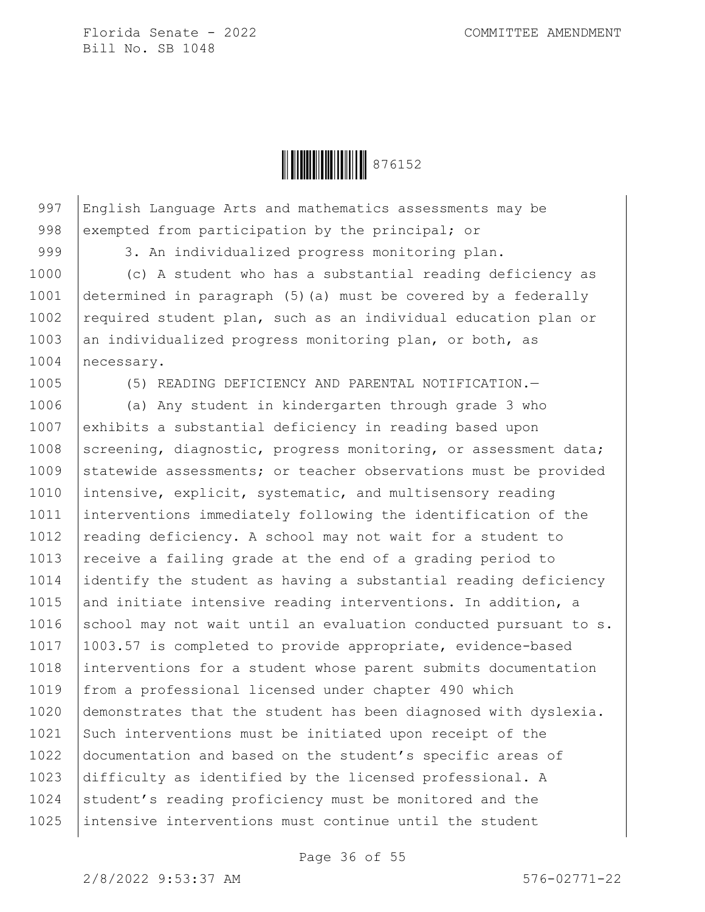English Language Arts and mathematics assessments may be exempted from participation by the principal; or

3. An individualized progress monitoring plan.

(c) A student who has a substantial reading deficiency as determined in paragraph (5)(a) must be covered by a federally required student plan, such as an individual education plan or an individualized progress monitoring plan, or both, as necessary.

(5) READING DEFICIENCY AND PARENTAL NOTIFICATION.—

(a) Any student in kindergarten through grade 3 who exhibits a substantial deficiency in reading based upon screening, diagnostic, progress monitoring, or assessment data; statewide assessments; or teacher observations must be provided intensive, explicit, systematic, and multisensory reading interventions immediately following the identification of the reading deficiency. A school may not wait for a student to receive a failing grade at the end of a grading period to identify the student as having a substantial reading deficiency and initiate intensive reading interventions. In addition, a school may not wait until an evaluation conducted pursuant to s. 1003.57 is completed to provide appropriate, evidence-based interventions for a student whose parent submits documentation from a professional licensed under chapter 490 which demonstrates that the student has been diagnosed with dyslexia. Such interventions must be initiated upon receipt of the documentation and based on the student's specific areas of difficulty as identified by the licensed professional. A student's reading proficiency must be monitored and the intensive interventions must continue until the student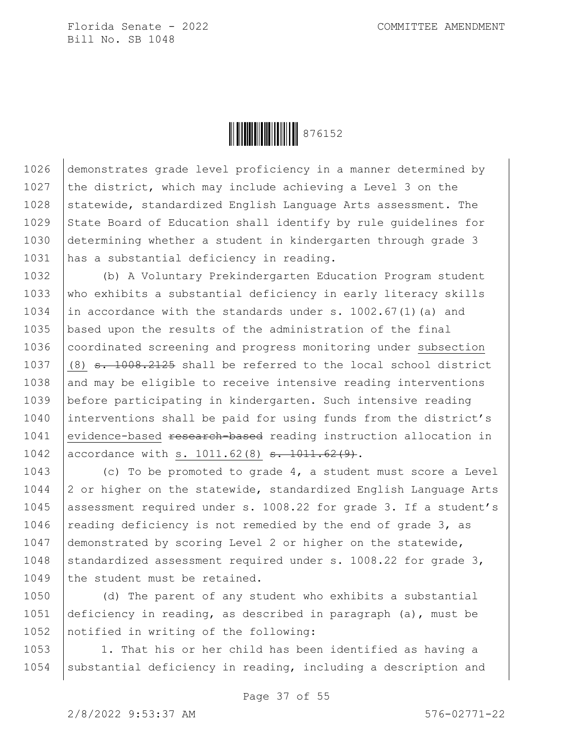demonstrates grade level proficiency in a manner determined by the district, which may include achieving a Level 3 on the statewide, standardized English Language Arts assessment. The State Board of Education shall identify by rule guidelines for determining whether a student in kindergarten through grade 3 has a substantial deficiency in reading.

(b) A Voluntary Prekindergarten Education Program student who exhibits a substantial deficiency in early literacy skills in accordance with the standards under s. 1002.67(1)(a) and based upon the results of the administration of the final coordinated screening and progress monitoring under subsection (8) ~~s. 1008.2125~~ shall be referred to the local school district and may be eligible to receive intensive reading interventions before participating in kindergarten. Such intensive reading interventions shall be paid for using funds from the district's evidence-based ~~research-based~~ reading instruction allocation in accordance with s. 1011.62(8) ~~s. 1011.62(9)~~.

(c) To be promoted to grade 4, a student must score a Level 2 or higher on the statewide, standardized English Language Arts assessment required under s. 1008.22 for grade 3. If a student's reading deficiency is not remedied by the end of grade 3, as demonstrated by scoring Level 2 or higher on the statewide, standardized assessment required under s. 1008.22 for grade 3, the student must be retained.

(d) The parent of any student who exhibits a substantial deficiency in reading, as described in paragraph (a), must be notified in writing of the following:

1. That his or her child has been identified as having a substantial deficiency in reading, including a description and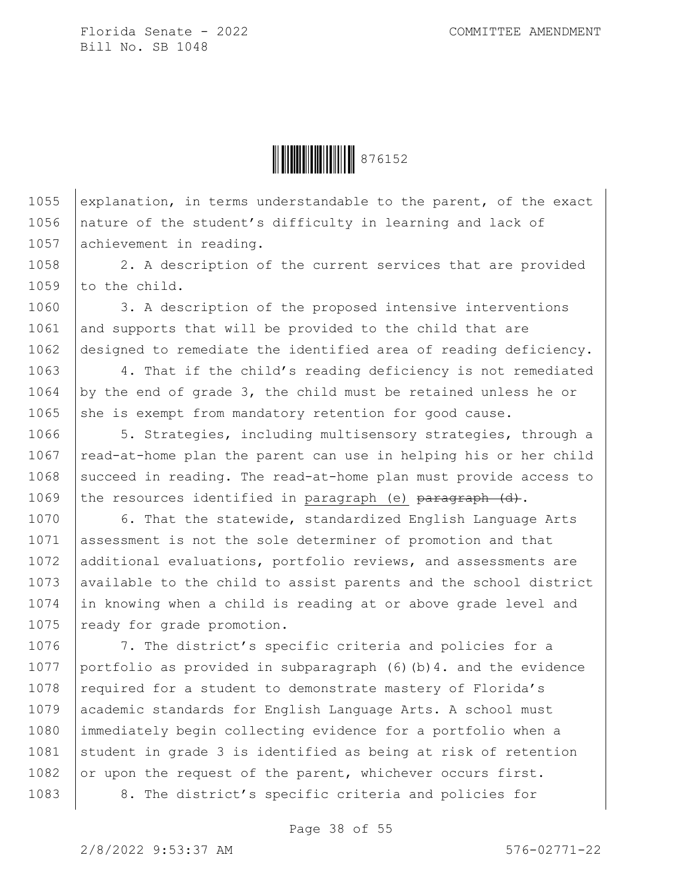explanation, in terms understandable to the parent, of the exact nature of the student's difficulty in learning and lack of achievement in reading.

2. A description of the current services that are provided to the child.

3. A description of the proposed intensive interventions and supports that will be provided to the child that are designed to remediate the identified area of reading deficiency.

4. That if the child's reading deficiency is not remediated by the end of grade 3, the child must be retained unless he or she is exempt from mandatory retention for good cause.

5. Strategies, including multisensory strategies, through a read-at-home plan the parent can use in helping his or her child succeed in reading. The read-at-home plan must provide access to the resources identified in <u>paragraph (e)</u> ~~paragraph (d)~~.

6. That the statewide, standardized English Language Arts assessment is not the sole determiner of promotion and that additional evaluations, portfolio reviews, and assessments are available to the child to assist parents and the school district in knowing when a child is reading at or above grade level and ready for grade promotion.

7. The district's specific criteria and policies for a portfolio as provided in subparagraph (6)(b)4. and the evidence required for a student to demonstrate mastery of Florida's academic standards for English Language Arts. A school must immediately begin collecting evidence for a portfolio when a student in grade 3 is identified as being at risk of retention or upon the request of the parent, whichever occurs first.

8. The district's specific criteria and policies for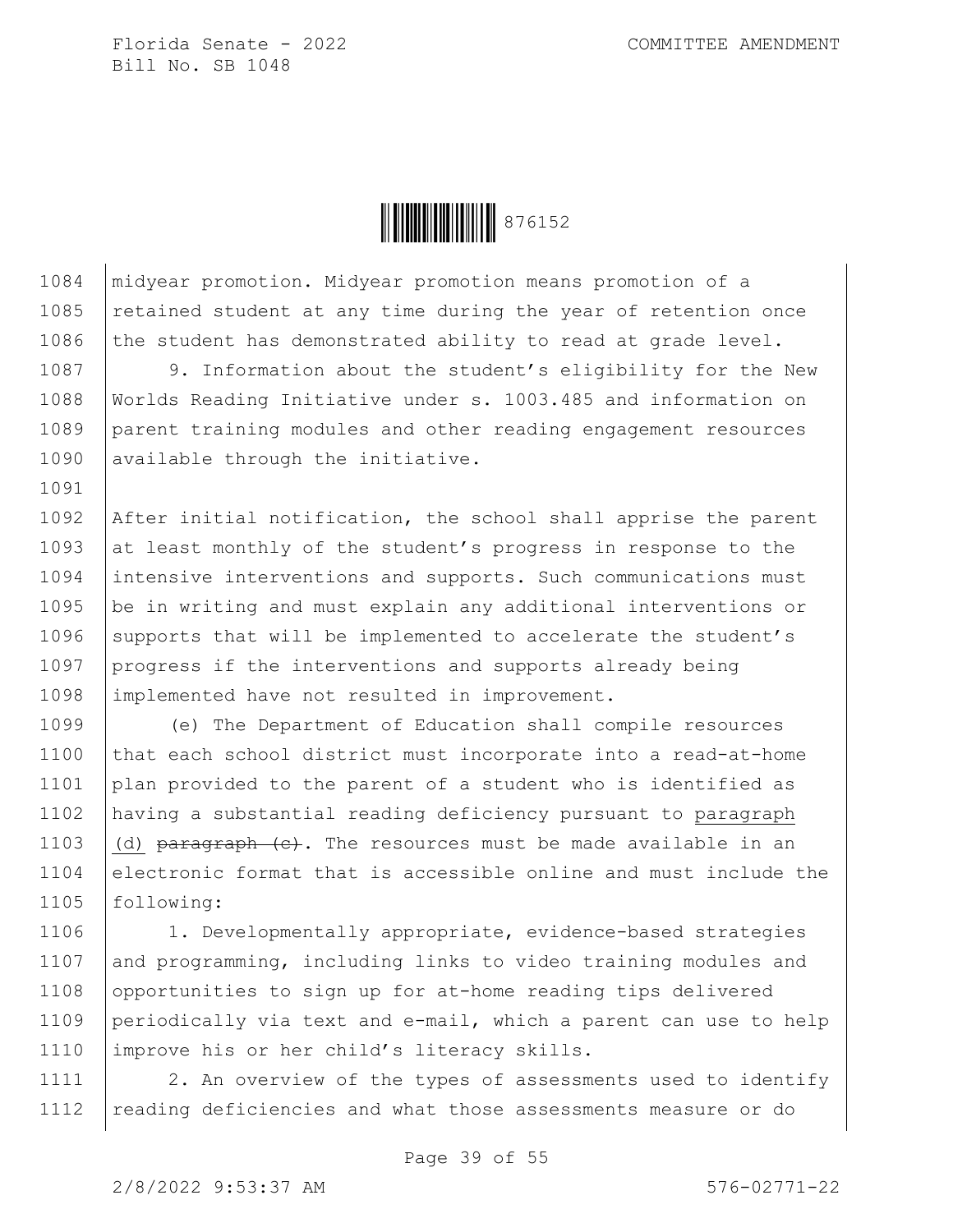midyear promotion. Midyear promotion means promotion of a retained student at any time during the year of retention once the student has demonstrated ability to read at grade level.

9. Information about the student's eligibility for the New Worlds Reading Initiative under s. 1003.485 and information on parent training modules and other reading engagement resources available through the initiative.

After initial notification, the school shall apprise the parent at least monthly of the student's progress in response to the intensive interventions and supports. Such communications must be in writing and must explain any additional interventions or supports that will be implemented to accelerate the student's progress if the interventions and supports already being implemented have not resulted in improvement.

(e) The Department of Education shall compile resources that each school district must incorporate into a read-at-home plan provided to the parent of a student who is identified as having a substantial reading deficiency pursuant to paragraph (d) ~~paragraph (c)~~. The resources must be made available in an electronic format that is accessible online and must include the following:

1. Developmentally appropriate, evidence-based strategies and programming, including links to video training modules and opportunities to sign up for at-home reading tips delivered periodically via text and e-mail, which a parent can use to help improve his or her child's literacy skills.

2. An overview of the types of assessments used to identify reading deficiencies and what those assessments measure or do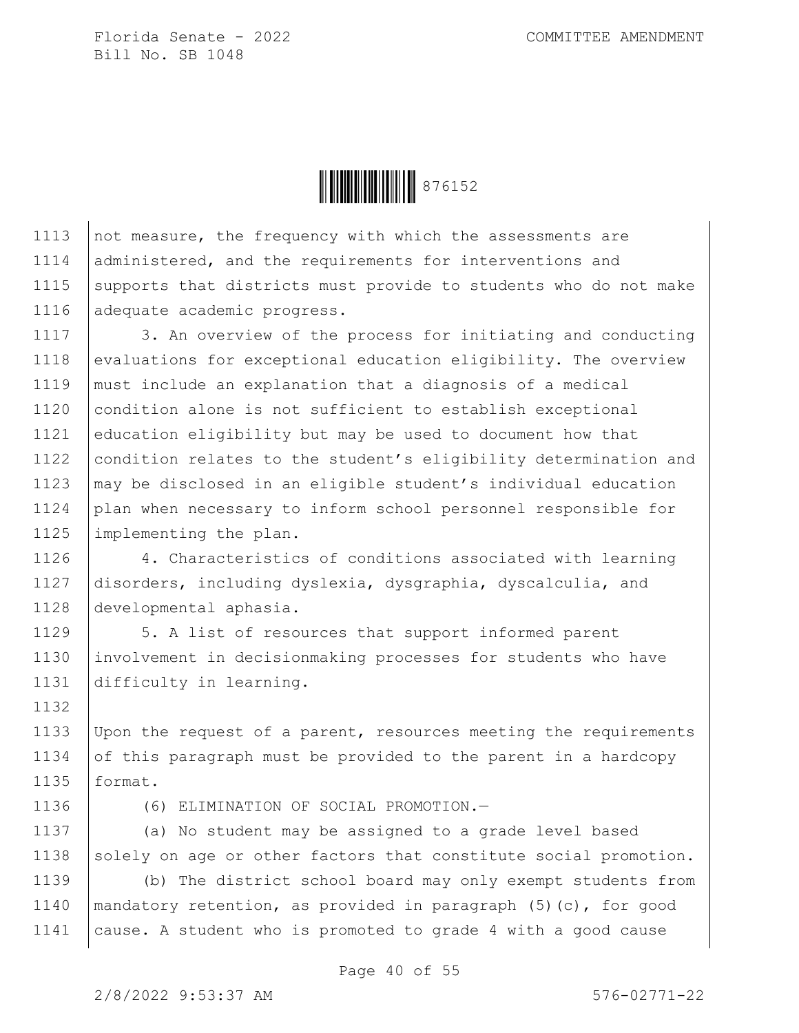not measure, the frequency with which the assessments are administered, and the requirements for interventions and supports that districts must provide to students who do not make adequate academic progress.

3. An overview of the process for initiating and conducting evaluations for exceptional education eligibility. The overview must include an explanation that a diagnosis of a medical condition alone is not sufficient to establish exceptional education eligibility but may be used to document how that condition relates to the student's eligibility determination and may be disclosed in an eligible student's individual education plan when necessary to inform school personnel responsible for implementing the plan.

4. Characteristics of conditions associated with learning disorders, including dyslexia, dysgraphia, dyscalculia, and developmental aphasia.

5. A list of resources that support informed parent involvement in decisionmaking processes for students who have difficulty in learning.

Upon the request of a parent, resources meeting the requirements of this paragraph must be provided to the parent in a hardcopy format.

(6) ELIMINATION OF SOCIAL PROMOTION.—

(a) No student may be assigned to a grade level based solely on age or other factors that constitute social promotion.

(b) The district school board may only exempt students from mandatory retention, as provided in paragraph (5)(c), for good cause. A student who is promoted to grade 4 with a good cause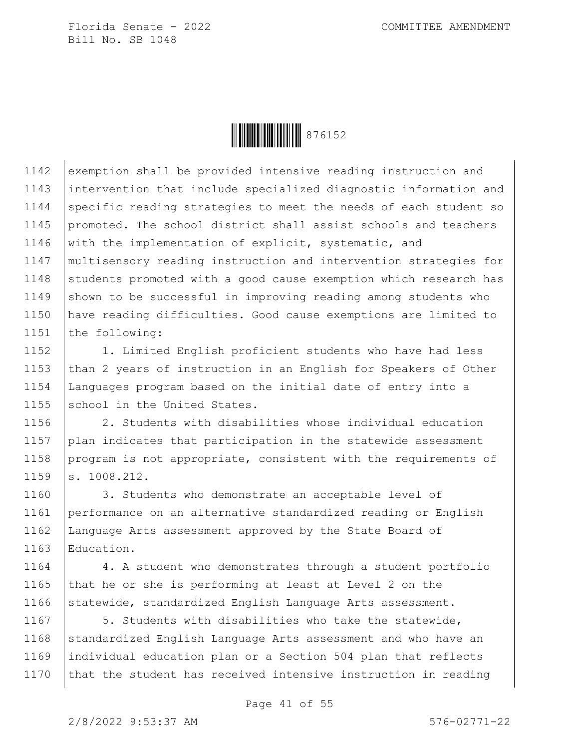exemption shall be provided intensive reading instruction and intervention that include specialized diagnostic information and specific reading strategies to meet the needs of each student so promoted. The school district shall assist schools and teachers with the implementation of explicit, systematic, and multisensory reading instruction and intervention strategies for students promoted with a good cause exemption which research has shown to be successful in improving reading among students who have reading difficulties. Good cause exemptions are limited to the following:

1. Limited English proficient students who have had less than 2 years of instruction in an English for Speakers of Other Languages program based on the initial date of entry into a school in the United States.

2. Students with disabilities whose individual education plan indicates that participation in the statewide assessment program is not appropriate, consistent with the requirements of s. 1008.212.

3. Students who demonstrate an acceptable level of performance on an alternative standardized reading or English Language Arts assessment approved by the State Board of Education.

4. A student who demonstrates through a student portfolio that he or she is performing at least at Level 2 on the statewide, standardized English Language Arts assessment.

5. Students with disabilities who take the statewide, standardized English Language Arts assessment and who have an individual education plan or a Section 504 plan that reflects that the student has received intensive instruction in reading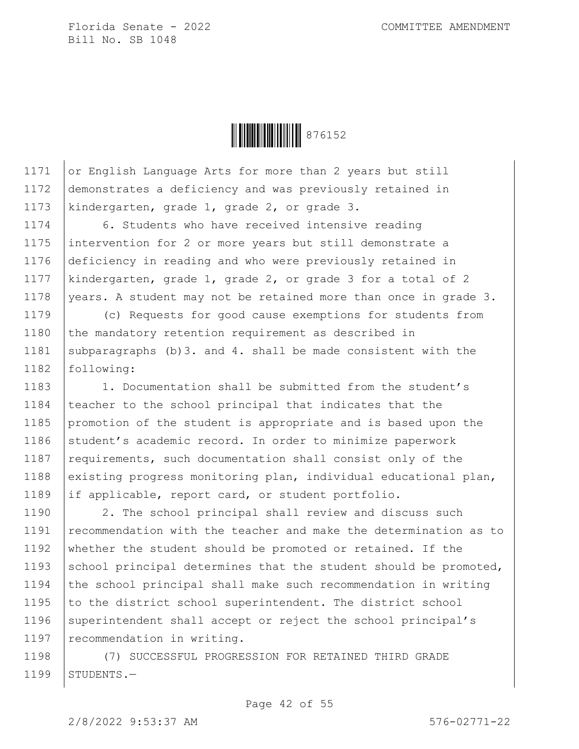or English Language Arts for more than 2 years but still demonstrates a deficiency and was previously retained in kindergarten, grade 1, grade 2, or grade 3.

6. Students who have received intensive reading intervention for 2 or more years but still demonstrate a deficiency in reading and who were previously retained in kindergarten, grade 1, grade 2, or grade 3 for a total of 2 years. A student may not be retained more than once in grade 3.

(c) Requests for good cause exemptions for students from the mandatory retention requirement as described in subparagraphs (b)3. and 4. shall be made consistent with the following:

1. Documentation shall be submitted from the student's teacher to the school principal that indicates that the promotion of the student is appropriate and is based upon the student's academic record. In order to minimize paperwork requirements, such documentation shall consist only of the existing progress monitoring plan, individual educational plan, if applicable, report card, or student portfolio.

2. The school principal shall review and discuss such recommendation with the teacher and make the determination as to whether the student should be promoted or retained. If the school principal determines that the student should be promoted, the school principal shall make such recommendation in writing to the district school superintendent. The district school superintendent shall accept or reject the school principal's recommendation in writing.

(7) SUCCESSFUL PROGRESSION FOR RETAINED THIRD GRADE STUDENTS.—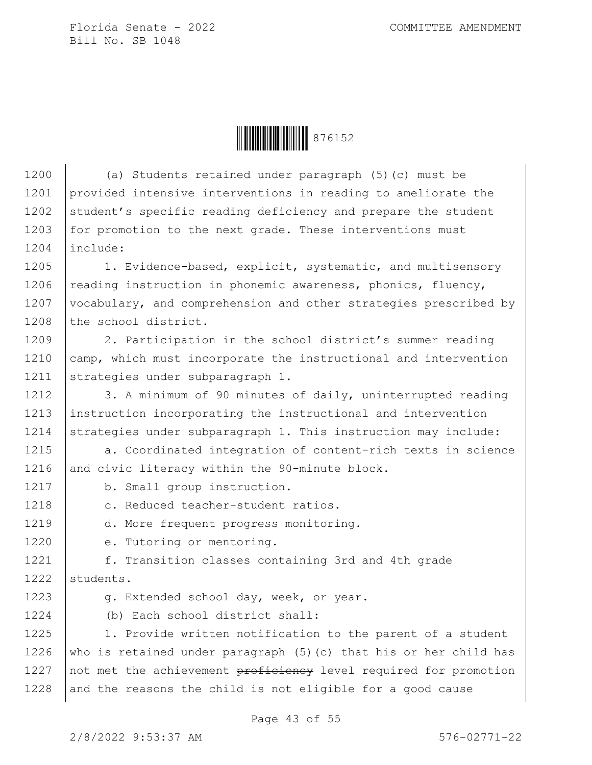(a) Students retained under paragraph (5)(c) must be provided intensive interventions in reading to ameliorate the student's specific reading deficiency and prepare the student for promotion to the next grade. These interventions must include:

1. Evidence-based, explicit, systematic, and multisensory reading instruction in phonemic awareness, phonics, fluency, vocabulary, and comprehension and other strategies prescribed by the school district.

2. Participation in the school district's summer reading camp, which must incorporate the instructional and intervention strategies under subparagraph 1.

3. A minimum of 90 minutes of daily, uninterrupted reading instruction incorporating the instructional and intervention strategies under subparagraph 1. This instruction may include:

a. Coordinated integration of content-rich texts in science and civic literacy within the 90-minute block.

b. Small group instruction.

c. Reduced teacher-student ratios.

d. More frequent progress monitoring.

e. Tutoring or mentoring.

f. Transition classes containing 3rd and 4th grade students.

g. Extended school day, week, or year.

(b) Each school district shall:

1. Provide written notification to the parent of a student who is retained under paragraph (5)(c) that his or her child has not met the achievement ~~proficiency~~ level required for promotion and the reasons the child is not eligible for a good cause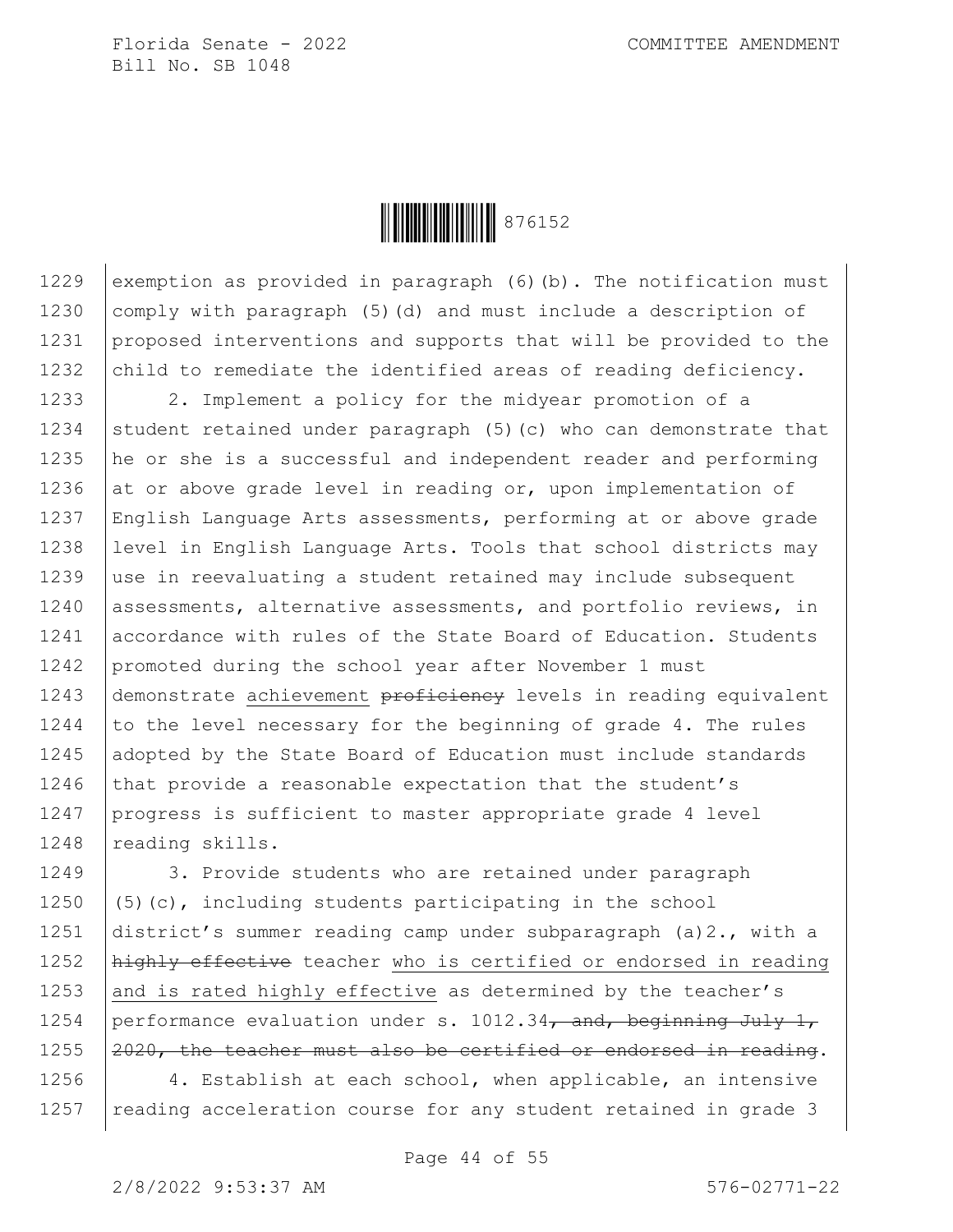exemption as provided in paragraph (6)(b). The notification must comply with paragraph (5)(d) and must include a description of proposed interventions and supports that will be provided to the child to remediate the identified areas of reading deficiency.

2. Implement a policy for the midyear promotion of a student retained under paragraph (5)(c) who can demonstrate that he or she is a successful and independent reader and performing at or above grade level in reading or, upon implementation of English Language Arts assessments, performing at or above grade level in English Language Arts. Tools that school districts may use in reevaluating a student retained may include subsequent assessments, alternative assessments, and portfolio reviews, in accordance with rules of the State Board of Education. Students promoted during the school year after November 1 must demonstrate <u>achievement</u> ~~proficiency~~ levels in reading equivalent to the level necessary for the beginning of grade 4. The rules adopted by the State Board of Education must include standards that provide a reasonable expectation that the student's progress is sufficient to master appropriate grade 4 level reading skills.

3. Provide students who are retained under paragraph (5)(c), including students participating in the school district's summer reading camp under subparagraph (a)2., with a ~~highly effective~~ teacher <u>who is certified or endorsed in reading and is rated highly effective</u> as determined by the teacher's performance evaluation under s. 1012.34~~, and, beginning July 1, 2020, the teacher must also be certified or endorsed in reading~~.

4. Establish at each school, when applicable, an intensive reading acceleration course for any student retained in grade 3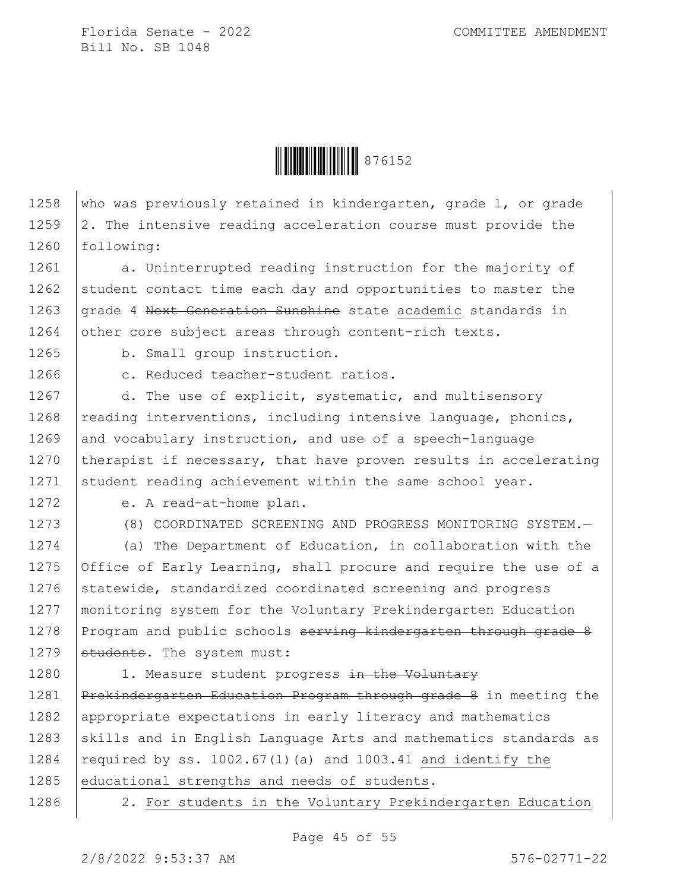who was previously retained in kindergarten, grade 1, or grade 2. The intensive reading acceleration course must provide the following:

a. Uninterrupted reading instruction for the majority of student contact time each day and opportunities to master the grade 4 ~~Next Generation Sunshine~~ state <u>academic</u> standards in other core subject areas through content-rich texts.

b. Small group instruction.

c. Reduced teacher-student ratios.

d. The use of explicit, systematic, and multisensory reading interventions, including intensive language, phonics, and vocabulary instruction, and use of a speech-language therapist if necessary, that have proven results in accelerating student reading achievement within the same school year.

e. A read-at-home plan.

(8) COORDINATED SCREENING AND PROGRESS MONITORING SYSTEM.—

(a) The Department of Education, in collaboration with the Office of Early Learning, shall procure and require the use of a statewide, standardized coordinated screening and progress monitoring system for the Voluntary Prekindergarten Education Program and public schools ~~serving kindergarten through grade 8 students~~. The system must:

1. Measure student progress ~~in the Voluntary Prekindergarten Education Program through grade 8~~ in meeting the appropriate expectations in early literacy and mathematics skills and in English Language Arts and mathematics standards as required by ss. 1002.67(1)(a) and 1003.41 <u>and identify the educational strengths and needs of students</u>.

2. <u>For students in the Voluntary Prekindergarten Education</u>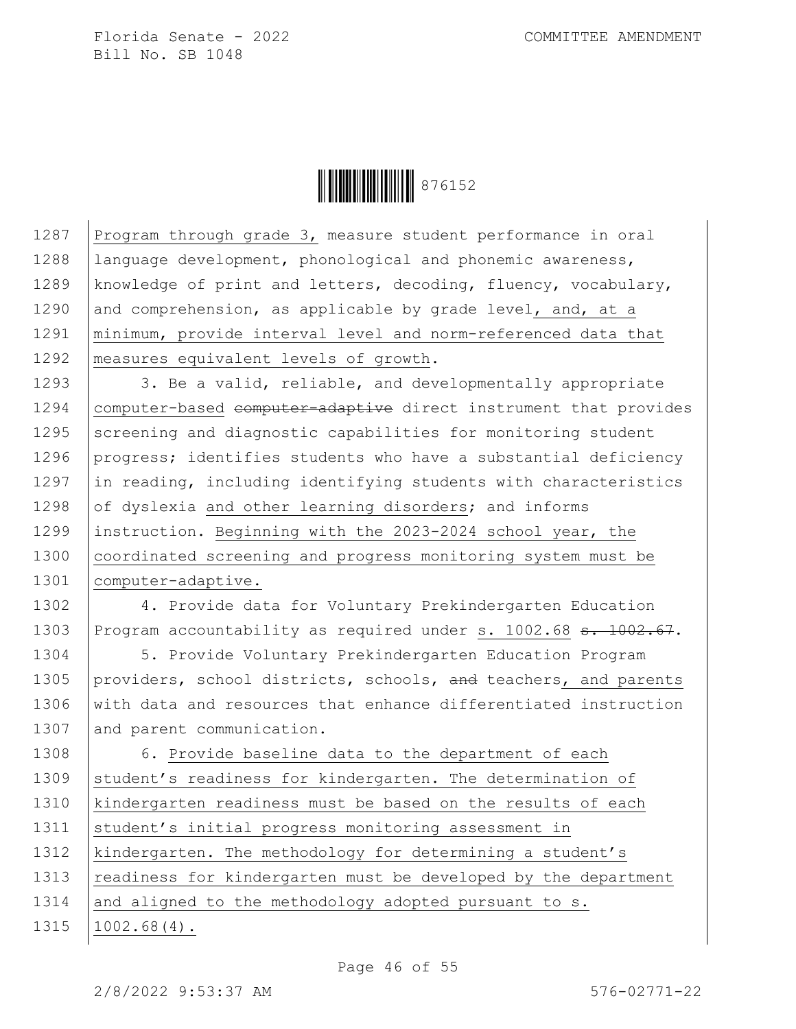Program through grade 3, measure student performance in oral language development, phonological and phonemic awareness, knowledge of print and letters, decoding, fluency, vocabulary, and comprehension, as applicable by grade level, and, at a minimum, provide interval level and norm-referenced data that measures equivalent levels of growth.

3. Be a valid, reliable, and developmentally appropriate computer-based ~~computer-adaptive~~ direct instrument that provides screening and diagnostic capabilities for monitoring student progress; identifies students who have a substantial deficiency in reading, including identifying students with characteristics of dyslexia and other learning disorders; and informs instruction. Beginning with the 2023-2024 school year, the coordinated screening and progress monitoring system must be computer-adaptive.

4. Provide data for Voluntary Prekindergarten Education Program accountability as required under s. 1002.68 ~~s. 1002.67~~.

5. Provide Voluntary Prekindergarten Education Program providers, school districts, schools, ~~and~~ teachers, and parents with data and resources that enhance differentiated instruction and parent communication.

6. Provide baseline data to the department of each student's readiness for kindergarten. The determination of kindergarten readiness must be based on the results of each student's initial progress monitoring assessment in kindergarten. The methodology for determining a student's readiness for kindergarten must be developed by the department and aligned to the methodology adopted pursuant to s. 1002.68(4).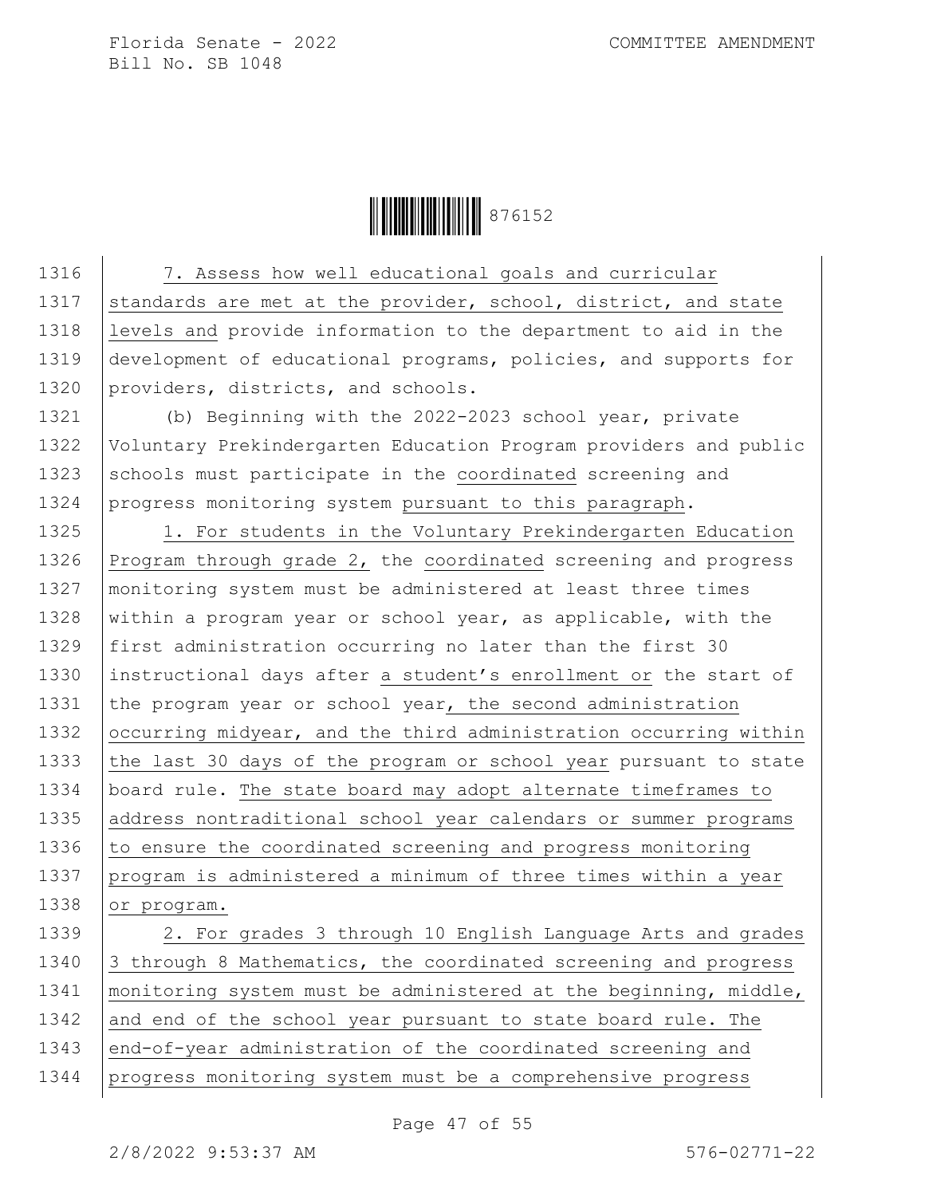1316 7. Assess how well educational goals and curricular
1317 standards are met at the provider, school, district, and state
1318 levels and provide information to the department to aid in the
1319 development of educational programs, policies, and supports for
1320 providers, districts, and schools.

1321 (b) Beginning with the 2022-2023 school year, private
1322 Voluntary Prekindergarten Education Program providers and public
1323 schools must participate in the coordinated screening and
1324 progress monitoring system pursuant to this paragraph.

1325 1. For students in the Voluntary Prekindergarten Education
1326 Program through grade 2, the coordinated screening and progress
1327 monitoring system must be administered at least three times
1328 within a program year or school year, as applicable, with the
1329 first administration occurring no later than the first 30
1330 instructional days after a student's enrollment or the start of
1331 the program year or school year, the second administration
1332 occurring midyear, and the third administration occurring within
1333 the last 30 days of the program or school year pursuant to state
1334 board rule. The state board may adopt alternate timeframes to
1335 address nontraditional school year calendars or summer programs
1336 to ensure the coordinated screening and progress monitoring
1337 program is administered a minimum of three times within a year
1338 or program.

1339 2. For grades 3 through 10 English Language Arts and grades
1340 3 through 8 Mathematics, the coordinated screening and progress
1341 monitoring system must be administered at the beginning, middle,
1342 and end of the school year pursuant to state board rule. The
1343 end-of-year administration of the coordinated screening and
1344 progress monitoring system must be a comprehensive progress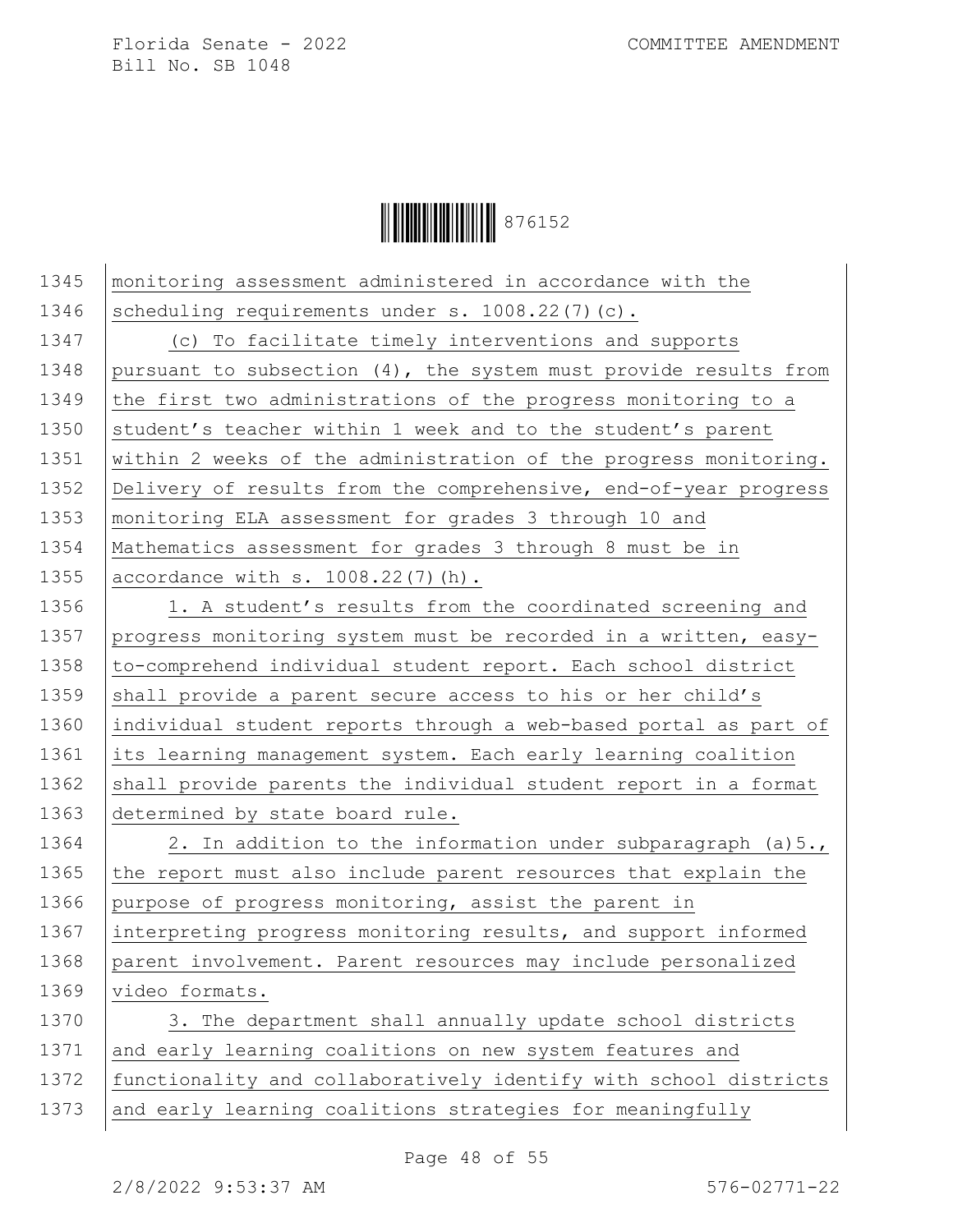monitoring assessment administered in accordance with the scheduling requirements under s. 1008.22(7)(c).

(c) To facilitate timely interventions and supports pursuant to subsection (4), the system must provide results from the first two administrations of the progress monitoring to a student's teacher within 1 week and to the student's parent within 2 weeks of the administration of the progress monitoring. Delivery of results from the comprehensive, end-of-year progress monitoring ELA assessment for grades 3 through 10 and Mathematics assessment for grades 3 through 8 must be in accordance with s. 1008.22(7)(h).

1. A student's results from the coordinated screening and progress monitoring system must be recorded in a written, easy-to-comprehend individual student report. Each school district shall provide a parent secure access to his or her child's individual student reports through a web-based portal as part of its learning management system. Each early learning coalition shall provide parents the individual student report in a format determined by state board rule.

2. In addition to the information under subparagraph (a)5., the report must also include parent resources that explain the purpose of progress monitoring, assist the parent in interpreting progress monitoring results, and support informed parent involvement. Parent resources may include personalized video formats.

3. The department shall annually update school districts and early learning coalitions on new system features and functionality and collaboratively identify with school districts and early learning coalitions strategies for meaningfully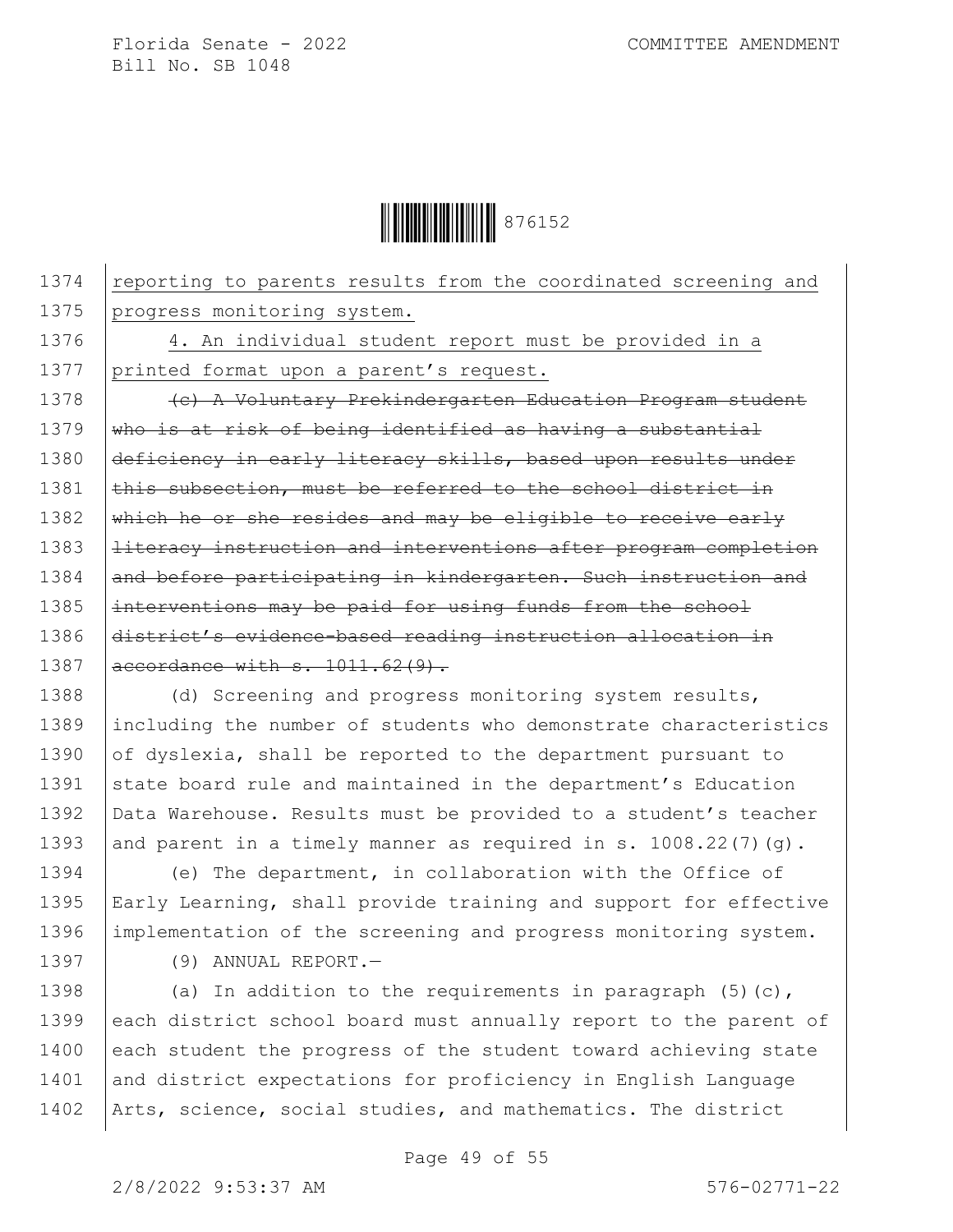reporting to parents results from the coordinated screening and progress monitoring system.

4. An individual student report must be provided in a printed format upon a parent's request.

~~(c) A Voluntary Prekindergarten Education Program student who is at risk of being identified as having a substantial deficiency in early literacy skills, based upon results under this subsection, must be referred to the school district in which he or she resides and may be eligible to receive early literacy instruction and interventions after program completion and before participating in kindergarten. Such instruction and interventions may be paid for using funds from the school district's evidence-based reading instruction allocation in accordance with s. 1011.62(9).~~

(d) Screening and progress monitoring system results, including the number of students who demonstrate characteristics of dyslexia, shall be reported to the department pursuant to state board rule and maintained in the department's Education Data Warehouse. Results must be provided to a student's teacher and parent in a timely manner as required in s. 1008.22(7)(g).

(e) The department, in collaboration with the Office of Early Learning, shall provide training and support for effective implementation of the screening and progress monitoring system.

(9) ANNUAL REPORT.—

(a) In addition to the requirements in paragraph (5)(c), each district school board must annually report to the parent of each student the progress of the student toward achieving state and district expectations for proficiency in English Language Arts, science, social studies, and mathematics. The district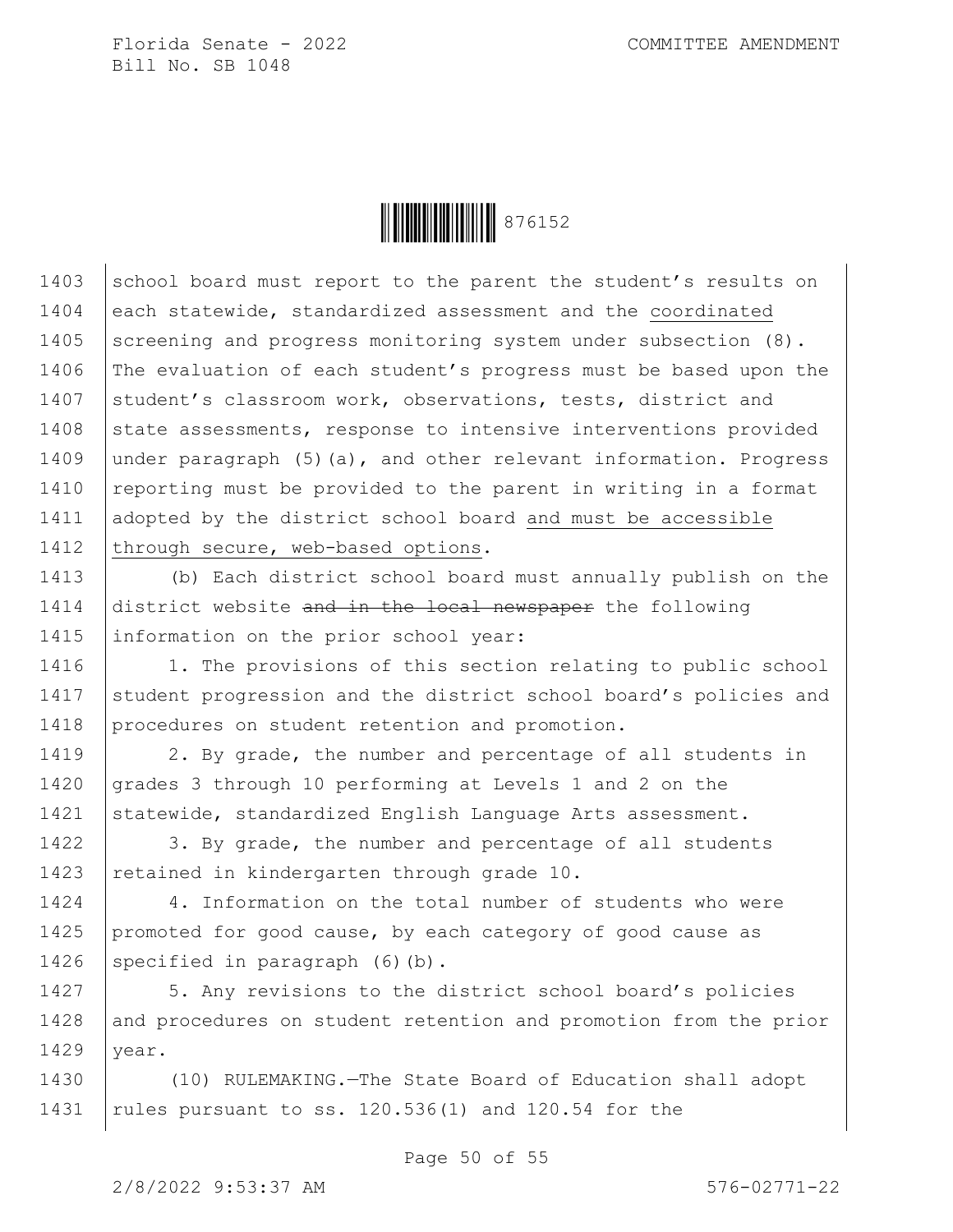school board must report to the parent the student's results on each statewide, standardized assessment and the <u>coordinated</u> screening and progress monitoring system under subsection (8). The evaluation of each student's progress must be based upon the student's classroom work, observations, tests, district and state assessments, response to intensive interventions provided under paragraph (5)(a), and other relevant information. Progress reporting must be provided to the parent in writing in a format adopted by the district school board <u>and must be accessible through secure, web-based options</u>.

(b) Each district school board must annually publish on the district website ~~and in the local newspaper~~ the following information on the prior school year:

1. The provisions of this section relating to public school student progression and the district school board's policies and procedures on student retention and promotion.

2. By grade, the number and percentage of all students in grades 3 through 10 performing at Levels 1 and 2 on the statewide, standardized English Language Arts assessment.

3. By grade, the number and percentage of all students retained in kindergarten through grade 10.

4. Information on the total number of students who were promoted for good cause, by each category of good cause as specified in paragraph (6)(b).

5. Any revisions to the district school board's policies and procedures on student retention and promotion from the prior year.

(10) RULEMAKING.—The State Board of Education shall adopt rules pursuant to ss. 120.536(1) and 120.54 for the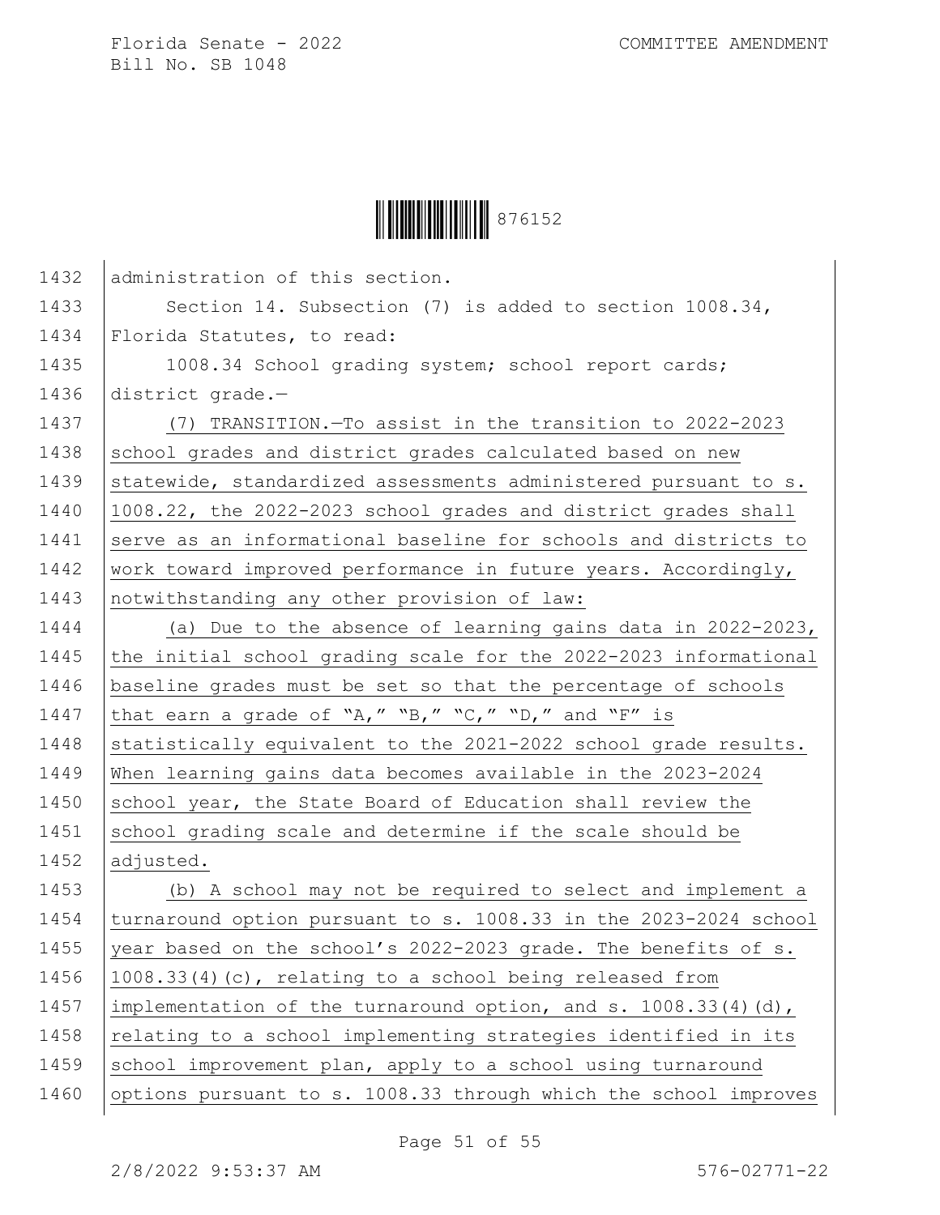administration of this section.

Section 14. Subsection (7) is added to section 1008.34, Florida Statutes, to read:

1008.34 School grading system; school report cards; district grade.—

(7) TRANSITION.—To assist in the transition to 2022-2023 school grades and district grades calculated based on new statewide, standardized assessments administered pursuant to s. 1008.22, the 2022-2023 school grades and district grades shall serve as an informational baseline for schools and districts to work toward improved performance in future years. Accordingly, notwithstanding any other provision of law:

(a) Due to the absence of learning gains data in 2022-2023, the initial school grading scale for the 2022-2023 informational baseline grades must be set so that the percentage of schools that earn a grade of "A," "B," "C," "D," and "F" is statistically equivalent to the 2021-2022 school grade results. When learning gains data becomes available in the 2023-2024 school year, the State Board of Education shall review the school grading scale and determine if the scale should be adjusted.

(b) A school may not be required to select and implement a turnaround option pursuant to s. 1008.33 in the 2023-2024 school year based on the school's 2022-2023 grade. The benefits of s. 1008.33(4)(c), relating to a school being released from implementation of the turnaround option, and s. 1008.33(4)(d), relating to a school implementing strategies identified in its school improvement plan, apply to a school using turnaround options pursuant to s. 1008.33 through which the school improves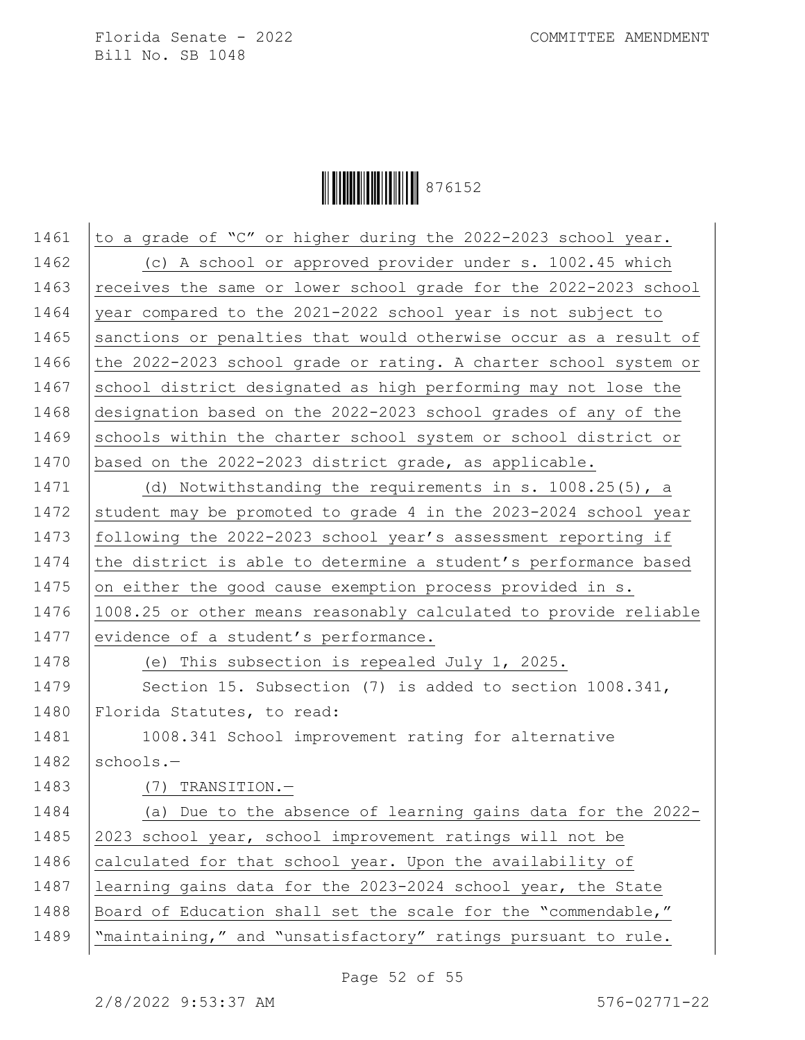to a grade of "C" or higher during the 2022-2023 school year.

(c) A school or approved provider under s. 1002.45 which receives the same or lower school grade for the 2022-2023 school year compared to the 2021-2022 school year is not subject to sanctions or penalties that would otherwise occur as a result of the 2022-2023 school grade or rating. A charter school system or school district designated as high performing may not lose the designation based on the 2022-2023 school grades of any of the schools within the charter school system or school district or based on the 2022-2023 district grade, as applicable.

(d) Notwithstanding the requirements in s. 1008.25(5), a student may be promoted to grade 4 in the 2023-2024 school year following the 2022-2023 school year's assessment reporting if the district is able to determine a student's performance based on either the good cause exemption process provided in s. 1008.25 or other means reasonably calculated to provide reliable evidence of a student's performance.

(e) This subsection is repealed July 1, 2025.

Section 15. Subsection (7) is added to section 1008.341, Florida Statutes, to read:

1008.341 School improvement rating for alternative schools.—

(7) TRANSITION.—

(a) Due to the absence of learning gains data for the 2022-2023 school year, school improvement ratings will not be calculated for that school year. Upon the availability of learning gains data for the 2023-2024 school year, the State Board of Education shall set the scale for the "commendable," "maintaining," and "unsatisfactory" ratings pursuant to rule.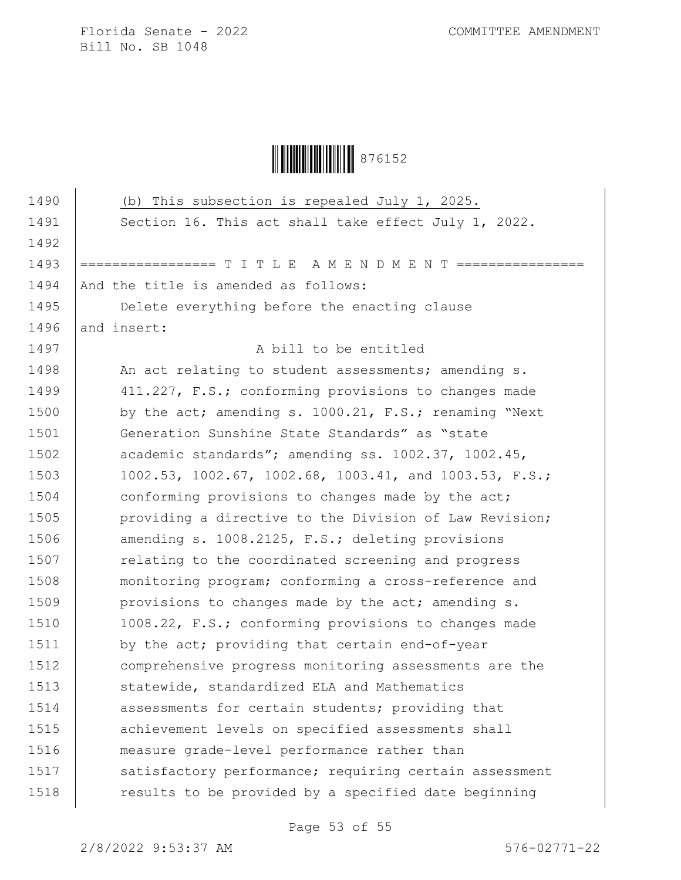(b) This subsection is repealed July 1, 2025.

Section 16. This act shall take effect July 1, 2022.

================= T I T L E  A M E N D M E N T ================

And the title is amended as follows:

Delete everything before the enacting clause

and insert:

A bill to be entitled

An act relating to student assessments; amending s. 411.227, F.S.; conforming provisions to changes made by the act; amending s. 1000.21, F.S.; renaming "Next Generation Sunshine State Standards" as "state academic standards"; amending ss. 1002.37, 1002.45, 1002.53, 1002.67, 1002.68, 1003.41, and 1003.53, F.S.; conforming provisions to changes made by the act; providing a directive to the Division of Law Revision; amending s. 1008.2125, F.S.; deleting provisions relating to the coordinated screening and progress monitoring program; conforming a cross-reference and provisions to changes made by the act; amending s. 1008.22, F.S.; conforming provisions to changes made by the act; providing that certain end-of-year comprehensive progress monitoring assessments are the statewide, standardized ELA and Mathematics assessments for certain students; providing that achievement levels on specified assessments shall measure grade-level performance rather than satisfactory performance; requiring certain assessment results to be provided by a specified date beginning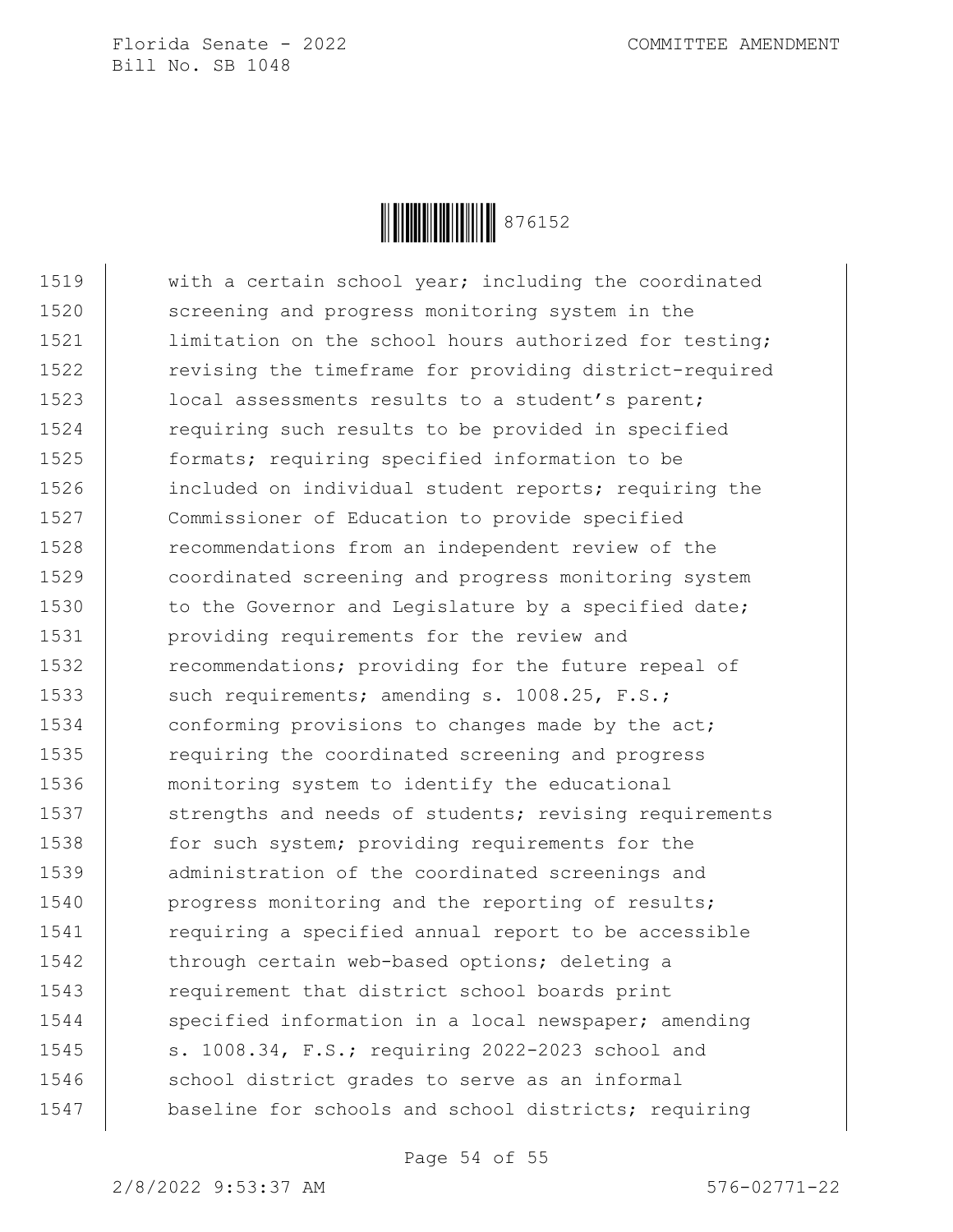with a certain school year; including the coordinated screening and progress monitoring system in the limitation on the school hours authorized for testing; revising the timeframe for providing district-required local assessments results to a student's parent; requiring such results to be provided in specified formats; requiring specified information to be included on individual student reports; requiring the Commissioner of Education to provide specified recommendations from an independent review of the coordinated screening and progress monitoring system to the Governor and Legislature by a specified date; providing requirements for the review and recommendations; providing for the future repeal of such requirements; amending s. 1008.25, F.S.; conforming provisions to changes made by the act; requiring the coordinated screening and progress monitoring system to identify the educational strengths and needs of students; revising requirements for such system; providing requirements for the administration of the coordinated screenings and progress monitoring and the reporting of results; requiring a specified annual report to be accessible through certain web-based options; deleting a requirement that district school boards print specified information in a local newspaper; amending s. 1008.34, F.S.; requiring 2022-2023 school and school district grades to serve as an informal baseline for schools and school districts; requiring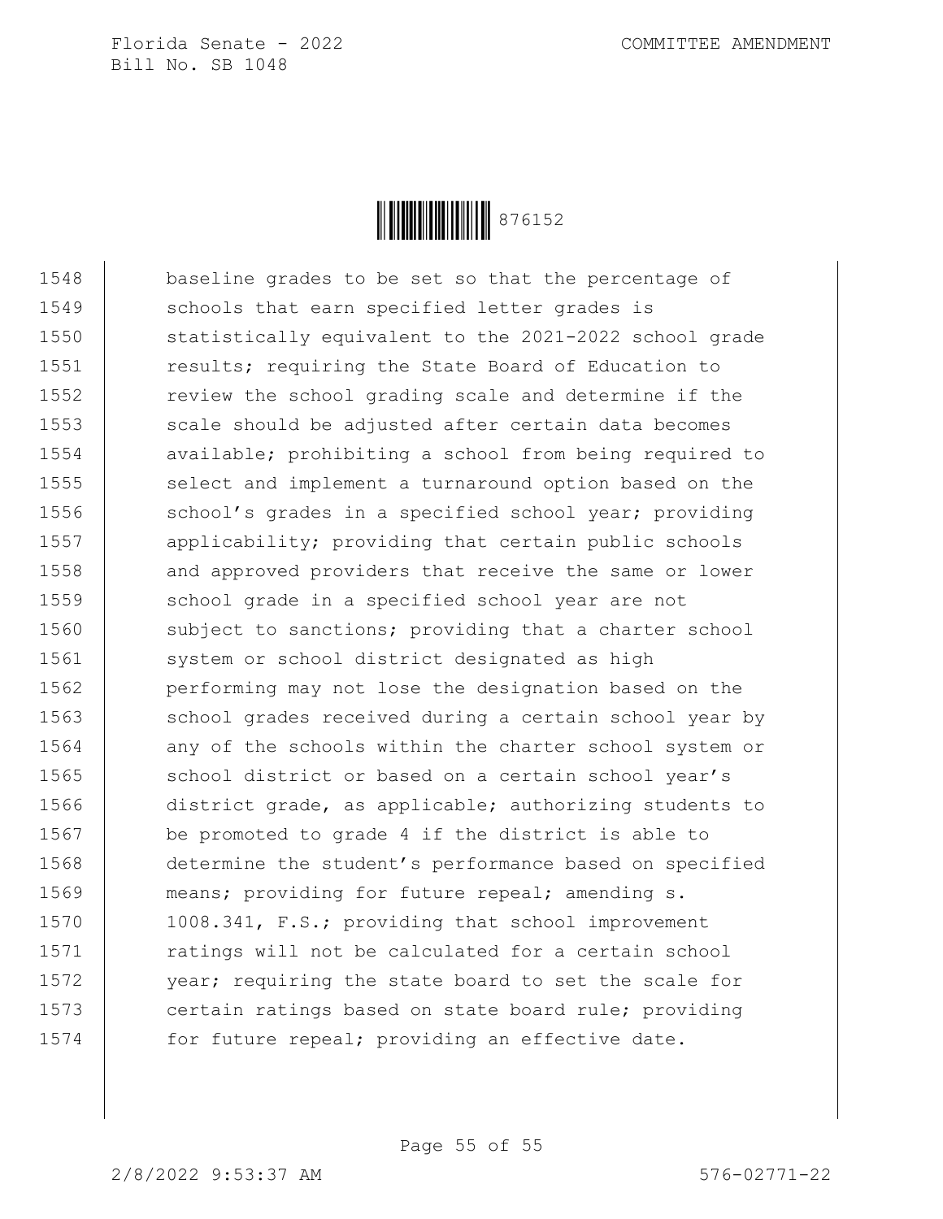1548 baseline grades to be set so that the percentage of
1549 schools that earn specified letter grades is
1550 statistically equivalent to the 2021-2022 school grade
1551 results; requiring the State Board of Education to
1552 review the school grading scale and determine if the
1553 scale should be adjusted after certain data becomes
1554 available; prohibiting a school from being required to
1555 select and implement a turnaround option based on the
1556 school's grades in a specified school year; providing
1557 applicability; providing that certain public schools
1558 and approved providers that receive the same or lower
1559 school grade in a specified school year are not
1560 subject to sanctions; providing that a charter school
1561 system or school district designated as high
1562 performing may not lose the designation based on the
1563 school grades received during a certain school year by
1564 any of the schools within the charter school system or
1565 school district or based on a certain school year's
1566 district grade, as applicable; authorizing students to
1567 be promoted to grade 4 if the district is able to
1568 determine the student's performance based on specified
1569 means; providing for future repeal; amending s.
1570 1008.341, F.S.; providing that school improvement
1571 ratings will not be calculated for a certain school
1572 year; requiring the state board to set the scale for
1573 certain ratings based on state board rule; providing
1574 for future repeal; providing an effective date.